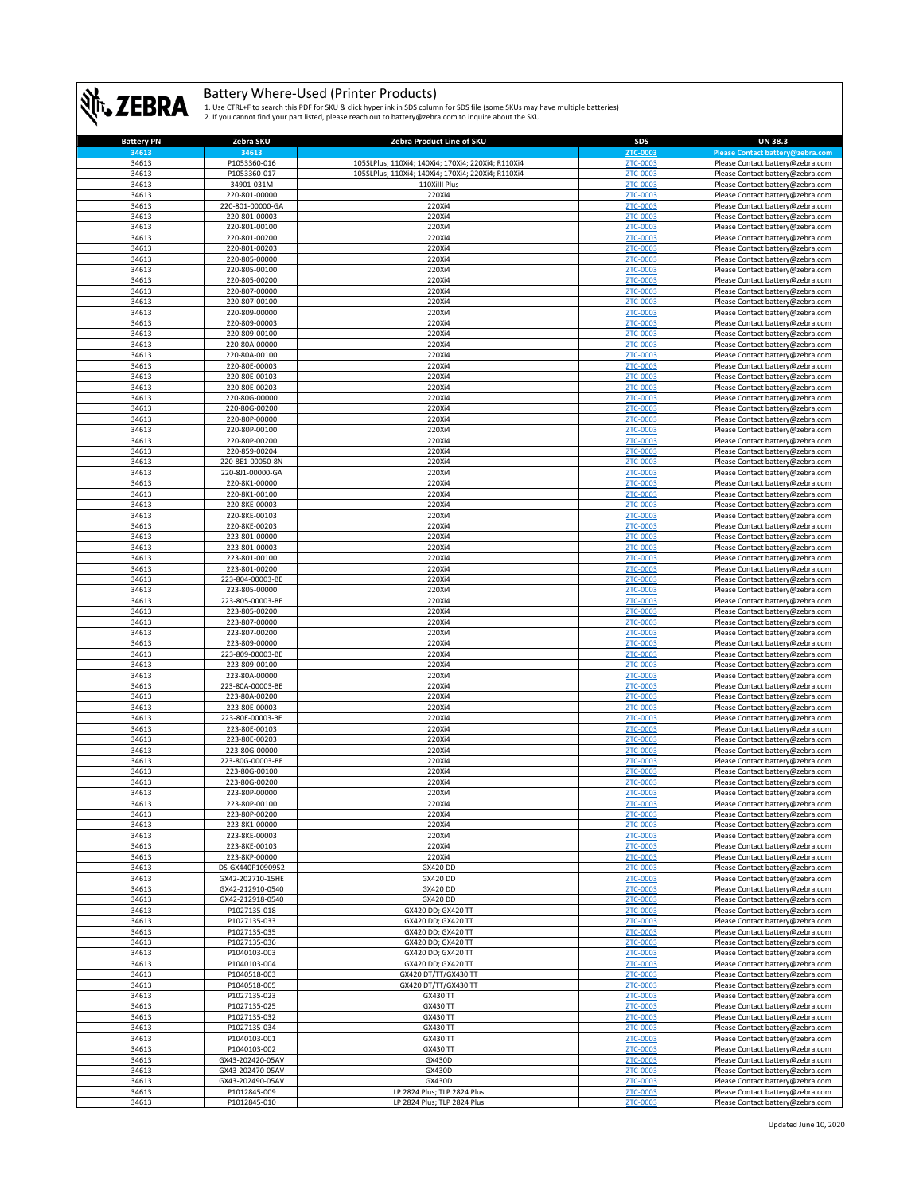# Battery Where-Used (Printer Products)

1. Use CTRL+F to search this PDF for SKU & click hyperlink in SDS column for SDS file (some SKUs may have multiple batteries)
2. If you cannot find your part listed, please reach out to battery@zebra.com to inquire about the SKU

| Battery PN | Zebra SKU | Zebra Product Line of SKU | SDS | UN 38.3 |
|---|---|---|---|---|
| 34613 | 34613 | | ZTC-0003 | Please Contact battery@zebra.com |
| 34613 | P1053360-016 | 105SLPlus; 110Xi4; 140Xi4; 170Xi4; 220Xi4; R110Xi4 | ZTC-0003 | Please Contact battery@zebra.com |
| 34613 | P1053360-017 | 105SLPlus; 110Xi4; 140Xi4; 170Xi4; 220Xi4; R110Xi4 | ZTC-0003 | Please Contact battery@zebra.com |
| 34613 | 34901-031M | 110XiIII Plus | ZTC-0003 | Please Contact battery@zebra.com |
| 34613 | 220-801-00000 | 220Xi4 | ZTC-0003 | Please Contact battery@zebra.com |
| 34613 | 220-801-00000-GA | 220Xi4 | ZTC-0003 | Please Contact battery@zebra.com |
| 34613 | 220-801-00003 | 220Xi4 | ZTC-0003 | Please Contact battery@zebra.com |
| 34613 | 220-801-00100 | 220Xi4 | ZTC-0003 | Please Contact battery@zebra.com |
| 34613 | 220-801-00200 | 220Xi4 | ZTC-0003 | Please Contact battery@zebra.com |
| 34613 | 220-801-00203 | 220Xi4 | ZTC-0003 | Please Contact battery@zebra.com |
| 34613 | 220-805-00000 | 220Xi4 | ZTC-0003 | Please Contact battery@zebra.com |
| 34613 | 220-805-00100 | 220Xi4 | ZTC-0003 | Please Contact battery@zebra.com |
| 34613 | 220-805-00200 | 220Xi4 | ZTC-0003 | Please Contact battery@zebra.com |
| 34613 | 220-807-00000 | 220Xi4 | ZTC-0003 | Please Contact battery@zebra.com |
| 34613 | 220-807-00100 | 220Xi4 | ZTC-0003 | Please Contact battery@zebra.com |
| 34613 | 220-809-00000 | 220Xi4 | ZTC-0003 | Please Contact battery@zebra.com |
| 34613 | 220-809-00003 | 220Xi4 | ZTC-0003 | Please Contact battery@zebra.com |
| 34613 | 220-809-00100 | 220Xi4 | ZTC-0003 | Please Contact battery@zebra.com |
| 34613 | 220-80A-00000 | 220Xi4 | ZTC-0003 | Please Contact battery@zebra.com |
| 34613 | 220-80A-00100 | 220Xi4 | ZTC-0003 | Please Contact battery@zebra.com |
| 34613 | 220-80E-00003 | 220Xi4 | ZTC-0003 | Please Contact battery@zebra.com |
| 34613 | 220-80E-00103 | 220Xi4 | ZTC-0003 | Please Contact battery@zebra.com |
| 34613 | 220-80E-00203 | 220Xi4 | ZTC-0003 | Please Contact battery@zebra.com |
| 34613 | 220-80G-00000 | 220Xi4 | ZTC-0003 | Please Contact battery@zebra.com |
| 34613 | 220-80G-00200 | 220Xi4 | ZTC-0003 | Please Contact battery@zebra.com |
| 34613 | 220-80P-00000 | 220Xi4 | ZTC-0003 | Please Contact battery@zebra.com |
| 34613 | 220-80P-00100 | 220Xi4 | ZTC-0003 | Please Contact battery@zebra.com |
| 34613 | 220-80P-00200 | 220Xi4 | ZTC-0003 | Please Contact battery@zebra.com |
| 34613 | 220-859-00204 | 220Xi4 | ZTC-0003 | Please Contact battery@zebra.com |
| 34613 | 220-8E1-00050-8N | 220Xi4 | ZTC-0003 | Please Contact battery@zebra.com |
| 34613 | 220-8J1-00000-GA | 220Xi4 | ZTC-0003 | Please Contact battery@zebra.com |
| 34613 | 220-8K1-00000 | 220Xi4 | ZTC-0003 | Please Contact battery@zebra.com |
| 34613 | 220-8K1-00100 | 220Xi4 | ZTC-0003 | Please Contact battery@zebra.com |
| 34613 | 220-8KE-00003 | 220Xi4 | ZTC-0003 | Please Contact battery@zebra.com |
| 34613 | 220-8KE-00103 | 220Xi4 | ZTC-0003 | Please Contact battery@zebra.com |
| 34613 | 220-8KE-00203 | 220Xi4 | ZTC-0003 | Please Contact battery@zebra.com |
| 34613 | 223-801-00000 | 220Xi4 | ZTC-0003 | Please Contact battery@zebra.com |
| 34613 | 223-801-00003 | 220Xi4 | ZTC-0003 | Please Contact battery@zebra.com |
| 34613 | 223-801-00100 | 220Xi4 | ZTC-0003 | Please Contact battery@zebra.com |
| 34613 | 223-801-00200 | 220Xi4 | ZTC-0003 | Please Contact battery@zebra.com |
| 34613 | 223-804-00003-BE | 220Xi4 | ZTC-0003 | Please Contact battery@zebra.com |
| 34613 | 223-805-00000 | 220Xi4 | ZTC-0003 | Please Contact battery@zebra.com |
| 34613 | 223-805-00003-BE | 220Xi4 | ZTC-0003 | Please Contact battery@zebra.com |
| 34613 | 223-805-00200 | 220Xi4 | ZTC-0003 | Please Contact battery@zebra.com |
| 34613 | 223-807-00000 | 220Xi4 | ZTC-0003 | Please Contact battery@zebra.com |
| 34613 | 223-807-00200 | 220Xi4 | ZTC-0003 | Please Contact battery@zebra.com |
| 34613 | 223-809-00000 | 220Xi4 | ZTC-0003 | Please Contact battery@zebra.com |
| 34613 | 223-809-00003-BE | 220Xi4 | ZTC-0003 | Please Contact battery@zebra.com |
| 34613 | 223-809-00100 | 220Xi4 | ZTC-0003 | Please Contact battery@zebra.com |
| 34613 | 223-80A-00000 | 220Xi4 | ZTC-0003 | Please Contact battery@zebra.com |
| 34613 | 223-80A-00003-BE | 220Xi4 | ZTC-0003 | Please Contact battery@zebra.com |
| 34613 | 223-80A-00200 | 220Xi4 | ZTC-0003 | Please Contact battery@zebra.com |
| 34613 | 223-80E-00003 | 220Xi4 | ZTC-0003 | Please Contact battery@zebra.com |
| 34613 | 223-80E-00003-BE | 220Xi4 | ZTC-0003 | Please Contact battery@zebra.com |
| 34613 | 223-80E-00103 | 220Xi4 | ZTC-0003 | Please Contact battery@zebra.com |
| 34613 | 223-80E-00203 | 220Xi4 | ZTC-0003 | Please Contact battery@zebra.com |
| 34613 | 223-80G-00000 | 220Xi4 | ZTC-0003 | Please Contact battery@zebra.com |
| 34613 | 223-80G-00003-BE | 220Xi4 | ZTC-0003 | Please Contact battery@zebra.com |
| 34613 | 223-80G-00100 | 220Xi4 | ZTC-0003 | Please Contact battery@zebra.com |
| 34613 | 223-80G-00200 | 220Xi4 | ZTC-0003 | Please Contact battery@zebra.com |
| 34613 | 223-80P-00000 | 220Xi4 | ZTC-0003 | Please Contact battery@zebra.com |
| 34613 | 223-80P-00100 | 220Xi4 | ZTC-0003 | Please Contact battery@zebra.com |
| 34613 | 223-80P-00200 | 220Xi4 | ZTC-0003 | Please Contact battery@zebra.com |
| 34613 | 223-8K1-00000 | 220Xi4 | ZTC-0003 | Please Contact battery@zebra.com |
| 34613 | 223-8KE-00003 | 220Xi4 | ZTC-0003 | Please Contact battery@zebra.com |
| 34613 | 223-8KE-00103 | 220Xi4 | ZTC-0003 | Please Contact battery@zebra.com |
| 34613 | 223-8KP-00000 | 220Xi4 | ZTC-0003 | Please Contact battery@zebra.com |
| 34613 | DS-GX440P1090952 | GX420 DD | ZTC-0003 | Please Contact battery@zebra.com |
| 34613 | GX42-202710-15HE | GX420 DD | ZTC-0003 | Please Contact battery@zebra.com |
| 34613 | GX42-212910-0540 | GX420 DD | ZTC-0003 | Please Contact battery@zebra.com |
| 34613 | GX42-212918-0540 | GX420 DD | ZTC-0003 | Please Contact battery@zebra.com |
| 34613 | P1027135-018 | GX420 DD; GX420 TT | ZTC-0003 | Please Contact battery@zebra.com |
| 34613 | P1027135-033 | GX420 DD; GX420 TT | ZTC-0003 | Please Contact battery@zebra.com |
| 34613 | P1027135-035 | GX420 DD; GX420 TT | ZTC-0003 | Please Contact battery@zebra.com |
| 34613 | P1027135-036 | GX420 DD; GX420 TT | ZTC-0003 | Please Contact battery@zebra.com |
| 34613 | P1040103-003 | GX420 DD; GX420 TT | ZTC-0003 | Please Contact battery@zebra.com |
| 34613 | P1040103-004 | GX420 DD; GX420 TT | ZTC-0003 | Please Contact battery@zebra.com |
| 34613 | P1040518-003 | GX420 DT/TT/GX430 TT | ZTC-0003 | Please Contact battery@zebra.com |
| 34613 | P1040518-005 | GX420 DT/TT/GX430 TT | ZTC-0003 | Please Contact battery@zebra.com |
| 34613 | P1027135-023 | GX430 TT | ZTC-0003 | Please Contact battery@zebra.com |
| 34613 | P1027135-025 | GX430 TT | ZTC-0003 | Please Contact battery@zebra.com |
| 34613 | P1027135-032 | GX430 TT | ZTC-0003 | Please Contact battery@zebra.com |
| 34613 | P1027135-034 | GX430 TT | ZTC-0003 | Please Contact battery@zebra.com |
| 34613 | P1040103-001 | GX430 TT | ZTC-0003 | Please Contact battery@zebra.com |
| 34613 | P1040103-002 | GX430 TT | ZTC-0003 | Please Contact battery@zebra.com |
| 34613 | GX43-202420-05AV | GX430D | ZTC-0003 | Please Contact battery@zebra.com |
| 34613 | GX43-202470-05AV | GX430D | ZTC-0003 | Please Contact battery@zebra.com |
| 34613 | GX43-202490-05AV | GX430D | ZTC-0003 | Please Contact battery@zebra.com |
| 34613 | P1012845-009 | LP 2824 Plus; TLP 2824 Plus | ZTC-0003 | Please Contact battery@zebra.com |
| 34613 | P1012845-010 | LP 2824 Plus; TLP 2824 Plus | ZTC-0003 | Please Contact battery@zebra.com |

Updated June 10, 2020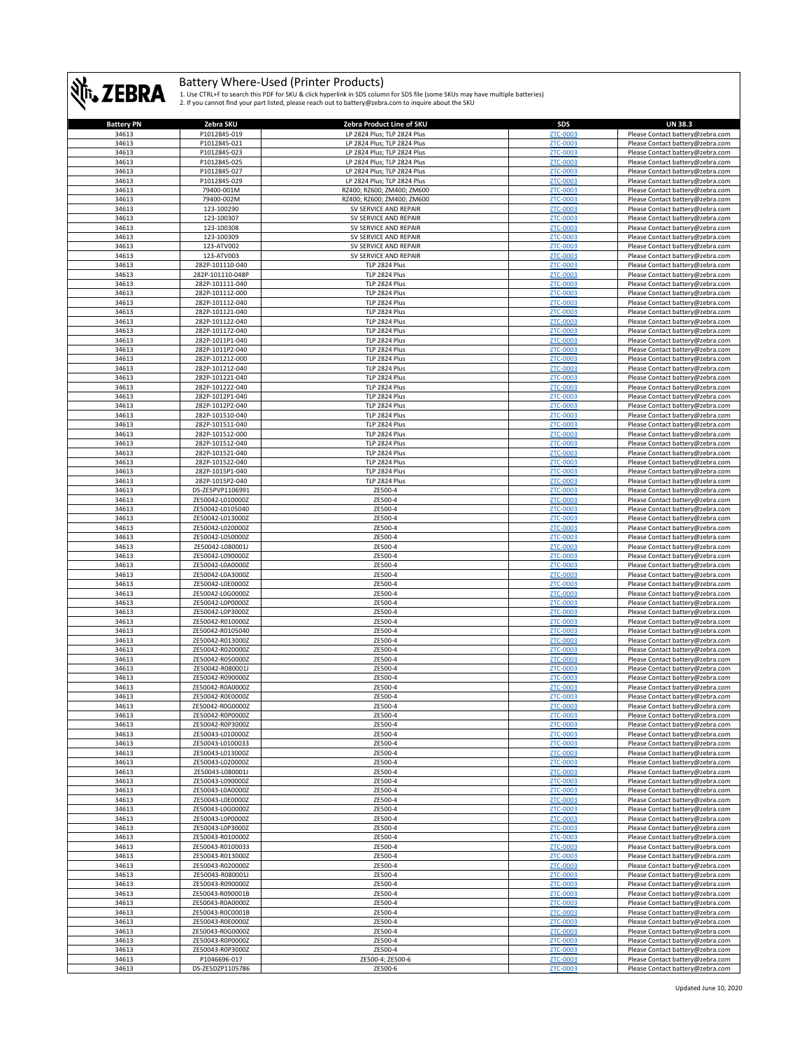# Battery Where-Used (Printer Products)

1. Use CTRL+F to search this PDF for SKU & click hyperlink in SDS column for SDS file (some SKUs may have multiple batteries)
2. If you cannot find your part listed, please reach out to battery@zebra.com to inquire about the SKU

| Battery PN | Zebra SKU | Zebra Product Line of SKU | SDS | UN 38.3 |
|---|---|---|---|---|
| 34613 | P1012845-019 | LP 2824 Plus; TLP 2824 Plus | ZTC-0003 | Please Contact battery@zebra.com |
| 34613 | P1012845-021 | LP 2824 Plus; TLP 2824 Plus | ZTC-0003 | Please Contact battery@zebra.com |
| 34613 | P1012845-023 | LP 2824 Plus; TLP 2824 Plus | ZTC-0003 | Please Contact battery@zebra.com |
| 34613 | P1012845-025 | LP 2824 Plus; TLP 2824 Plus | ZTC-0003 | Please Contact battery@zebra.com |
| 34613 | P1012845-027 | LP 2824 Plus; TLP 2824 Plus | ZTC-0003 | Please Contact battery@zebra.com |
| 34613 | P1012845-029 | LP 2824 Plus; TLP 2824 Plus | ZTC-0003 | Please Contact battery@zebra.com |
| 34613 | 79400-001M | RZ400; RZ600; ZM400; ZM600 | ZTC-0003 | Please Contact battery@zebra.com |
| 34613 | 79400-002M | RZ400; RZ600; ZM400; ZM600 | ZTC-0003 | Please Contact battery@zebra.com |
| 34613 | 123-100290 | SV SERVICE AND REPAIR | ZTC-0003 | Please Contact battery@zebra.com |
| 34613 | 123-100307 | SV SERVICE AND REPAIR | ZTC-0003 | Please Contact battery@zebra.com |
| 34613 | 123-100308 | SV SERVICE AND REPAIR | ZTC-0003 | Please Contact battery@zebra.com |
| 34613 | 123-100309 | SV SERVICE AND REPAIR | ZTC-0003 | Please Contact battery@zebra.com |
| 34613 | 123-ATV002 | SV SERVICE AND REPAIR | ZTC-0003 | Please Contact battery@zebra.com |
| 34613 | 123-ATV003 | SV SERVICE AND REPAIR | ZTC-0003 | Please Contact battery@zebra.com |
| 34613 | 282P-101110-040 | TLP 2824 Plus | ZTC-0003 | Please Contact battery@zebra.com |
| 34613 | 282P-101110-048P | TLP 2824 Plus | ZTC-0003 | Please Contact battery@zebra.com |
| 34613 | 282P-101111-040 | TLP 2824 Plus | ZTC-0003 | Please Contact battery@zebra.com |
| 34613 | 282P-101112-000 | TLP 2824 Plus | ZTC-0003 | Please Contact battery@zebra.com |
| 34613 | 282P-101112-040 | TLP 2824 Plus | ZTC-0003 | Please Contact battery@zebra.com |
| 34613 | 282P-101121-040 | TLP 2824 Plus | ZTC-0003 | Please Contact battery@zebra.com |
| 34613 | 282P-101122-040 | TLP 2824 Plus | ZTC-0003 | Please Contact battery@zebra.com |
| 34613 | 282P-101172-040 | TLP 2824 Plus | ZTC-0003 | Please Contact battery@zebra.com |
| 34613 | 282P-1011P1-040 | TLP 2824 Plus | ZTC-0003 | Please Contact battery@zebra.com |
| 34613 | 282P-1011P2-040 | TLP 2824 Plus | ZTC-0003 | Please Contact battery@zebra.com |
| 34613 | 282P-101212-000 | TLP 2824 Plus | ZTC-0003 | Please Contact battery@zebra.com |
| 34613 | 282P-101212-040 | TLP 2824 Plus | ZTC-0003 | Please Contact battery@zebra.com |
| 34613 | 282P-101221-040 | TLP 2824 Plus | ZTC-0003 | Please Contact battery@zebra.com |
| 34613 | 282P-101222-040 | TLP 2824 Plus | ZTC-0003 | Please Contact battery@zebra.com |
| 34613 | 282P-1012P1-040 | TLP 2824 Plus | ZTC-0003 | Please Contact battery@zebra.com |
| 34613 | 282P-1012P2-040 | TLP 2824 Plus | ZTC-0003 | Please Contact battery@zebra.com |
| 34613 | 282P-101510-040 | TLP 2824 Plus | ZTC-0003 | Please Contact battery@zebra.com |
| 34613 | 282P-101511-040 | TLP 2824 Plus | ZTC-0003 | Please Contact battery@zebra.com |
| 34613 | 282P-101512-000 | TLP 2824 Plus | ZTC-0003 | Please Contact battery@zebra.com |
| 34613 | 282P-101512-040 | TLP 2824 Plus | ZTC-0003 | Please Contact battery@zebra.com |
| 34613 | 282P-101521-040 | TLP 2824 Plus | ZTC-0003 | Please Contact battery@zebra.com |
| 34613 | 282P-101522-040 | TLP 2824 Plus | ZTC-0003 | Please Contact battery@zebra.com |
| 34613 | 282P-1015P1-040 | TLP 2824 Plus | ZTC-0003 | Please Contact battery@zebra.com |
| 34613 | 282P-1015P2-040 | TLP 2824 Plus | ZTC-0003 | Please Contact battery@zebra.com |
| 34613 | DS-ZE5PVP1106991 | ZE500-4 | ZTC-0003 | Please Contact battery@zebra.com |
| 34613 | ZE50042-L010000Z | ZE500-4 | ZTC-0003 | Please Contact battery@zebra.com |
| 34613 | ZE50042-L0105040 | ZE500-4 | ZTC-0003 | Please Contact battery@zebra.com |
| 34613 | ZE50042-L013000Z | ZE500-4 | ZTC-0003 | Please Contact battery@zebra.com |
| 34613 | ZE50042-L020000Z | ZE500-4 | ZTC-0003 | Please Contact battery@zebra.com |
| 34613 | ZE50042-L050000Z | ZE500-4 | ZTC-0003 | Please Contact battery@zebra.com |
| 34613 | ZE50042-L080001J | ZE500-4 | ZTC-0003 | Please Contact battery@zebra.com |
| 34613 | ZE50042-L090000Z | ZE500-4 | ZTC-0003 | Please Contact battery@zebra.com |
| 34613 | ZE50042-L0A0000Z | ZE500-4 | ZTC-0003 | Please Contact battery@zebra.com |
| 34613 | ZE50042-L0A3000Z | ZE500-4 | ZTC-0003 | Please Contact battery@zebra.com |
| 34613 | ZE50042-L0E0000Z | ZE500-4 | ZTC-0003 | Please Contact battery@zebra.com |
| 34613 | ZE50042-L0G0000Z | ZE500-4 | ZTC-0003 | Please Contact battery@zebra.com |
| 34613 | ZE50042-L0P0000Z | ZE500-4 | ZTC-0003 | Please Contact battery@zebra.com |
| 34613 | ZE50042-L0P3000Z | ZE500-4 | ZTC-0003 | Please Contact battery@zebra.com |
| 34613 | ZE50042-R010000Z | ZE500-4 | ZTC-0003 | Please Contact battery@zebra.com |
| 34613 | ZE50042-R0105040 | ZE500-4 | ZTC-0003 | Please Contact battery@zebra.com |
| 34613 | ZE50042-R013000Z | ZE500-4 | ZTC-0003 | Please Contact battery@zebra.com |
| 34613 | ZE50042-R020000Z | ZE500-4 | ZTC-0003 | Please Contact battery@zebra.com |
| 34613 | ZE50042-R050000Z | ZE500-4 | ZTC-0003 | Please Contact battery@zebra.com |
| 34613 | ZE50042-R080001J | ZE500-4 | ZTC-0003 | Please Contact battery@zebra.com |
| 34613 | ZE50042-R090000Z | ZE500-4 | ZTC-0003 | Please Contact battery@zebra.com |
| 34613 | ZE50042-R0A0000Z | ZE500-4 | ZTC-0003 | Please Contact battery@zebra.com |
| 34613 | ZE50042-R0E0000Z | ZE500-4 | ZTC-0003 | Please Contact battery@zebra.com |
| 34613 | ZE50042-R0G0000Z | ZE500-4 | ZTC-0003 | Please Contact battery@zebra.com |
| 34613 | ZE50042-R0P0000Z | ZE500-4 | ZTC-0003 | Please Contact battery@zebra.com |
| 34613 | ZE50042-R0P3000Z | ZE500-4 | ZTC-0003 | Please Contact battery@zebra.com |
| 34613 | ZE50043-L010000Z | ZE500-4 | ZTC-0003 | Please Contact battery@zebra.com |
| 34613 | ZE50043-L0100033 | ZE500-4 | ZTC-0003 | Please Contact battery@zebra.com |
| 34613 | ZE50043-L013000Z | ZE500-4 | ZTC-0003 | Please Contact battery@zebra.com |
| 34613 | ZE50043-L020000Z | ZE500-4 | ZTC-0003 | Please Contact battery@zebra.com |
| 34613 | ZE50043-L080001J | ZE500-4 | ZTC-0003 | Please Contact battery@zebra.com |
| 34613 | ZE50043-L090000Z | ZE500-4 | ZTC-0003 | Please Contact battery@zebra.com |
| 34613 | ZE50043-L0A0000Z | ZE500-4 | ZTC-0003 | Please Contact battery@zebra.com |
| 34613 | ZE50043-L0E0000Z | ZE500-4 | ZTC-0003 | Please Contact battery@zebra.com |
| 34613 | ZE50043-L0G0000Z | ZE500-4 | ZTC-0003 | Please Contact battery@zebra.com |
| 34613 | ZE50043-L0P0000Z | ZE500-4 | ZTC-0003 | Please Contact battery@zebra.com |
| 34613 | ZE50043-L0P3000Z | ZE500-4 | ZTC-0003 | Please Contact battery@zebra.com |
| 34613 | ZE50043-R010000Z | ZE500-4 | ZTC-0003 | Please Contact battery@zebra.com |
| 34613 | ZE50043-R0100033 | ZE500-4 | ZTC-0003 | Please Contact battery@zebra.com |
| 34613 | ZE50043-R013000Z | ZE500-4 | ZTC-0003 | Please Contact battery@zebra.com |
| 34613 | ZE50043-R020000Z | ZE500-4 | ZTC-0003 | Please Contact battery@zebra.com |
| 34613 | ZE50043-R080001J | ZE500-4 | ZTC-0003 | Please Contact battery@zebra.com |
| 34613 | ZE50043-R090000Z | ZE500-4 | ZTC-0003 | Please Contact battery@zebra.com |
| 34613 | ZE50043-R090001B | ZE500-4 | ZTC-0003 | Please Contact battery@zebra.com |
| 34613 | ZE50043-R0A0000Z | ZE500-4 | ZTC-0003 | Please Contact battery@zebra.com |
| 34613 | ZE50043-R0C0001B | ZE500-4 | ZTC-0003 | Please Contact battery@zebra.com |
| 34613 | ZE50043-R0E0000Z | ZE500-4 | ZTC-0003 | Please Contact battery@zebra.com |
| 34613 | ZE50043-R0G0000Z | ZE500-4 | ZTC-0003 | Please Contact battery@zebra.com |
| 34613 | ZE50043-R0P0000Z | ZE500-4 | ZTC-0003 | Please Contact battery@zebra.com |
| 34613 | ZE50043-R0P3000Z | ZE500-4 | ZTC-0003 | Please Contact battery@zebra.com |
| 34613 | P1046696-017 | ZE500-4; ZE500-6 | ZTC-0003 | Please Contact battery@zebra.com |
| 34613 | DS-ZE5DZP1105786 | ZE500-6 | ZTC-0003 | Please Contact battery@zebra.com |

Updated June 10, 2020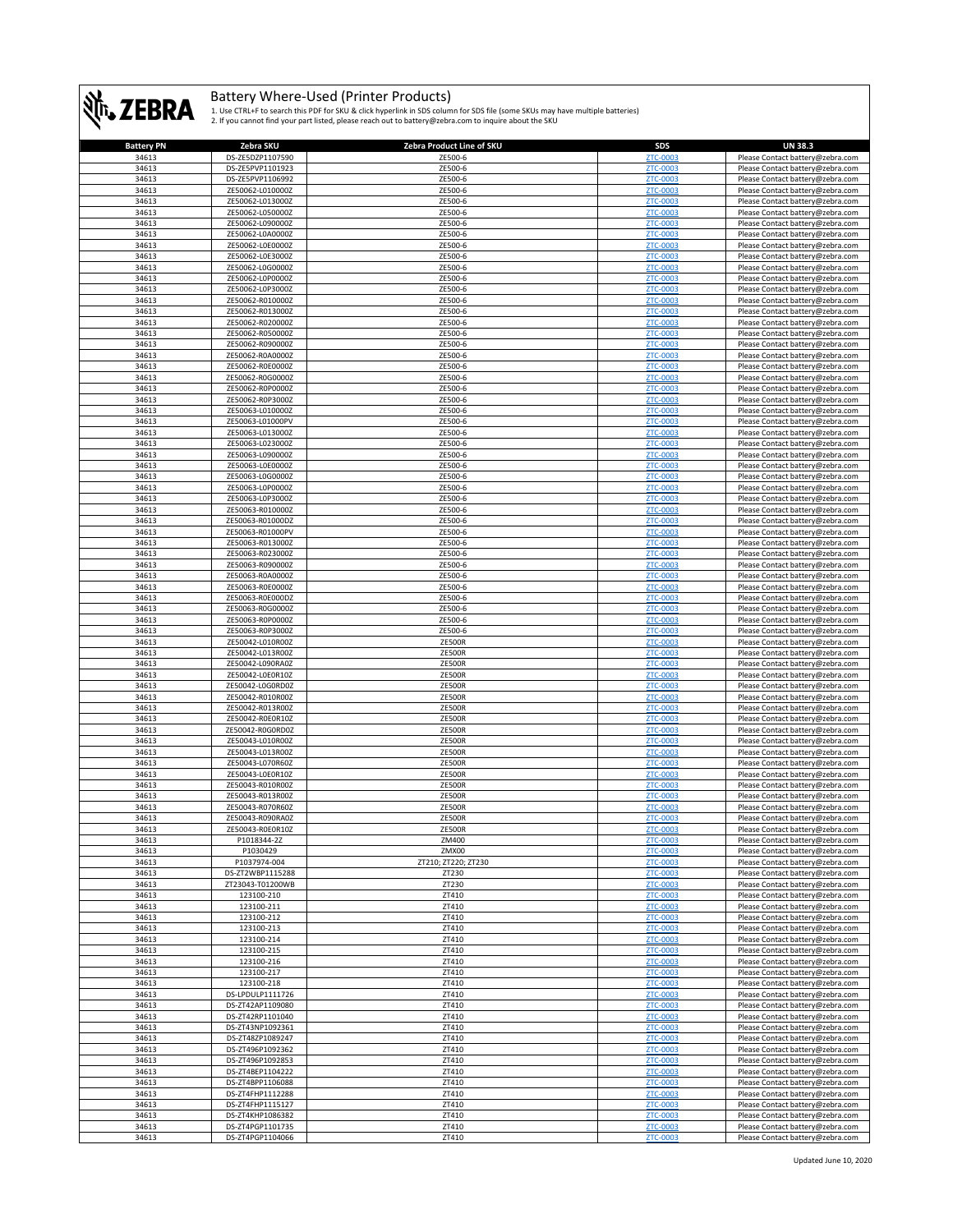# Battery Where-Used (Printer Products)

1. Use CTRL+F to search this PDF for SKU & click hyperlink in SDS column for SDS file (some SKUs may have multiple batteries)
2. If you cannot find your part listed, please reach out to battery@zebra.com to inquire about the SKU

| Battery PN | Zebra SKU | Zebra Product Line of SKU | SDS | UN 38.3 |
|---|---|---|---|---|
| 34613 | DS-ZE5DZP1107590 | ZE500-6 | ZTC-0003 | Please Contact battery@zebra.com |
| 34613 | DS-ZE5PVP1101923 | ZE500-6 | ZTC-0003 | Please Contact battery@zebra.com |
| 34613 | DS-ZE5PVP1106992 | ZE500-6 | ZTC-0003 | Please Contact battery@zebra.com |
| 34613 | ZE50062-L010000Z | ZE500-6 | ZTC-0003 | Please Contact battery@zebra.com |
| 34613 | ZE50062-L013000Z | ZE500-6 | ZTC-0003 | Please Contact battery@zebra.com |
| 34613 | ZE50062-L050000Z | ZE500-6 | ZTC-0003 | Please Contact battery@zebra.com |
| 34613 | ZE50062-L090000Z | ZE500-6 | ZTC-0003 | Please Contact battery@zebra.com |
| 34613 | ZE50062-L0A0000Z | ZE500-6 | ZTC-0003 | Please Contact battery@zebra.com |
| 34613 | ZE50062-L0E0000Z | ZE500-6 | ZTC-0003 | Please Contact battery@zebra.com |
| 34613 | ZE50062-L0E3000Z | ZE500-6 | ZTC-0003 | Please Contact battery@zebra.com |
| 34613 | ZE50062-L0G0000Z | ZE500-6 | ZTC-0003 | Please Contact battery@zebra.com |
| 34613 | ZE50062-L0P0000Z | ZE500-6 | ZTC-0003 | Please Contact battery@zebra.com |
| 34613 | ZE50062-L0P3000Z | ZE500-6 | ZTC-0003 | Please Contact battery@zebra.com |
| 34613 | ZE50062-R010000Z | ZE500-6 | ZTC-0003 | Please Contact battery@zebra.com |
| 34613 | ZE50062-R013000Z | ZE500-6 | ZTC-0003 | Please Contact battery@zebra.com |
| 34613 | ZE50062-R020000Z | ZE500-6 | ZTC-0003 | Please Contact battery@zebra.com |
| 34613 | ZE50062-R050000Z | ZE500-6 | ZTC-0003 | Please Contact battery@zebra.com |
| 34613 | ZE50062-R090000Z | ZE500-6 | ZTC-0003 | Please Contact battery@zebra.com |
| 34613 | ZE50062-R0A0000Z | ZE500-6 | ZTC-0003 | Please Contact battery@zebra.com |
| 34613 | ZE50062-R0E0000Z | ZE500-6 | ZTC-0003 | Please Contact battery@zebra.com |
| 34613 | ZE50062-R0G0000Z | ZE500-6 | ZTC-0003 | Please Contact battery@zebra.com |
| 34613 | ZE50062-R0P0000Z | ZE500-6 | ZTC-0003 | Please Contact battery@zebra.com |
| 34613 | ZE50062-R0P3000Z | ZE500-6 | ZTC-0003 | Please Contact battery@zebra.com |
| 34613 | ZE50063-L010000Z | ZE500-6 | ZTC-0003 | Please Contact battery@zebra.com |
| 34613 | ZE50063-L01000PV | ZE500-6 | ZTC-0003 | Please Contact battery@zebra.com |
| 34613 | ZE50063-L013000Z | ZE500-6 | ZTC-0003 | Please Contact battery@zebra.com |
| 34613 | ZE50063-L023000Z | ZE500-6 | ZTC-0003 | Please Contact battery@zebra.com |
| 34613 | ZE50063-L090000Z | ZE500-6 | ZTC-0003 | Please Contact battery@zebra.com |
| 34613 | ZE50063-L0E0000Z | ZE500-6 | ZTC-0003 | Please Contact battery@zebra.com |
| 34613 | ZE50063-L0G0000Z | ZE500-6 | ZTC-0003 | Please Contact battery@zebra.com |
| 34613 | ZE50063-L0P0000Z | ZE500-6 | ZTC-0003 | Please Contact battery@zebra.com |
| 34613 | ZE50063-L0P3000Z | ZE500-6 | ZTC-0003 | Please Contact battery@zebra.com |
| 34613 | ZE50063-R010000Z | ZE500-6 | ZTC-0003 | Please Contact battery@zebra.com |
| 34613 | ZE50063-R01000DZ | ZE500-6 | ZTC-0003 | Please Contact battery@zebra.com |
| 34613 | ZE50063-R01000PV | ZE500-6 | ZTC-0003 | Please Contact battery@zebra.com |
| 34613 | ZE50063-R013000Z | ZE500-6 | ZTC-0003 | Please Contact battery@zebra.com |
| 34613 | ZE50063-R023000Z | ZE500-6 | ZTC-0003 | Please Contact battery@zebra.com |
| 34613 | ZE50063-R090000Z | ZE500-6 | ZTC-0003 | Please Contact battery@zebra.com |
| 34613 | ZE50063-R0A0000Z | ZE500-6 | ZTC-0003 | Please Contact battery@zebra.com |
| 34613 | ZE50063-R0E0000Z | ZE500-6 | ZTC-0003 | Please Contact battery@zebra.com |
| 34613 | ZE50063-R0E000DZ | ZE500-6 | ZTC-0003 | Please Contact battery@zebra.com |
| 34613 | ZE50063-R0G0000Z | ZE500-6 | ZTC-0003 | Please Contact battery@zebra.com |
| 34613 | ZE50063-R0P0000Z | ZE500-6 | ZTC-0003 | Please Contact battery@zebra.com |
| 34613 | ZE50063-R0P3000Z | ZE500-6 | ZTC-0003 | Please Contact battery@zebra.com |
| 34613 | ZE50042-L010R00Z | ZE500R | ZTC-0003 | Please Contact battery@zebra.com |
| 34613 | ZE50042-L013R00Z | ZE500R | ZTC-0003 | Please Contact battery@zebra.com |
| 34613 | ZE50042-L090RA0Z | ZE500R | ZTC-0003 | Please Contact battery@zebra.com |
| 34613 | ZE50042-L0E0R10Z | ZE500R | ZTC-0003 | Please Contact battery@zebra.com |
| 34613 | ZE50042-L0G0RD0Z | ZE500R | ZTC-0003 | Please Contact battery@zebra.com |
| 34613 | ZE50042-R010R00Z | ZE500R | ZTC-0003 | Please Contact battery@zebra.com |
| 34613 | ZE50042-R013R00Z | ZE500R | ZTC-0003 | Please Contact battery@zebra.com |
| 34613 | ZE50042-R0E0R10Z | ZE500R | ZTC-0003 | Please Contact battery@zebra.com |
| 34613 | ZE50042-R0G0RD0Z | ZE500R | ZTC-0003 | Please Contact battery@zebra.com |
| 34613 | ZE50043-L010R00Z | ZE500R | ZTC-0003 | Please Contact battery@zebra.com |
| 34613 | ZE50043-L013R00Z | ZE500R | ZTC-0003 | Please Contact battery@zebra.com |
| 34613 | ZE50043-L070R60Z | ZE500R | ZTC-0003 | Please Contact battery@zebra.com |
| 34613 | ZE50043-L0E0R10Z | ZE500R | ZTC-0003 | Please Contact battery@zebra.com |
| 34613 | ZE50043-R010R00Z | ZE500R | ZTC-0003 | Please Contact battery@zebra.com |
| 34613 | ZE50043-R013R00Z | ZE500R | ZTC-0003 | Please Contact battery@zebra.com |
| 34613 | ZE50043-R070R60Z | ZE500R | ZTC-0003 | Please Contact battery@zebra.com |
| 34613 | ZE50043-R090RA0Z | ZE500R | ZTC-0003 | Please Contact battery@zebra.com |
| 34613 | ZE50043-R0E0R10Z | ZE500R | ZTC-0003 | Please Contact battery@zebra.com |
| 34613 | P1018344-2Z | ZM400 | ZTC-0003 | Please Contact battery@zebra.com |
| 34613 | P1030429 | ZMX00 | ZTC-0003 | Please Contact battery@zebra.com |
| 34613 | P1037974-004 | ZT210; ZT220; ZT230 | ZTC-0003 | Please Contact battery@zebra.com |
| 34613 | DS-ZT2WBP1115288 | ZT230 | ZTC-0003 | Please Contact battery@zebra.com |
| 34613 | ZT23043-T01200WB | ZT230 | ZTC-0003 | Please Contact battery@zebra.com |
| 34613 | 123100-210 | ZT410 | ZTC-0003 | Please Contact battery@zebra.com |
| 34613 | 123100-211 | ZT410 | ZTC-0003 | Please Contact battery@zebra.com |
| 34613 | 123100-212 | ZT410 | ZTC-0003 | Please Contact battery@zebra.com |
| 34613 | 123100-213 | ZT410 | ZTC-0003 | Please Contact battery@zebra.com |
| 34613 | 123100-214 | ZT410 | ZTC-0003 | Please Contact battery@zebra.com |
| 34613 | 123100-215 | ZT410 | ZTC-0003 | Please Contact battery@zebra.com |
| 34613 | 123100-216 | ZT410 | ZTC-0003 | Please Contact battery@zebra.com |
| 34613 | 123100-217 | ZT410 | ZTC-0003 | Please Contact battery@zebra.com |
| 34613 | 123100-218 | ZT410 | ZTC-0003 | Please Contact battery@zebra.com |
| 34613 | DS-LPDULP1111726 | ZT410 | ZTC-0003 | Please Contact battery@zebra.com |
| 34613 | DS-ZT42AP1109080 | ZT410 | ZTC-0003 | Please Contact battery@zebra.com |
| 34613 | DS-ZT42RP1101040 | ZT410 | ZTC-0003 | Please Contact battery@zebra.com |
| 34613 | DS-ZT43NP1092361 | ZT410 | ZTC-0003 | Please Contact battery@zebra.com |
| 34613 | DS-ZT48ZP1089247 | ZT410 | ZTC-0003 | Please Contact battery@zebra.com |
| 34613 | DS-ZT496P1092362 | ZT410 | ZTC-0003 | Please Contact battery@zebra.com |
| 34613 | DS-ZT496P1092853 | ZT410 | ZTC-0003 | Please Contact battery@zebra.com |
| 34613 | DS-ZT4BEP1104222 | ZT410 | ZTC-0003 | Please Contact battery@zebra.com |
| 34613 | DS-ZT4BPP1106088 | ZT410 | ZTC-0003 | Please Contact battery@zebra.com |
| 34613 | DS-ZT4FHP1112288 | ZT410 | ZTC-0003 | Please Contact battery@zebra.com |
| 34613 | DS-ZT4FHP1115127 | ZT410 | ZTC-0003 | Please Contact battery@zebra.com |
| 34613 | DS-ZT4KHP1086382 | ZT410 | ZTC-0003 | Please Contact battery@zebra.com |
| 34613 | DS-ZT4PGP1101735 | ZT410 | ZTC-0003 | Please Contact battery@zebra.com |
| 34613 | DS-ZT4PGP1104066 | ZT410 | ZTC-0003 | Please Contact battery@zebra.com |

Updated June 10, 2020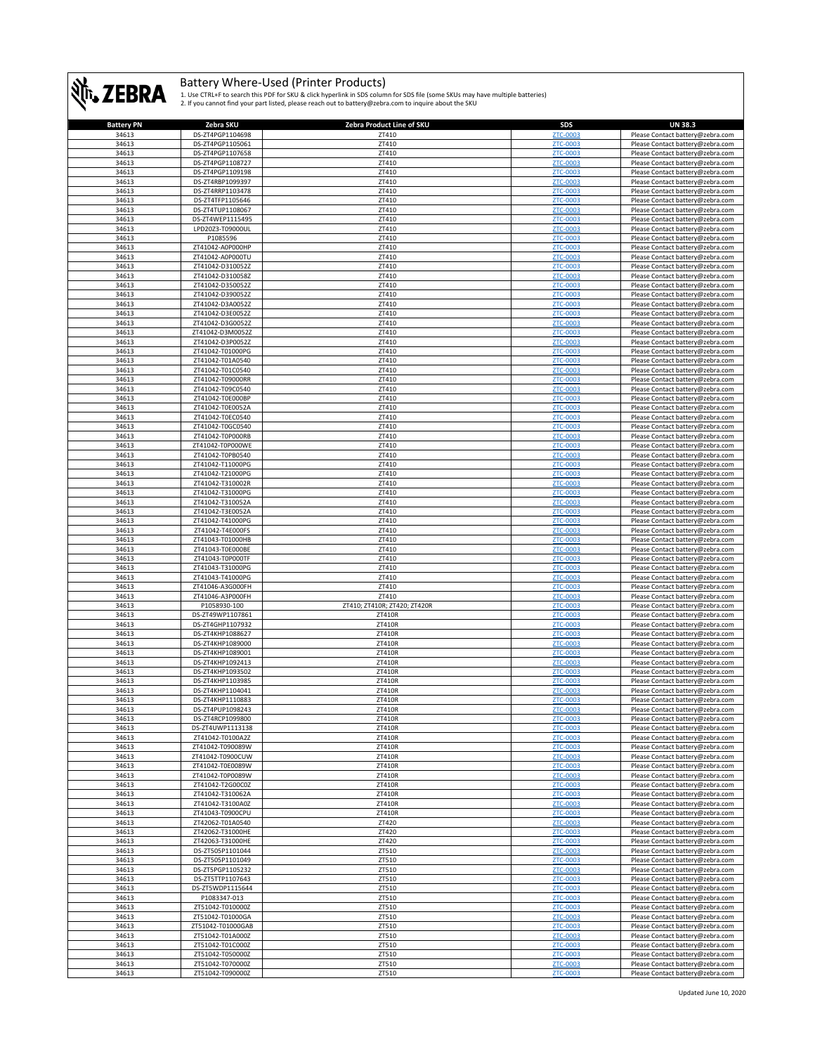# Battery Where-Used (Printer Products)

1. Use CTRL+F to search this PDF for SKU & click hyperlink in SDS column for SDS file (some SKUs may have multiple batteries)
2. If you cannot find your part listed, please reach out to battery@zebra.com to inquire about the SKU

| Battery PN | Zebra SKU | Zebra Product Line of SKU | SDS | UN 38.3 |
|---|---|---|---|---|
| 34613 | DS-ZT4PGP1104698 | ZT410 | ZTC-0003 | Please Contact battery@zebra.com |
| 34613 | DS-ZT4PGP1105061 | ZT410 | ZTC-0003 | Please Contact battery@zebra.com |
| 34613 | DS-ZT4PGP1107658 | ZT410 | ZTC-0003 | Please Contact battery@zebra.com |
| 34613 | DS-ZT4PGP1108727 | ZT410 | ZTC-0003 | Please Contact battery@zebra.com |
| 34613 | DS-ZT4PGP1109198 | ZT410 | ZTC-0003 | Please Contact battery@zebra.com |
| 34613 | DS-ZT4RBP1099397 | ZT410 | ZTC-0003 | Please Contact battery@zebra.com |
| 34613 | DS-ZT4RRP1103478 | ZT410 | ZTC-0003 | Please Contact battery@zebra.com |
| 34613 | DS-ZT4TFP1105646 | ZT410 | ZTC-0003 | Please Contact battery@zebra.com |
| 34613 | DS-ZT4TUP1108067 | ZT410 | ZTC-0003 | Please Contact battery@zebra.com |
| 34613 | DS-ZT4WEP1115495 | ZT410 | ZTC-0003 | Please Contact battery@zebra.com |
| 34613 | LPD2023-T09000UL | ZT410 | ZTC-0003 | Please Contact battery@zebra.com |
| 34613 | P1085596 | ZT410 | ZTC-0003 | Please Contact battery@zebra.com |
| 34613 | ZT41042-A0P000HP | ZT410 | ZTC-0003 | Please Contact battery@zebra.com |
| 34613 | ZT41042-A0P000TU | ZT410 | ZTC-0003 | Please Contact battery@zebra.com |
| 34613 | ZT41042-D310052Z | ZT410 | ZTC-0003 | Please Contact battery@zebra.com |
| 34613 | ZT41042-D310058Z | ZT410 | ZTC-0003 | Please Contact battery@zebra.com |
| 34613 | ZT41042-D350052Z | ZT410 | ZTC-0003 | Please Contact battery@zebra.com |
| 34613 | ZT41042-D390052Z | ZT410 | ZTC-0003 | Please Contact battery@zebra.com |
| 34613 | ZT41042-D3A0052Z | ZT410 | ZTC-0003 | Please Contact battery@zebra.com |
| 34613 | ZT41042-D3E0052Z | ZT410 | ZTC-0003 | Please Contact battery@zebra.com |
| 34613 | ZT41042-D3G0052Z | ZT410 | ZTC-0003 | Please Contact battery@zebra.com |
| 34613 | ZT41042-D3M0052Z | ZT410 | ZTC-0003 | Please Contact battery@zebra.com |
| 34613 | ZT41042-D3P0052Z | ZT410 | ZTC-0003 | Please Contact battery@zebra.com |
| 34613 | ZT41042-T01000PG | ZT410 | ZTC-0003 | Please Contact battery@zebra.com |
| 34613 | ZT41042-T01A0540 | ZT410 | ZTC-0003 | Please Contact battery@zebra.com |
| 34613 | ZT41042-T01C0540 | ZT410 | ZTC-0003 | Please Contact battery@zebra.com |
| 34613 | ZT41042-T09000RR | ZT410 | ZTC-0003 | Please Contact battery@zebra.com |
| 34613 | ZT41042-T09C0540 | ZT410 | ZTC-0003 | Please Contact battery@zebra.com |
| 34613 | ZT41042-T0E000BP | ZT410 | ZTC-0003 | Please Contact battery@zebra.com |
| 34613 | ZT41042-T0E0052A | ZT410 | ZTC-0003 | Please Contact battery@zebra.com |
| 34613 | ZT41042-T0EC0540 | ZT410 | ZTC-0003 | Please Contact battery@zebra.com |
| 34613 | ZT41042-T0GC0540 | ZT410 | ZTC-0003 | Please Contact battery@zebra.com |
| 34613 | ZT41042-T0P000RB | ZT410 | ZTC-0003 | Please Contact battery@zebra.com |
| 34613 | ZT41042-T0P000WE | ZT410 | ZTC-0003 | Please Contact battery@zebra.com |
| 34613 | ZT41042-T0PB0540 | ZT410 | ZTC-0003 | Please Contact battery@zebra.com |
| 34613 | ZT41042-T11000PG | ZT410 | ZTC-0003 | Please Contact battery@zebra.com |
| 34613 | ZT41042-T21000PG | ZT410 | ZTC-0003 | Please Contact battery@zebra.com |
| 34613 | ZT41042-T310002R | ZT410 | ZTC-0003 | Please Contact battery@zebra.com |
| 34613 | ZT41042-T31000PG | ZT410 | ZTC-0003 | Please Contact battery@zebra.com |
| 34613 | ZT41042-T310052A | ZT410 | ZTC-0003 | Please Contact battery@zebra.com |
| 34613 | ZT41042-T3E0052A | ZT410 | ZTC-0003 | Please Contact battery@zebra.com |
| 34613 | ZT41042-T41000PG | ZT410 | ZTC-0003 | Please Contact battery@zebra.com |
| 34613 | ZT41042-T4E000FS | ZT410 | ZTC-0003 | Please Contact battery@zebra.com |
| 34613 | ZT41043-T01000HB | ZT410 | ZTC-0003 | Please Contact battery@zebra.com |
| 34613 | ZT41043-T0E000BE | ZT410 | ZTC-0003 | Please Contact battery@zebra.com |
| 34613 | ZT41043-T0P000TF | ZT410 | ZTC-0003 | Please Contact battery@zebra.com |
| 34613 | ZT41043-T31000PG | ZT410 | ZTC-0003 | Please Contact battery@zebra.com |
| 34613 | ZT41043-T41000PG | ZT410 | ZTC-0003 | Please Contact battery@zebra.com |
| 34613 | ZT41046-A3G000FH | ZT410 | ZTC-0003 | Please Contact battery@zebra.com |
| 34613 | ZT41046-A3P000FH | ZT410 | ZTC-0003 | Please Contact battery@zebra.com |
| 34613 | P1058930-100 | ZT410; ZT410R; ZT420; ZT420R | ZTC-0003 | Please Contact battery@zebra.com |
| 34613 | DS-ZT49WP1107861 | ZT410R | ZTC-0003 | Please Contact battery@zebra.com |
| 34613 | DS-ZT4GHP1107932 | ZT410R | ZTC-0003 | Please Contact battery@zebra.com |
| 34613 | DS-ZT4KHP1088627 | ZT410R | ZTC-0003 | Please Contact battery@zebra.com |
| 34613 | DS-ZT4KHP1089000 | ZT410R | ZTC-0003 | Please Contact battery@zebra.com |
| 34613 | DS-ZT4KHP1089001 | ZT410R | ZTC-0003 | Please Contact battery@zebra.com |
| 34613 | DS-ZT4KHP1092413 | ZT410R | ZTC-0003 | Please Contact battery@zebra.com |
| 34613 | DS-ZT4KHP1093502 | ZT410R | ZTC-0003 | Please Contact battery@zebra.com |
| 34613 | DS-ZT4KHP1103985 | ZT410R | ZTC-0003 | Please Contact battery@zebra.com |
| 34613 | DS-ZT4KHP1104041 | ZT410R | ZTC-0003 | Please Contact battery@zebra.com |
| 34613 | DS-ZT4KHP1110883 | ZT410R | ZTC-0003 | Please Contact battery@zebra.com |
| 34613 | DS-ZT4PUP1098243 | ZT410R | ZTC-0003 | Please Contact battery@zebra.com |
| 34613 | DS-ZT4RCP1099800 | ZT410R | ZTC-0003 | Please Contact battery@zebra.com |
| 34613 | DS-ZT4UWP1113138 | ZT410R | ZTC-0003 | Please Contact battery@zebra.com |
| 34613 | ZT41042-T0100A2Z | ZT410R | ZTC-0003 | Please Contact battery@zebra.com |
| 34613 | ZT41042-T090089W | ZT410R | ZTC-0003 | Please Contact battery@zebra.com |
| 34613 | ZT41042-T0900CUW | ZT410R | ZTC-0003 | Please Contact battery@zebra.com |
| 34613 | ZT41042-T0E0089W | ZT410R | ZTC-0003 | Please Contact battery@zebra.com |
| 34613 | ZT41042-T0P0089W | ZT410R | ZTC-0003 | Please Contact battery@zebra.com |
| 34613 | ZT41042-T2G00C0Z | ZT410R | ZTC-0003 | Please Contact battery@zebra.com |
| 34613 | ZT41042-T310062A | ZT410R | ZTC-0003 | Please Contact battery@zebra.com |
| 34613 | ZT41042-T3100A0Z | ZT410R | ZTC-0003 | Please Contact battery@zebra.com |
| 34613 | ZT41043-T0900CPU | ZT410R | ZTC-0003 | Please Contact battery@zebra.com |
| 34613 | ZT42062-T01A0540 | ZT420 | ZTC-0003 | Please Contact battery@zebra.com |
| 34613 | ZT42062-T31000HE | ZT420 | ZTC-0003 | Please Contact battery@zebra.com |
| 34613 | ZT42063-T31000HE | ZT420 | ZTC-0003 | Please Contact battery@zebra.com |
| 34613 | DS-ZT505P1101044 | ZT510 | ZTC-0003 | Please Contact battery@zebra.com |
| 34613 | DS-ZT505P1101049 | ZT510 | ZTC-0003 | Please Contact battery@zebra.com |
| 34613 | DS-ZT5PGP1105232 | ZT510 | ZTC-0003 | Please Contact battery@zebra.com |
| 34613 | DS-ZT5TTP1107643 | ZT510 | ZTC-0003 | Please Contact battery@zebra.com |
| 34613 | DS-ZT5WDP1115644 | ZT510 | ZTC-0003 | Please Contact battery@zebra.com |
| 34613 | P1083347-013 | ZT510 | ZTC-0003 | Please Contact battery@zebra.com |
| 34613 | ZT51042-T010000Z | ZT510 | ZTC-0003 | Please Contact battery@zebra.com |
| 34613 | ZT51042-T01000GA | ZT510 | ZTC-0003 | Please Contact battery@zebra.com |
| 34613 | ZT51042-T01000GAB | ZT510 | ZTC-0003 | Please Contact battery@zebra.com |
| 34613 | ZT51042-T01A000Z | ZT510 | ZTC-0003 | Please Contact battery@zebra.com |
| 34613 | ZT51042-T01C000Z | ZT510 | ZTC-0003 | Please Contact battery@zebra.com |
| 34613 | ZT51042-T050000Z | ZT510 | ZTC-0003 | Please Contact battery@zebra.com |
| 34613 | ZT51042-T070000Z | ZT510 | ZTC-0003 | Please Contact battery@zebra.com |
| 34613 | ZT51042-T090000Z | ZT510 | ZTC-0003 | Please Contact battery@zebra.com |

Updated June 10, 2020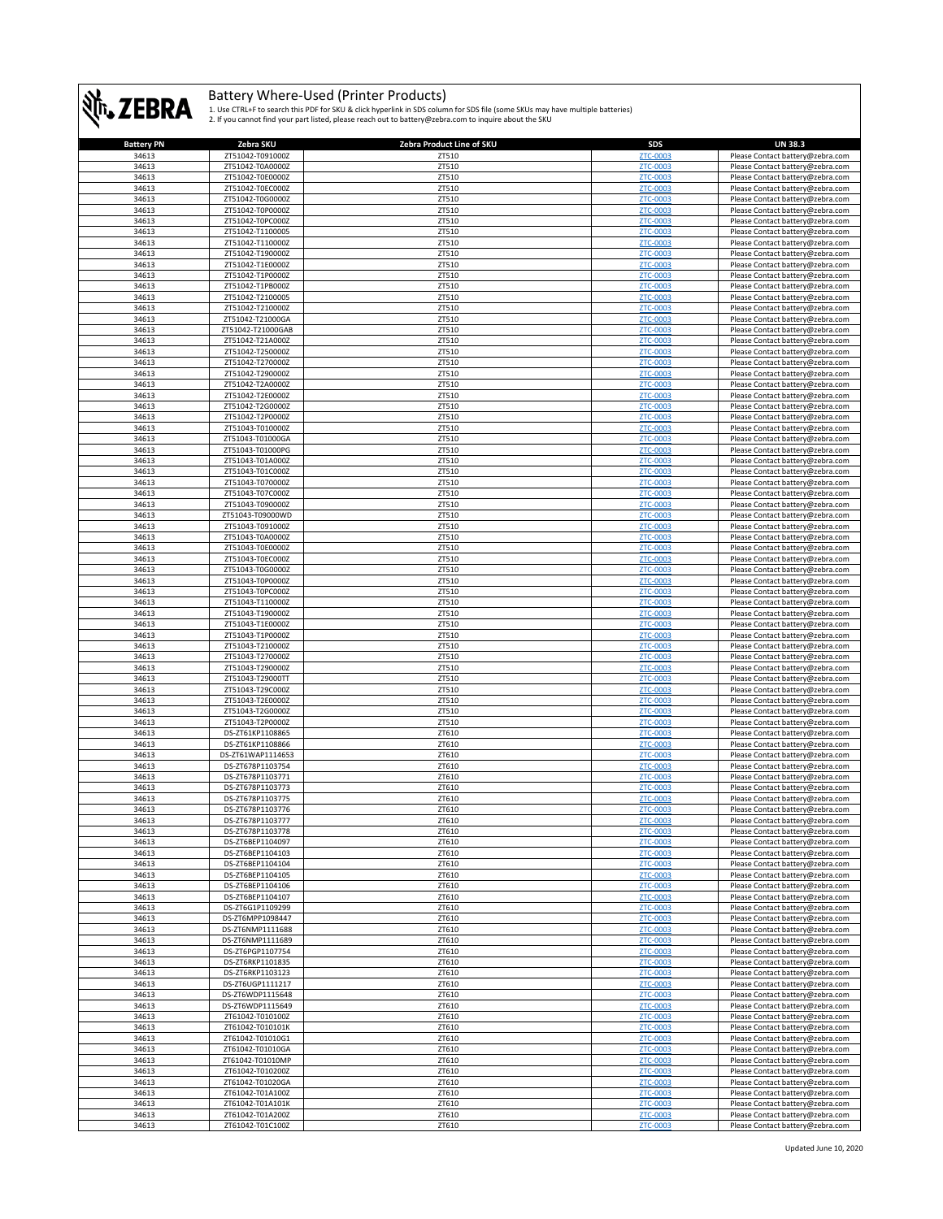# Battery Where-Used (Printer Products)

1. Use CTRL+F to search this PDF for SKU & click hyperlink in SDS column for SDS file (some SKUs may have multiple batteries)
2. If you cannot find your part listed, please reach out to battery@zebra.com to inquire about the SKU

| Battery PN | Zebra SKU | Zebra Product Line of SKU | SDS | UN 38.3 |
|---|---|---|---|---|
| 34613 | ZT51042-T091000Z | ZT510 | ZTC-0003 | Please Contact battery@zebra.com |
| 34613 | ZT51042-T0A0000Z | ZT510 | ZTC-0003 | Please Contact battery@zebra.com |
| 34613 | ZT51042-T0E0000Z | ZT510 | ZTC-0003 | Please Contact battery@zebra.com |
| 34613 | ZT51042-T0EC000Z | ZT510 | ZTC-0003 | Please Contact battery@zebra.com |
| 34613 | ZT51042-T0G0000Z | ZT510 | ZTC-0003 | Please Contact battery@zebra.com |
| 34613 | ZT51042-T0P0000Z | ZT510 | ZTC-0003 | Please Contact battery@zebra.com |
| 34613 | ZT51042-T0PC000Z | ZT510 | ZTC-0003 | Please Contact battery@zebra.com |
| 34613 | ZT51042-T1100005 | ZT510 | ZTC-0003 | Please Contact battery@zebra.com |
| 34613 | ZT51042-T110000Z | ZT510 | ZTC-0003 | Please Contact battery@zebra.com |
| 34613 | ZT51042-T190000Z | ZT510 | ZTC-0003 | Please Contact battery@zebra.com |
| 34613 | ZT51042-T1E0000Z | ZT510 | ZTC-0003 | Please Contact battery@zebra.com |
| 34613 | ZT51042-T1P0000Z | ZT510 | ZTC-0003 | Please Contact battery@zebra.com |
| 34613 | ZT51042-T1PB000Z | ZT510 | ZTC-0003 | Please Contact battery@zebra.com |
| 34613 | ZT51042-T2100005 | ZT510 | ZTC-0003 | Please Contact battery@zebra.com |
| 34613 | ZT51042-T210000Z | ZT510 | ZTC-0003 | Please Contact battery@zebra.com |
| 34613 | ZT51042-T21000GA | ZT510 | ZTC-0003 | Please Contact battery@zebra.com |
| 34613 | ZT51042-T21000GAB | ZT510 | ZTC-0003 | Please Contact battery@zebra.com |
| 34613 | ZT51042-T21A000Z | ZT510 | ZTC-0003 | Please Contact battery@zebra.com |
| 34613 | ZT51042-T250000Z | ZT510 | ZTC-0003 | Please Contact battery@zebra.com |
| 34613 | ZT51042-T270000Z | ZT510 | ZTC-0003 | Please Contact battery@zebra.com |
| 34613 | ZT51042-T290000Z | ZT510 | ZTC-0003 | Please Contact battery@zebra.com |
| 34613 | ZT51042-T2A0000Z | ZT510 | ZTC-0003 | Please Contact battery@zebra.com |
| 34613 | ZT51042-T2E0000Z | ZT510 | ZTC-0003 | Please Contact battery@zebra.com |
| 34613 | ZT51042-T2G0000Z | ZT510 | ZTC-0003 | Please Contact battery@zebra.com |
| 34613 | ZT51042-T2P0000Z | ZT510 | ZTC-0003 | Please Contact battery@zebra.com |
| 34613 | ZT51043-T010000Z | ZT510 | ZTC-0003 | Please Contact battery@zebra.com |
| 34613 | ZT51043-T01000GA | ZT510 | ZTC-0003 | Please Contact battery@zebra.com |
| 34613 | ZT51043-T01000PG | ZT510 | ZTC-0003 | Please Contact battery@zebra.com |
| 34613 | ZT51043-T01A000Z | ZT510 | ZTC-0003 | Please Contact battery@zebra.com |
| 34613 | ZT51043-T01C000Z | ZT510 | ZTC-0003 | Please Contact battery@zebra.com |
| 34613 | ZT51043-T070000Z | ZT510 | ZTC-0003 | Please Contact battery@zebra.com |
| 34613 | ZT51043-T07C000Z | ZT510 | ZTC-0003 | Please Contact battery@zebra.com |
| 34613 | ZT51043-T090000Z | ZT510 | ZTC-0003 | Please Contact battery@zebra.com |
| 34613 | ZT51043-T09000WD | ZT510 | ZTC-0003 | Please Contact battery@zebra.com |
| 34613 | ZT51043-T091000Z | ZT510 | ZTC-0003 | Please Contact battery@zebra.com |
| 34613 | ZT51043-T0A0000Z | ZT510 | ZTC-0003 | Please Contact battery@zebra.com |
| 34613 | ZT51043-T0E0000Z | ZT510 | ZTC-0003 | Please Contact battery@zebra.com |
| 34613 | ZT51043-T0EC000Z | ZT510 | ZTC-0003 | Please Contact battery@zebra.com |
| 34613 | ZT51043-T0G0000Z | ZT510 | ZTC-0003 | Please Contact battery@zebra.com |
| 34613 | ZT51043-T0P0000Z | ZT510 | ZTC-0003 | Please Contact battery@zebra.com |
| 34613 | ZT51043-T0PC000Z | ZT510 | ZTC-0003 | Please Contact battery@zebra.com |
| 34613 | ZT51043-T110000Z | ZT510 | ZTC-0003 | Please Contact battery@zebra.com |
| 34613 | ZT51043-T190000Z | ZT510 | ZTC-0003 | Please Contact battery@zebra.com |
| 34613 | ZT51043-T1E0000Z | ZT510 | ZTC-0003 | Please Contact battery@zebra.com |
| 34613 | ZT51043-T1P0000Z | ZT510 | ZTC-0003 | Please Contact battery@zebra.com |
| 34613 | ZT51043-T210000Z | ZT510 | ZTC-0003 | Please Contact battery@zebra.com |
| 34613 | ZT51043-T270000Z | ZT510 | ZTC-0003 | Please Contact battery@zebra.com |
| 34613 | ZT51043-T290000Z | ZT510 | ZTC-0003 | Please Contact battery@zebra.com |
| 34613 | ZT51043-T29000TT | ZT510 | ZTC-0003 | Please Contact battery@zebra.com |
| 34613 | ZT51043-T29C000Z | ZT510 | ZTC-0003 | Please Contact battery@zebra.com |
| 34613 | ZT51043-T2E0000Z | ZT510 | ZTC-0003 | Please Contact battery@zebra.com |
| 34613 | ZT51043-T2G0000Z | ZT510 | ZTC-0003 | Please Contact battery@zebra.com |
| 34613 | ZT51043-T2P0000Z | ZT510 | ZTC-0003 | Please Contact battery@zebra.com |
| 34613 | DS-ZT61KP1108865 | ZT610 | ZTC-0003 | Please Contact battery@zebra.com |
| 34613 | DS-ZT61KP1108866 | ZT610 | ZTC-0003 | Please Contact battery@zebra.com |
| 34613 | DS-ZT61WAP1114653 | ZT610 | ZTC-0003 | Please Contact battery@zebra.com |
| 34613 | DS-ZT678P1103754 | ZT610 | ZTC-0003 | Please Contact battery@zebra.com |
| 34613 | DS-ZT678P1103771 | ZT610 | ZTC-0003 | Please Contact battery@zebra.com |
| 34613 | DS-ZT678P1103773 | ZT610 | ZTC-0003 | Please Contact battery@zebra.com |
| 34613 | DS-ZT678P1103775 | ZT610 | ZTC-0003 | Please Contact battery@zebra.com |
| 34613 | DS-ZT678P1103776 | ZT610 | ZTC-0003 | Please Contact battery@zebra.com |
| 34613 | DS-ZT678P1103777 | ZT610 | ZTC-0003 | Please Contact battery@zebra.com |
| 34613 | DS-ZT678P1103778 | ZT610 | ZTC-0003 | Please Contact battery@zebra.com |
| 34613 | DS-ZT6BEP1104097 | ZT610 | ZTC-0003 | Please Contact battery@zebra.com |
| 34613 | DS-ZT6BEP1104103 | ZT610 | ZTC-0003 | Please Contact battery@zebra.com |
| 34613 | DS-ZT6BEP1104104 | ZT610 | ZTC-0003 | Please Contact battery@zebra.com |
| 34613 | DS-ZT6BEP1104105 | ZT610 | ZTC-0003 | Please Contact battery@zebra.com |
| 34613 | DS-ZT6BEP1104106 | ZT610 | ZTC-0003 | Please Contact battery@zebra.com |
| 34613 | DS-ZT6BEP1104107 | ZT610 | ZTC-0003 | Please Contact battery@zebra.com |
| 34613 | DS-ZT6G1P1109299 | ZT610 | ZTC-0003 | Please Contact battery@zebra.com |
| 34613 | DS-ZT6MPP1098447 | ZT610 | ZTC-0003 | Please Contact battery@zebra.com |
| 34613 | DS-ZT6NMP1111688 | ZT610 | ZTC-0003 | Please Contact battery@zebra.com |
| 34613 | DS-ZT6NMP1111689 | ZT610 | ZTC-0003 | Please Contact battery@zebra.com |
| 34613 | DS-ZT6PGP1107754 | ZT610 | ZTC-0003 | Please Contact battery@zebra.com |
| 34613 | DS-ZT6RKP1101835 | ZT610 | ZTC-0003 | Please Contact battery@zebra.com |
| 34613 | DS-ZT6RKP1103123 | ZT610 | ZTC-0003 | Please Contact battery@zebra.com |
| 34613 | DS-ZT6UGP1111217 | ZT610 | ZTC-0003 | Please Contact battery@zebra.com |
| 34613 | DS-ZT6WDP1115648 | ZT610 | ZTC-0003 | Please Contact battery@zebra.com |
| 34613 | DS-ZT6WDP1115649 | ZT610 | ZTC-0003 | Please Contact battery@zebra.com |
| 34613 | ZT61042-T010100Z | ZT610 | ZTC-0003 | Please Contact battery@zebra.com |
| 34613 | ZT61042-T010101K | ZT610 | ZTC-0003 | Please Contact battery@zebra.com |
| 34613 | ZT61042-T01010G1 | ZT610 | ZTC-0003 | Please Contact battery@zebra.com |
| 34613 | ZT61042-T01010GA | ZT610 | ZTC-0003 | Please Contact battery@zebra.com |
| 34613 | ZT61042-T01010MP | ZT610 | ZTC-0003 | Please Contact battery@zebra.com |
| 34613 | ZT61042-T010200Z | ZT610 | ZTC-0003 | Please Contact battery@zebra.com |
| 34613 | ZT61042-T01020GA | ZT610 | ZTC-0003 | Please Contact battery@zebra.com |
| 34613 | ZT61042-T01A100Z | ZT610 | ZTC-0003 | Please Contact battery@zebra.com |
| 34613 | ZT61042-T01A101K | ZT610 | ZTC-0003 | Please Contact battery@zebra.com |
| 34613 | ZT61042-T01A200Z | ZT610 | ZTC-0003 | Please Contact battery@zebra.com |
| 34613 | ZT61042-T01C100Z | ZT610 | ZTC-0003 | Please Contact battery@zebra.com |

Updated June 10, 2020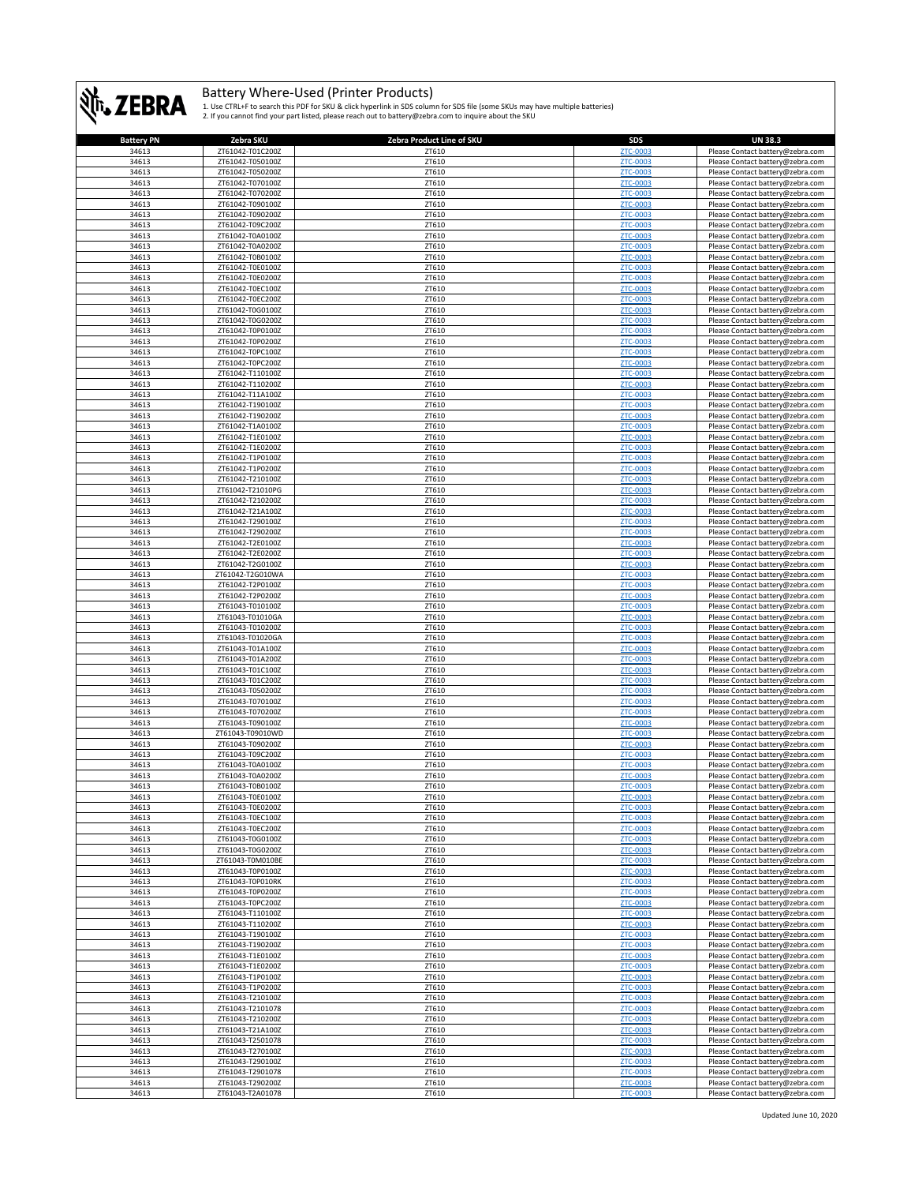# Battery Where-Used (Printer Products)

1. Use CTRL+F to search this PDF for SKU & click hyperlink in SDS column for SDS file (some SKUs may have multiple batteries)
2. If you cannot find your part listed, please reach out to battery@zebra.com to inquire about the SKU

| Battery PN | Zebra SKU | Zebra Product Line of SKU | SDS | UN 38.3 |
|---|---|---|---|---|
| 34613 | ZT61042-T01C200Z | ZT610 | ZTC-0003 | Please Contact battery@zebra.com |
| 34613 | ZT61042-T050100Z | ZT610 | ZTC-0003 | Please Contact battery@zebra.com |
| 34613 | ZT61042-T050200Z | ZT610 | ZTC-0003 | Please Contact battery@zebra.com |
| 34613 | ZT61042-T070100Z | ZT610 | ZTC-0003 | Please Contact battery@zebra.com |
| 34613 | ZT61042-T070200Z | ZT610 | ZTC-0003 | Please Contact battery@zebra.com |
| 34613 | ZT61042-T090100Z | ZT610 | ZTC-0003 | Please Contact battery@zebra.com |
| 34613 | ZT61042-T090200Z | ZT610 | ZTC-0003 | Please Contact battery@zebra.com |
| 34613 | ZT61042-T09C200Z | ZT610 | ZTC-0003 | Please Contact battery@zebra.com |
| 34613 | ZT61042-T0A0100Z | ZT610 | ZTC-0003 | Please Contact battery@zebra.com |
| 34613 | ZT61042-T0A0200Z | ZT610 | ZTC-0003 | Please Contact battery@zebra.com |
| 34613 | ZT61042-T0B0100Z | ZT610 | ZTC-0003 | Please Contact battery@zebra.com |
| 34613 | ZT61042-T0E0100Z | ZT610 | ZTC-0003 | Please Contact battery@zebra.com |
| 34613 | ZT61042-T0E0200Z | ZT610 | ZTC-0003 | Please Contact battery@zebra.com |
| 34613 | ZT61042-T0EC100Z | ZT610 | ZTC-0003 | Please Contact battery@zebra.com |
| 34613 | ZT61042-T0EC200Z | ZT610 | ZTC-0003 | Please Contact battery@zebra.com |
| 34613 | ZT61042-T0G0100Z | ZT610 | ZTC-0003 | Please Contact battery@zebra.com |
| 34613 | ZT61042-T0G0200Z | ZT610 | ZTC-0003 | Please Contact battery@zebra.com |
| 34613 | ZT61042-T0P0100Z | ZT610 | ZTC-0003 | Please Contact battery@zebra.com |
| 34613 | ZT61042-T0P0200Z | ZT610 | ZTC-0003 | Please Contact battery@zebra.com |
| 34613 | ZT61042-T0PC100Z | ZT610 | ZTC-0003 | Please Contact battery@zebra.com |
| 34613 | ZT61042-T0PC200Z | ZT610 | ZTC-0003 | Please Contact battery@zebra.com |
| 34613 | ZT61042-T110100Z | ZT610 | ZTC-0003 | Please Contact battery@zebra.com |
| 34613 | ZT61042-T110200Z | ZT610 | ZTC-0003 | Please Contact battery@zebra.com |
| 34613 | ZT61042-T11A100Z | ZT610 | ZTC-0003 | Please Contact battery@zebra.com |
| 34613 | ZT61042-T190100Z | ZT610 | ZTC-0003 | Please Contact battery@zebra.com |
| 34613 | ZT61042-T190200Z | ZT610 | ZTC-0003 | Please Contact battery@zebra.com |
| 34613 | ZT61042-T1A0100Z | ZT610 | ZTC-0003 | Please Contact battery@zebra.com |
| 34613 | ZT61042-T1E0100Z | ZT610 | ZTC-0003 | Please Contact battery@zebra.com |
| 34613 | ZT61042-T1E0200Z | ZT610 | ZTC-0003 | Please Contact battery@zebra.com |
| 34613 | ZT61042-T1P0100Z | ZT610 | ZTC-0003 | Please Contact battery@zebra.com |
| 34613 | ZT61042-T1P0200Z | ZT610 | ZTC-0003 | Please Contact battery@zebra.com |
| 34613 | ZT61042-T210100Z | ZT610 | ZTC-0003 | Please Contact battery@zebra.com |
| 34613 | ZT61042-T21010PG | ZT610 | ZTC-0003 | Please Contact battery@zebra.com |
| 34613 | ZT61042-T210200Z | ZT610 | ZTC-0003 | Please Contact battery@zebra.com |
| 34613 | ZT61042-T21A100Z | ZT610 | ZTC-0003 | Please Contact battery@zebra.com |
| 34613 | ZT61042-T290100Z | ZT610 | ZTC-0003 | Please Contact battery@zebra.com |
| 34613 | ZT61042-T290200Z | ZT610 | ZTC-0003 | Please Contact battery@zebra.com |
| 34613 | ZT61042-T2E0100Z | ZT610 | ZTC-0003 | Please Contact battery@zebra.com |
| 34613 | ZT61042-T2E0200Z | ZT610 | ZTC-0003 | Please Contact battery@zebra.com |
| 34613 | ZT61042-T2G0100Z | ZT610 | ZTC-0003 | Please Contact battery@zebra.com |
| 34613 | ZT61042-T2G010WA | ZT610 | ZTC-0003 | Please Contact battery@zebra.com |
| 34613 | ZT61042-T2P0100Z | ZT610 | ZTC-0003 | Please Contact battery@zebra.com |
| 34613 | ZT61042-T2P0200Z | ZT610 | ZTC-0003 | Please Contact battery@zebra.com |
| 34613 | ZT61043-T010100Z | ZT610 | ZTC-0003 | Please Contact battery@zebra.com |
| 34613 | ZT61043-T01010GA | ZT610 | ZTC-0003 | Please Contact battery@zebra.com |
| 34613 | ZT61043-T010200Z | ZT610 | ZTC-0003 | Please Contact battery@zebra.com |
| 34613 | ZT61043-T01020GA | ZT610 | ZTC-0003 | Please Contact battery@zebra.com |
| 34613 | ZT61043-T01A100Z | ZT610 | ZTC-0003 | Please Contact battery@zebra.com |
| 34613 | ZT61043-T01A200Z | ZT610 | ZTC-0003 | Please Contact battery@zebra.com |
| 34613 | ZT61043-T01C100Z | ZT610 | ZTC-0003 | Please Contact battery@zebra.com |
| 34613 | ZT61043-T01C200Z | ZT610 | ZTC-0003 | Please Contact battery@zebra.com |
| 34613 | ZT61043-T050200Z | ZT610 | ZTC-0003 | Please Contact battery@zebra.com |
| 34613 | ZT61043-T070100Z | ZT610 | ZTC-0003 | Please Contact battery@zebra.com |
| 34613 | ZT61043-T070200Z | ZT610 | ZTC-0003 | Please Contact battery@zebra.com |
| 34613 | ZT61043-T090100Z | ZT610 | ZTC-0003 | Please Contact battery@zebra.com |
| 34613 | ZT61043-T09010WD | ZT610 | ZTC-0003 | Please Contact battery@zebra.com |
| 34613 | ZT61043-T090200Z | ZT610 | ZTC-0003 | Please Contact battery@zebra.com |
| 34613 | ZT61043-T09C200Z | ZT610 | ZTC-0003 | Please Contact battery@zebra.com |
| 34613 | ZT61043-T0A0100Z | ZT610 | ZTC-0003 | Please Contact battery@zebra.com |
| 34613 | ZT61043-T0A0200Z | ZT610 | ZTC-0003 | Please Contact battery@zebra.com |
| 34613 | ZT61043-T0B0100Z | ZT610 | ZTC-0003 | Please Contact battery@zebra.com |
| 34613 | ZT61043-T0E0100Z | ZT610 | ZTC-0003 | Please Contact battery@zebra.com |
| 34613 | ZT61043-T0E0200Z | ZT610 | ZTC-0003 | Please Contact battery@zebra.com |
| 34613 | ZT61043-T0EC100Z | ZT610 | ZTC-0003 | Please Contact battery@zebra.com |
| 34613 | ZT61043-T0EC200Z | ZT610 | ZTC-0003 | Please Contact battery@zebra.com |
| 34613 | ZT61043-T0G0100Z | ZT610 | ZTC-0003 | Please Contact battery@zebra.com |
| 34613 | ZT61043-T0G0200Z | ZT610 | ZTC-0003 | Please Contact battery@zebra.com |
| 34613 | ZT61043-T0M010BE | ZT610 | ZTC-0003 | Please Contact battery@zebra.com |
| 34613 | ZT61043-T0P0100Z | ZT610 | ZTC-0003 | Please Contact battery@zebra.com |
| 34613 | ZT61043-T0P010RK | ZT610 | ZTC-0003 | Please Contact battery@zebra.com |
| 34613 | ZT61043-T0P0200Z | ZT610 | ZTC-0003 | Please Contact battery@zebra.com |
| 34613 | ZT61043-T0PC200Z | ZT610 | ZTC-0003 | Please Contact battery@zebra.com |
| 34613 | ZT61043-T110100Z | ZT610 | ZTC-0003 | Please Contact battery@zebra.com |
| 34613 | ZT61043-T110200Z | ZT610 | ZTC-0003 | Please Contact battery@zebra.com |
| 34613 | ZT61043-T190100Z | ZT610 | ZTC-0003 | Please Contact battery@zebra.com |
| 34613 | ZT61043-T190200Z | ZT610 | ZTC-0003 | Please Contact battery@zebra.com |
| 34613 | ZT61043-T1E0100Z | ZT610 | ZTC-0003 | Please Contact battery@zebra.com |
| 34613 | ZT61043-T1E0200Z | ZT610 | ZTC-0003 | Please Contact battery@zebra.com |
| 34613 | ZT61043-T1P0100Z | ZT610 | ZTC-0003 | Please Contact battery@zebra.com |
| 34613 | ZT61043-T1P0200Z | ZT610 | ZTC-0003 | Please Contact battery@zebra.com |
| 34613 | ZT61043-T210100Z | ZT610 | ZTC-0003 | Please Contact battery@zebra.com |
| 34613 | ZT61043-T2101078 | ZT610 | ZTC-0003 | Please Contact battery@zebra.com |
| 34613 | ZT61043-T210200Z | ZT610 | ZTC-0003 | Please Contact battery@zebra.com |
| 34613 | ZT61043-T21A100Z | ZT610 | ZTC-0003 | Please Contact battery@zebra.com |
| 34613 | ZT61043-T2501078 | ZT610 | ZTC-0003 | Please Contact battery@zebra.com |
| 34613 | ZT61043-T270100Z | ZT610 | ZTC-0003 | Please Contact battery@zebra.com |
| 34613 | ZT61043-T290100Z | ZT610 | ZTC-0003 | Please Contact battery@zebra.com |
| 34613 | ZT61043-T2901078 | ZT610 | ZTC-0003 | Please Contact battery@zebra.com |
| 34613 | ZT61043-T290200Z | ZT610 | ZTC-0003 | Please Contact battery@zebra.com |
| 34613 | ZT61043-T2A01078 | ZT610 | ZTC-0003 | Please Contact battery@zebra.com |

Updated June 10, 2020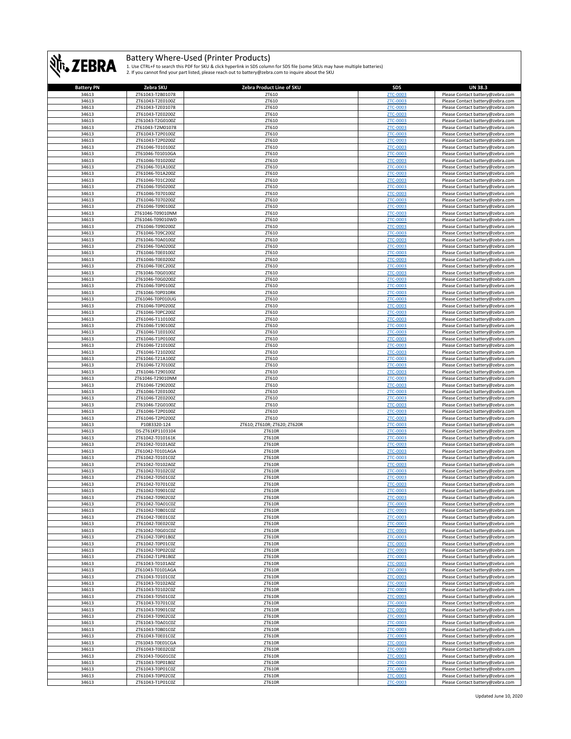# Battery Where-Used (Printer Products)

1. Use CTRL+F to search this PDF for SKU & click hyperlink in SDS column for SDS file (some SKUs may have multiple batteries)
2. If you cannot find your part listed, please reach out to battery@zebra.com to inquire about the SKU

| Battery PN | Zebra SKU | Zebra Product Line of SKU | SDS | UN 38.3 |
|---|---|---|---|---|
| 34613 | ZT61043-T2B01078 | ZT610 | ZTC-0003 | Please Contact battery@zebra.com |
| 34613 | ZT61043-T2E0100Z | ZT610 | ZTC-0003 | Please Contact battery@zebra.com |
| 34613 | ZT61043-T2E01078 | ZT610 | ZTC-0003 | Please Contact battery@zebra.com |
| 34613 | ZT61043-T2E0200Z | ZT610 | ZTC-0003 | Please Contact battery@zebra.com |
| 34613 | ZT61043-T2G0100Z | ZT610 | ZTC-0003 | Please Contact battery@zebra.com |
| 34613 | ZT61043-T2M01078 | ZT610 | ZTC-0003 | Please Contact battery@zebra.com |
| 34613 | ZT61043-T2P0100Z | ZT610 | ZTC-0003 | Please Contact battery@zebra.com |
| 34613 | ZT61043-T2P0200Z | ZT610 | ZTC-0003 | Please Contact battery@zebra.com |
| 34613 | ZT61046-T010100Z | ZT610 | ZTC-0003 | Please Contact battery@zebra.com |
| 34613 | ZT61046-T01010GA | ZT610 | ZTC-0003 | Please Contact battery@zebra.com |
| 34613 | ZT61046-T010200Z | ZT610 | ZTC-0003 | Please Contact battery@zebra.com |
| 34613 | ZT61046-T01A100Z | ZT610 | ZTC-0003 | Please Contact battery@zebra.com |
| 34613 | ZT61046-T01A200Z | ZT610 | ZTC-0003 | Please Contact battery@zebra.com |
| 34613 | ZT61046-T01C200Z | ZT610 | ZTC-0003 | Please Contact battery@zebra.com |
| 34613 | ZT61046-T050200Z | ZT610 | ZTC-0003 | Please Contact battery@zebra.com |
| 34613 | ZT61046-T070100Z | ZT610 | ZTC-0003 | Please Contact battery@zebra.com |
| 34613 | ZT61046-T070200Z | ZT610 | ZTC-0003 | Please Contact battery@zebra.com |
| 34613 | ZT61046-T090100Z | ZT610 | ZTC-0003 | Please Contact battery@zebra.com |
| 34613 | ZT61046-T09010NM | ZT610 | ZTC-0003 | Please Contact battery@zebra.com |
| 34613 | ZT61046-T09010WD | ZT610 | ZTC-0003 | Please Contact battery@zebra.com |
| 34613 | ZT61046-T090200Z | ZT610 | ZTC-0003 | Please Contact battery@zebra.com |
| 34613 | ZT61046-T09C200Z | ZT610 | ZTC-0003 | Please Contact battery@zebra.com |
| 34613 | ZT61046-T0A0100Z | ZT610 | ZTC-0003 | Please Contact battery@zebra.com |
| 34613 | ZT61046-T0A0200Z | ZT610 | ZTC-0003 | Please Contact battery@zebra.com |
| 34613 | ZT61046-T0E0100Z | ZT610 | ZTC-0003 | Please Contact battery@zebra.com |
| 34613 | ZT61046-T0E0200Z | ZT610 | ZTC-0003 | Please Contact battery@zebra.com |
| 34613 | ZT61046-T0EC200Z | ZT610 | ZTC-0003 | Please Contact battery@zebra.com |
| 34613 | ZT61046-T0G0100Z | ZT610 | ZTC-0003 | Please Contact battery@zebra.com |
| 34613 | ZT61046-T0G0200Z | ZT610 | ZTC-0003 | Please Contact battery@zebra.com |
| 34613 | ZT61046-T0P0100Z | ZT610 | ZTC-0003 | Please Contact battery@zebra.com |
| 34613 | ZT61046-T0P010RK | ZT610 | ZTC-0003 | Please Contact battery@zebra.com |
| 34613 | ZT61046-T0P010UG | ZT610 | ZTC-0003 | Please Contact battery@zebra.com |
| 34613 | ZT61046-T0P0200Z | ZT610 | ZTC-0003 | Please Contact battery@zebra.com |
| 34613 | ZT61046-T0PC200Z | ZT610 | ZTC-0003 | Please Contact battery@zebra.com |
| 34613 | ZT61046-T110100Z | ZT610 | ZTC-0003 | Please Contact battery@zebra.com |
| 34613 | ZT61046-T190100Z | ZT610 | ZTC-0003 | Please Contact battery@zebra.com |
| 34613 | ZT61046-T1E0100Z | ZT610 | ZTC-0003 | Please Contact battery@zebra.com |
| 34613 | ZT61046-T1P0100Z | ZT610 | ZTC-0003 | Please Contact battery@zebra.com |
| 34613 | ZT61046-T210100Z | ZT610 | ZTC-0003 | Please Contact battery@zebra.com |
| 34613 | ZT61046-T210200Z | ZT610 | ZTC-0003 | Please Contact battery@zebra.com |
| 34613 | ZT61046-T21A100Z | ZT610 | ZTC-0003 | Please Contact battery@zebra.com |
| 34613 | ZT61046-T270100Z | ZT610 | ZTC-0003 | Please Contact battery@zebra.com |
| 34613 | ZT61046-T290100Z | ZT610 | ZTC-0003 | Please Contact battery@zebra.com |
| 34613 | ZT61046-T29010NM | ZT610 | ZTC-0003 | Please Contact battery@zebra.com |
| 34613 | ZT61046-T290200Z | ZT610 | ZTC-0003 | Please Contact battery@zebra.com |
| 34613 | ZT61046-T2E0100Z | ZT610 | ZTC-0003 | Please Contact battery@zebra.com |
| 34613 | ZT61046-T2E0200Z | ZT610 | ZTC-0003 | Please Contact battery@zebra.com |
| 34613 | ZT61046-T2G0100Z | ZT610 | ZTC-0003 | Please Contact battery@zebra.com |
| 34613 | ZT61046-T2P0100Z | ZT610 | ZTC-0003 | Please Contact battery@zebra.com |
| 34613 | ZT61046-T2P0200Z | ZT610 | ZTC-0003 | Please Contact battery@zebra.com |
| 34613 | P1083320-124 | ZT610; ZT610R; ZT620; ZT620R | ZTC-0003 | Please Contact battery@zebra.com |
| 34613 | DS-ZT61KP1103104 | ZT610R | ZTC-0003 | Please Contact battery@zebra.com |
| 34613 | ZT61042-T010161K | ZT610R | ZTC-0003 | Please Contact battery@zebra.com |
| 34613 | ZT61042-T0101A0Z | ZT610R | ZTC-0003 | Please Contact battery@zebra.com |
| 34613 | ZT61042-T0101AGA | ZT610R | ZTC-0003 | Please Contact battery@zebra.com |
| 34613 | ZT61042-T0101C0Z | ZT610R | ZTC-0003 | Please Contact battery@zebra.com |
| 34613 | ZT61042-T0102A0Z | ZT610R | ZTC-0003 | Please Contact battery@zebra.com |
| 34613 | ZT61042-T0102C0Z | ZT610R | ZTC-0003 | Please Contact battery@zebra.com |
| 34613 | ZT61042-T0501C0Z | ZT610R | ZTC-0003 | Please Contact battery@zebra.com |
| 34613 | ZT61042-T0701C0Z | ZT610R | ZTC-0003 | Please Contact battery@zebra.com |
| 34613 | ZT61042-T0901C0Z | ZT610R | ZTC-0003 | Please Contact battery@zebra.com |
| 34613 | ZT61042-T0902C0Z | ZT610R | ZTC-0003 | Please Contact battery@zebra.com |
| 34613 | ZT61042-T0A01C0Z | ZT610R | ZTC-0003 | Please Contact battery@zebra.com |
| 34613 | ZT61042-T0B01C0Z | ZT610R | ZTC-0003 | Please Contact battery@zebra.com |
| 34613 | ZT61042-T0E01C0Z | ZT610R | ZTC-0003 | Please Contact battery@zebra.com |
| 34613 | ZT61042-T0E02C0Z | ZT610R | ZTC-0003 | Please Contact battery@zebra.com |
| 34613 | ZT61042-T0G01C0Z | ZT610R | ZTC-0003 | Please Contact battery@zebra.com |
| 34613 | ZT61042-T0P01B0Z | ZT610R | ZTC-0003 | Please Contact battery@zebra.com |
| 34613 | ZT61042-T0P01C0Z | ZT610R | ZTC-0003 | Please Contact battery@zebra.com |
| 34613 | ZT61042-T0P02C0Z | ZT610R | ZTC-0003 | Please Contact battery@zebra.com |
| 34613 | ZT61042-T1PB1B0Z | ZT610R | ZTC-0003 | Please Contact battery@zebra.com |
| 34613 | ZT61043-T0101A0Z | ZT610R | ZTC-0003 | Please Contact battery@zebra.com |
| 34613 | ZT61043-T0101AGA | ZT610R | ZTC-0003 | Please Contact battery@zebra.com |
| 34613 | ZT61043-T0101C0Z | ZT610R | ZTC-0003 | Please Contact battery@zebra.com |
| 34613 | ZT61043-T0102A0Z | ZT610R | ZTC-0003 | Please Contact battery@zebra.com |
| 34613 | ZT61043-T0102C0Z | ZT610R | ZTC-0003 | Please Contact battery@zebra.com |
| 34613 | ZT61043-T0501C0Z | ZT610R | ZTC-0003 | Please Contact battery@zebra.com |
| 34613 | ZT61043-T0701C0Z | ZT610R | ZTC-0003 | Please Contact battery@zebra.com |
| 34613 | ZT61043-T0901C0Z | ZT610R | ZTC-0003 | Please Contact battery@zebra.com |
| 34613 | ZT61043-T0902C0Z | ZT610R | ZTC-0003 | Please Contact battery@zebra.com |
| 34613 | ZT61043-T0A01C0Z | ZT610R | ZTC-0003 | Please Contact battery@zebra.com |
| 34613 | ZT61043-T0B01C0Z | ZT610R | ZTC-0003 | Please Contact battery@zebra.com |
| 34613 | ZT61043-T0E01C0Z | ZT610R | ZTC-0003 | Please Contact battery@zebra.com |
| 34613 | ZT61043-T0E01CGA | ZT610R | ZTC-0003 | Please Contact battery@zebra.com |
| 34613 | ZT61043-T0E02C0Z | ZT610R | ZTC-0003 | Please Contact battery@zebra.com |
| 34613 | ZT61043-T0G01C0Z | ZT610R | ZTC-0003 | Please Contact battery@zebra.com |
| 34613 | ZT61043-T0P01B0Z | ZT610R | ZTC-0003 | Please Contact battery@zebra.com |
| 34613 | ZT61043-T0P01C0Z | ZT610R | ZTC-0003 | Please Contact battery@zebra.com |
| 34613 | ZT61043-T0P02C0Z | ZT610R | ZTC-0003 | Please Contact battery@zebra.com |
| 34613 | ZT61043-T1P01C0Z | ZT610R | ZTC-0003 | Please Contact battery@zebra.com |

Updated June 10, 2020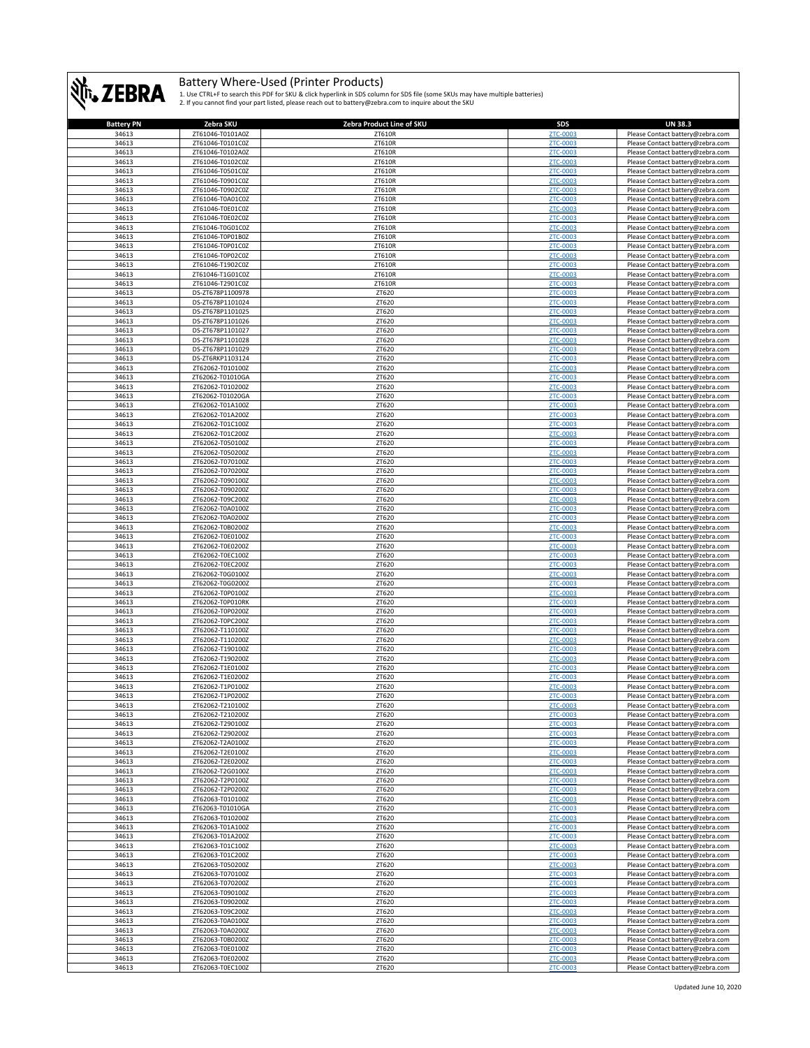# Battery Where-Used (Printer Products)

1. Use CTRL+F to search this PDF for SKU & click hyperlink in SDS column for SDS file (some SKUs may have multiple batteries)
2. If you cannot find your part listed, please reach out to battery@zebra.com to inquire about the SKU

| Battery PN | Zebra SKU | Zebra Product Line of SKU | SDS | UN 38.3 |
|---|---|---|---|---|
| 34613 | ZT61046-T0101A0Z | ZT610R | ZTC-0003 | Please Contact battery@zebra.com |
| 34613 | ZT61046-T0101C0Z | ZT610R | ZTC-0003 | Please Contact battery@zebra.com |
| 34613 | ZT61046-T0102A0Z | ZT610R | ZTC-0003 | Please Contact battery@zebra.com |
| 34613 | ZT61046-T0102C0Z | ZT610R | ZTC-0003 | Please Contact battery@zebra.com |
| 34613 | ZT61046-T0501C0Z | ZT610R | ZTC-0003 | Please Contact battery@zebra.com |
| 34613 | ZT61046-T0901C0Z | ZT610R | ZTC-0003 | Please Contact battery@zebra.com |
| 34613 | ZT61046-T0902C0Z | ZT610R | ZTC-0003 | Please Contact battery@zebra.com |
| 34613 | ZT61046-T0A01C0Z | ZT610R | ZTC-0003 | Please Contact battery@zebra.com |
| 34613 | ZT61046-T0E01C0Z | ZT610R | ZTC-0003 | Please Contact battery@zebra.com |
| 34613 | ZT61046-T0E02C0Z | ZT610R | ZTC-0003 | Please Contact battery@zebra.com |
| 34613 | ZT61046-T0G01C0Z | ZT610R | ZTC-0003 | Please Contact battery@zebra.com |
| 34613 | ZT61046-T0P01B0Z | ZT610R | ZTC-0003 | Please Contact battery@zebra.com |
| 34613 | ZT61046-T0P01C0Z | ZT610R | ZTC-0003 | Please Contact battery@zebra.com |
| 34613 | ZT61046-T0P02C0Z | ZT610R | ZTC-0003 | Please Contact battery@zebra.com |
| 34613 | ZT61046-T1902C0Z | ZT610R | ZTC-0003 | Please Contact battery@zebra.com |
| 34613 | ZT61046-T1G01C0Z | ZT610R | ZTC-0003 | Please Contact battery@zebra.com |
| 34613 | ZT61046-T2901C0Z | ZT610R | ZTC-0003 | Please Contact battery@zebra.com |
| 34613 | DS-ZT678P1100978 | ZT620 | ZTC-0003 | Please Contact battery@zebra.com |
| 34613 | DS-ZT678P1101024 | ZT620 | ZTC-0003 | Please Contact battery@zebra.com |
| 34613 | DS-ZT678P1101025 | ZT620 | ZTC-0003 | Please Contact battery@zebra.com |
| 34613 | DS-ZT678P1101026 | ZT620 | ZTC-0003 | Please Contact battery@zebra.com |
| 34613 | DS-ZT678P1101027 | ZT620 | ZTC-0003 | Please Contact battery@zebra.com |
| 34613 | DS-ZT678P1101028 | ZT620 | ZTC-0003 | Please Contact battery@zebra.com |
| 34613 | DS-ZT678P1101029 | ZT620 | ZTC-0003 | Please Contact battery@zebra.com |
| 34613 | DS-ZT6RKP1103124 | ZT620 | ZTC-0003 | Please Contact battery@zebra.com |
| 34613 | ZT62062-T010100Z | ZT620 | ZTC-0003 | Please Contact battery@zebra.com |
| 34613 | ZT62062-T01010GA | ZT620 | ZTC-0003 | Please Contact battery@zebra.com |
| 34613 | ZT62062-T010200Z | ZT620 | ZTC-0003 | Please Contact battery@zebra.com |
| 34613 | ZT62062-T01020GA | ZT620 | ZTC-0003 | Please Contact battery@zebra.com |
| 34613 | ZT62062-T01A100Z | ZT620 | ZTC-0003 | Please Contact battery@zebra.com |
| 34613 | ZT62062-T01A200Z | ZT620 | ZTC-0003 | Please Contact battery@zebra.com |
| 34613 | ZT62062-T01C100Z | ZT620 | ZTC-0003 | Please Contact battery@zebra.com |
| 34613 | ZT62062-T01C200Z | ZT620 | ZTC-0003 | Please Contact battery@zebra.com |
| 34613 | ZT62062-T050100Z | ZT620 | ZTC-0003 | Please Contact battery@zebra.com |
| 34613 | ZT62062-T050200Z | ZT620 | ZTC-0003 | Please Contact battery@zebra.com |
| 34613 | ZT62062-T070100Z | ZT620 | ZTC-0003 | Please Contact battery@zebra.com |
| 34613 | ZT62062-T070200Z | ZT620 | ZTC-0003 | Please Contact battery@zebra.com |
| 34613 | ZT62062-T090100Z | ZT620 | ZTC-0003 | Please Contact battery@zebra.com |
| 34613 | ZT62062-T090200Z | ZT620 | ZTC-0003 | Please Contact battery@zebra.com |
| 34613 | ZT62062-T09C200Z | ZT620 | ZTC-0003 | Please Contact battery@zebra.com |
| 34613 | ZT62062-T0A0100Z | ZT620 | ZTC-0003 | Please Contact battery@zebra.com |
| 34613 | ZT62062-T0A0200Z | ZT620 | ZTC-0003 | Please Contact battery@zebra.com |
| 34613 | ZT62062-T0B0200Z | ZT620 | ZTC-0003 | Please Contact battery@zebra.com |
| 34613 | ZT62062-T0E0100Z | ZT620 | ZTC-0003 | Please Contact battery@zebra.com |
| 34613 | ZT62062-T0E0200Z | ZT620 | ZTC-0003 | Please Contact battery@zebra.com |
| 34613 | ZT62062-T0EC100Z | ZT620 | ZTC-0003 | Please Contact battery@zebra.com |
| 34613 | ZT62062-T0EC200Z | ZT620 | ZTC-0003 | Please Contact battery@zebra.com |
| 34613 | ZT62062-T0G0100Z | ZT620 | ZTC-0003 | Please Contact battery@zebra.com |
| 34613 | ZT62062-T0G0200Z | ZT620 | ZTC-0003 | Please Contact battery@zebra.com |
| 34613 | ZT62062-T0P0100Z | ZT620 | ZTC-0003 | Please Contact battery@zebra.com |
| 34613 | ZT62062-T0P010RK | ZT620 | ZTC-0003 | Please Contact battery@zebra.com |
| 34613 | ZT62062-T0P0200Z | ZT620 | ZTC-0003 | Please Contact battery@zebra.com |
| 34613 | ZT62062-T0PC200Z | ZT620 | ZTC-0003 | Please Contact battery@zebra.com |
| 34613 | ZT62062-T110100Z | ZT620 | ZTC-0003 | Please Contact battery@zebra.com |
| 34613 | ZT62062-T110200Z | ZT620 | ZTC-0003 | Please Contact battery@zebra.com |
| 34613 | ZT62062-T190100Z | ZT620 | ZTC-0003 | Please Contact battery@zebra.com |
| 34613 | ZT62062-T190200Z | ZT620 | ZTC-0003 | Please Contact battery@zebra.com |
| 34613 | ZT62062-T1E0100Z | ZT620 | ZTC-0003 | Please Contact battery@zebra.com |
| 34613 | ZT62062-T1E0200Z | ZT620 | ZTC-0003 | Please Contact battery@zebra.com |
| 34613 | ZT62062-T1P0100Z | ZT620 | ZTC-0003 | Please Contact battery@zebra.com |
| 34613 | ZT62062-T1P0200Z | ZT620 | ZTC-0003 | Please Contact battery@zebra.com |
| 34613 | ZT62062-T210100Z | ZT620 | ZTC-0003 | Please Contact battery@zebra.com |
| 34613 | ZT62062-T210200Z | ZT620 | ZTC-0003 | Please Contact battery@zebra.com |
| 34613 | ZT62062-T290100Z | ZT620 | ZTC-0003 | Please Contact battery@zebra.com |
| 34613 | ZT62062-T290200Z | ZT620 | ZTC-0003 | Please Contact battery@zebra.com |
| 34613 | ZT62062-T2A0100Z | ZT620 | ZTC-0003 | Please Contact battery@zebra.com |
| 34613 | ZT62062-T2E0100Z | ZT620 | ZTC-0003 | Please Contact battery@zebra.com |
| 34613 | ZT62062-T2E0200Z | ZT620 | ZTC-0003 | Please Contact battery@zebra.com |
| 34613 | ZT62062-T2G0100Z | ZT620 | ZTC-0003 | Please Contact battery@zebra.com |
| 34613 | ZT62062-T2P0100Z | ZT620 | ZTC-0003 | Please Contact battery@zebra.com |
| 34613 | ZT62062-T2P0200Z | ZT620 | ZTC-0003 | Please Contact battery@zebra.com |
| 34613 | ZT62063-T010100Z | ZT620 | ZTC-0003 | Please Contact battery@zebra.com |
| 34613 | ZT62063-T01010GA | ZT620 | ZTC-0003 | Please Contact battery@zebra.com |
| 34613 | ZT62063-T010200Z | ZT620 | ZTC-0003 | Please Contact battery@zebra.com |
| 34613 | ZT62063-T01A100Z | ZT620 | ZTC-0003 | Please Contact battery@zebra.com |
| 34613 | ZT62063-T01A200Z | ZT620 | ZTC-0003 | Please Contact battery@zebra.com |
| 34613 | ZT62063-T01C100Z | ZT620 | ZTC-0003 | Please Contact battery@zebra.com |
| 34613 | ZT62063-T01C200Z | ZT620 | ZTC-0003 | Please Contact battery@zebra.com |
| 34613 | ZT62063-T050200Z | ZT620 | ZTC-0003 | Please Contact battery@zebra.com |
| 34613 | ZT62063-T070100Z | ZT620 | ZTC-0003 | Please Contact battery@zebra.com |
| 34613 | ZT62063-T070200Z | ZT620 | ZTC-0003 | Please Contact battery@zebra.com |
| 34613 | ZT62063-T090100Z | ZT620 | ZTC-0003 | Please Contact battery@zebra.com |
| 34613 | ZT62063-T090200Z | ZT620 | ZTC-0003 | Please Contact battery@zebra.com |
| 34613 | ZT62063-T09C200Z | ZT620 | ZTC-0003 | Please Contact battery@zebra.com |
| 34613 | ZT62063-T0A0100Z | ZT620 | ZTC-0003 | Please Contact battery@zebra.com |
| 34613 | ZT62063-T0A0200Z | ZT620 | ZTC-0003 | Please Contact battery@zebra.com |
| 34613 | ZT62063-T0B0200Z | ZT620 | ZTC-0003 | Please Contact battery@zebra.com |
| 34613 | ZT62063-T0E0100Z | ZT620 | ZTC-0003 | Please Contact battery@zebra.com |
| 34613 | ZT62063-T0E0200Z | ZT620 | ZTC-0003 | Please Contact battery@zebra.com |
| 34613 | ZT62063-T0EC100Z | ZT620 | ZTC-0003 | Please Contact battery@zebra.com |

Updated June 10, 2020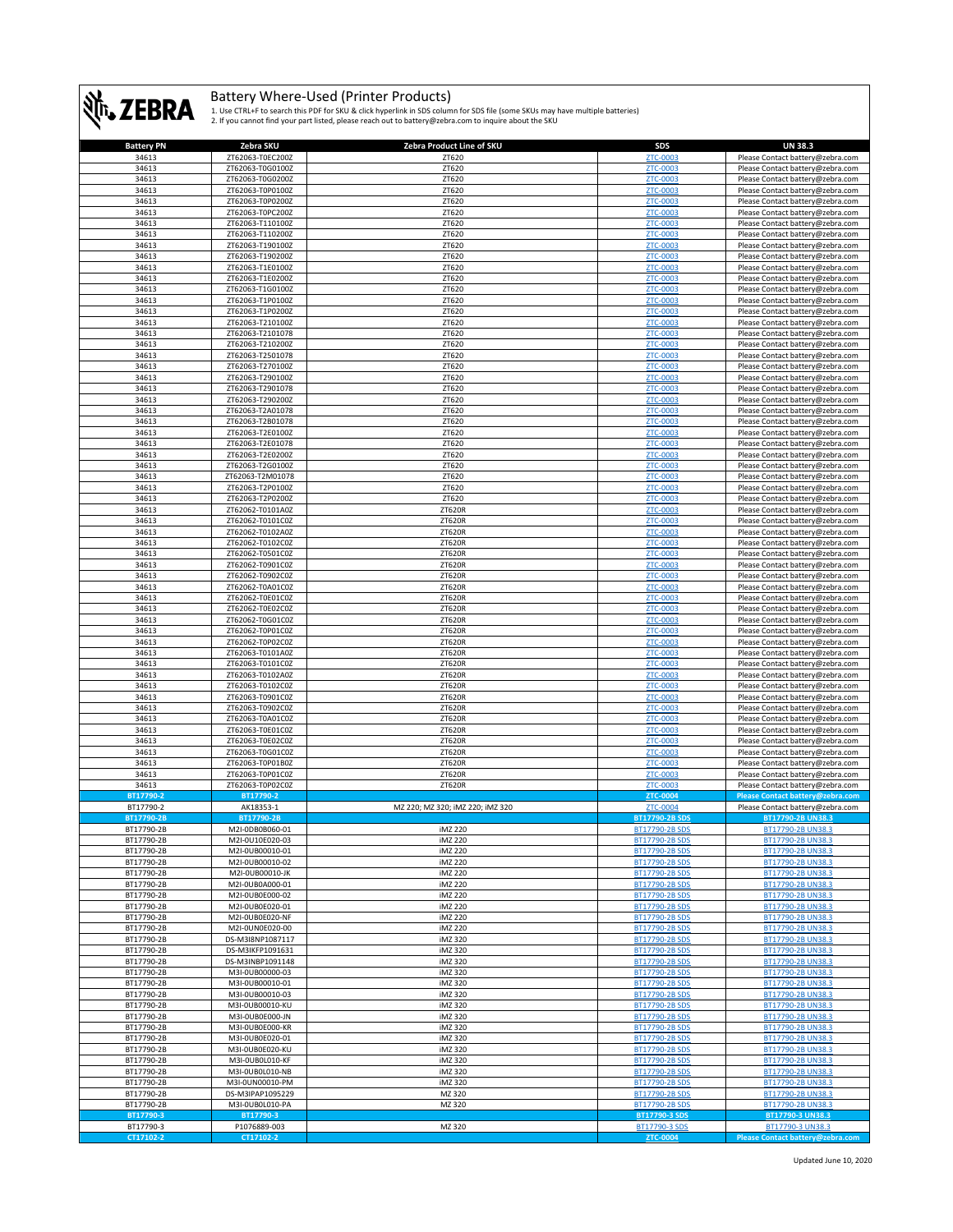# Battery Where-Used (Printer Products)

1. Use CTRL+F to search this PDF for SKU & click hyperlink in SDS column for SDS file (some SKUs may have multiple batteries)
2. If you cannot find your part listed, please reach out to battery@zebra.com to inquire about the SKU

| Battery PN | Zebra SKU | Zebra Product Line of SKU | SDS | UN 38.3 |
|---|---|---|---|---|
| 34613 | ZT62063-T0EC200Z | ZT620 | ZTC-0003 | Please Contact battery@zebra.com |
| 34613 | ZT62063-T0G0100Z | ZT620 | ZTC-0003 | Please Contact battery@zebra.com |
| 34613 | ZT62063-T0G0200Z | ZT620 | ZTC-0003 | Please Contact battery@zebra.com |
| 34613 | ZT62063-T0P0100Z | ZT620 | ZTC-0003 | Please Contact battery@zebra.com |
| 34613 | ZT62063-T0P0200Z | ZT620 | ZTC-0003 | Please Contact battery@zebra.com |
| 34613 | ZT62063-T0PC200Z | ZT620 | ZTC-0003 | Please Contact battery@zebra.com |
| 34613 | ZT62063-T110100Z | ZT620 | ZTC-0003 | Please Contact battery@zebra.com |
| 34613 | ZT62063-T110200Z | ZT620 | ZTC-0003 | Please Contact battery@zebra.com |
| 34613 | ZT62063-T190100Z | ZT620 | ZTC-0003 | Please Contact battery@zebra.com |
| 34613 | ZT62063-T190200Z | ZT620 | ZTC-0003 | Please Contact battery@zebra.com |
| 34613 | ZT62063-T1E0100Z | ZT620 | ZTC-0003 | Please Contact battery@zebra.com |
| 34613 | ZT62063-T1E0200Z | ZT620 | ZTC-0003 | Please Contact battery@zebra.com |
| 34613 | ZT62063-T1G0100Z | ZT620 | ZTC-0003 | Please Contact battery@zebra.com |
| 34613 | ZT62063-T1P0100Z | ZT620 | ZTC-0003 | Please Contact battery@zebra.com |
| 34613 | ZT62063-T1P0200Z | ZT620 | ZTC-0003 | Please Contact battery@zebra.com |
| 34613 | ZT62063-T210100Z | ZT620 | ZTC-0003 | Please Contact battery@zebra.com |
| 34613 | ZT62063-T2101078 | ZT620 | ZTC-0003 | Please Contact battery@zebra.com |
| 34613 | ZT62063-T210200Z | ZT620 | ZTC-0003 | Please Contact battery@zebra.com |
| 34613 | ZT62063-T2501078 | ZT620 | ZTC-0003 | Please Contact battery@zebra.com |
| 34613 | ZT62063-T270100Z | ZT620 | ZTC-0003 | Please Contact battery@zebra.com |
| 34613 | ZT62063-T290100Z | ZT620 | ZTC-0003 | Please Contact battery@zebra.com |
| 34613 | ZT62063-T2901078 | ZT620 | ZTC-0003 | Please Contact battery@zebra.com |
| 34613 | ZT62063-T290200Z | ZT620 | ZTC-0003 | Please Contact battery@zebra.com |
| 34613 | ZT62063-T2A01078 | ZT620 | ZTC-0003 | Please Contact battery@zebra.com |
| 34613 | ZT62063-T2B01078 | ZT620 | ZTC-0003 | Please Contact battery@zebra.com |
| 34613 | ZT62063-T2E0100Z | ZT620 | ZTC-0003 | Please Contact battery@zebra.com |
| 34613 | ZT62063-T2E01078 | ZT620 | ZTC-0003 | Please Contact battery@zebra.com |
| 34613 | ZT62063-T2E0200Z | ZT620 | ZTC-0003 | Please Contact battery@zebra.com |
| 34613 | ZT62063-T2G0100Z | ZT620 | ZTC-0003 | Please Contact battery@zebra.com |
| 34613 | ZT62063-T2M01078 | ZT620 | ZTC-0003 | Please Contact battery@zebra.com |
| 34613 | ZT62063-T2P0100Z | ZT620 | ZTC-0003 | Please Contact battery@zebra.com |
| 34613 | ZT62063-T2P0200Z | ZT620 | ZTC-0003 | Please Contact battery@zebra.com |
| 34613 | ZT62062-T0101A0Z | ZT620R | ZTC-0003 | Please Contact battery@zebra.com |
| 34613 | ZT62062-T0101C0Z | ZT620R | ZTC-0003 | Please Contact battery@zebra.com |
| 34613 | ZT62062-T0102A0Z | ZT620R | ZTC-0003 | Please Contact battery@zebra.com |
| 34613 | ZT62062-T0102C0Z | ZT620R | ZTC-0003 | Please Contact battery@zebra.com |
| 34613 | ZT62062-T0501C0Z | ZT620R | ZTC-0003 | Please Contact battery@zebra.com |
| 34613 | ZT62062-T0901C0Z | ZT620R | ZTC-0003 | Please Contact battery@zebra.com |
| 34613 | ZT62062-T0902C0Z | ZT620R | ZTC-0003 | Please Contact battery@zebra.com |
| 34613 | ZT62062-T0A01C0Z | ZT620R | ZTC-0003 | Please Contact battery@zebra.com |
| 34613 | ZT62062-T0E01C0Z | ZT620R | ZTC-0003 | Please Contact battery@zebra.com |
| 34613 | ZT62062-T0E02C0Z | ZT620R | ZTC-0003 | Please Contact battery@zebra.com |
| 34613 | ZT62062-T0G01C0Z | ZT620R | ZTC-0003 | Please Contact battery@zebra.com |
| 34613 | ZT62062-T0P01C0Z | ZT620R | ZTC-0003 | Please Contact battery@zebra.com |
| 34613 | ZT62062-T0P02C0Z | ZT620R | ZTC-0003 | Please Contact battery@zebra.com |
| 34613 | ZT62063-T0101A0Z | ZT620R | ZTC-0003 | Please Contact battery@zebra.com |
| 34613 | ZT62063-T0101C0Z | ZT620R | ZTC-0003 | Please Contact battery@zebra.com |
| 34613 | ZT62063-T0102A0Z | ZT620R | ZTC-0003 | Please Contact battery@zebra.com |
| 34613 | ZT62063-T0102C0Z | ZT620R | ZTC-0003 | Please Contact battery@zebra.com |
| 34613 | ZT62063-T0901C0Z | ZT620R | ZTC-0003 | Please Contact battery@zebra.com |
| 34613 | ZT62063-T0902C0Z | ZT620R | ZTC-0003 | Please Contact battery@zebra.com |
| 34613 | ZT62063-T0A01C0Z | ZT620R | ZTC-0003 | Please Contact battery@zebra.com |
| 34613 | ZT62063-T0E01C0Z | ZT620R | ZTC-0003 | Please Contact battery@zebra.com |
| 34613 | ZT62063-T0E02C0Z | ZT620R | ZTC-0003 | Please Contact battery@zebra.com |
| 34613 | ZT62063-T0G01C0Z | ZT620R | ZTC-0003 | Please Contact battery@zebra.com |
| 34613 | ZT62063-T0P01B0Z | ZT620R | ZTC-0003 | Please Contact battery@zebra.com |
| 34613 | ZT62063-T0P01C0Z | ZT620R | ZTC-0003 | Please Contact battery@zebra.com |
| 34613 | ZT62063-T0P02C0Z | ZT620R | ZTC-0003 | Please Contact battery@zebra.com |
| **BT17790-2** | **BT17790-2** | | **ZTC-0004** | **Please Contact battery@zebra.com** |
| BT17790-2 | AK18353-1 | MZ 220; MZ 320; iMZ 220; iMZ 320 | ZTC-0004 | Please Contact battery@zebra.com |
| **BT17790-2B** | **BT17790-2B** | | **BT17790-2B SDS** | **BT17790-2B UN38.3** |
| BT17790-2B | M2I-0DB0B060-01 | iMZ 220 | BT17790-2B SDS | BT17790-2B UN38.3 |
| BT17790-2B | M2I-0U10E020-03 | iMZ 220 | BT17790-2B SDS | BT17790-2B UN38.3 |
| BT17790-2B | M2I-0UB00010-01 | iMZ 220 | BT17790-2B SDS | BT17790-2B UN38.3 |
| BT17790-2B | M2I-0UB00010-02 | iMZ 220 | BT17790-2B SDS | BT17790-2B UN38.3 |
| BT17790-2B | M2I-0UB00010-JK | iMZ 220 | BT17790-2B SDS | BT17790-2B UN38.3 |
| BT17790-2B | M2I-0UB0A000-01 | iMZ 220 | BT17790-2B SDS | BT17790-2B UN38.3 |
| BT17790-2B | M2I-0UB0E000-02 | iMZ 220 | BT17790-2B SDS | BT17790-2B UN38.3 |
| BT17790-2B | M2I-0UB0E020-01 | iMZ 220 | BT17790-2B SDS | BT17790-2B UN38.3 |
| BT17790-2B | M2I-0UB0E020-NF | iMZ 220 | BT17790-2B SDS | BT17790-2B UN38.3 |
| BT17790-2B | M2I-0UN0E020-00 | iMZ 220 | BT17790-2B SDS | BT17790-2B UN38.3 |
| BT17790-2B | DS-M3I8NP1087117 | iMZ 320 | BT17790-2B SDS | BT17790-2B UN38.3 |
| BT17790-2B | DS-M3IKFP1091631 | iMZ 320 | BT17790-2B SDS | BT17790-2B UN38.3 |
| BT17790-2B | DS-M3INBP1091148 | iMZ 320 | BT17790-2B SDS | BT17790-2B UN38.3 |
| BT17790-2B | M3I-0UB00000-03 | iMZ 320 | BT17790-2B SDS | BT17790-2B UN38.3 |
| BT17790-2B | M3I-0UB00010-01 | iMZ 320 | BT17790-2B SDS | BT17790-2B UN38.3 |
| BT17790-2B | M3I-0UB00010-03 | iMZ 320 | BT17790-2B SDS | BT17790-2B UN38.3 |
| BT17790-2B | M3I-0UB00010-KU | iMZ 320 | BT17790-2B SDS | BT17790-2B UN38.3 |
| BT17790-2B | M3I-0UB0E000-JN | iMZ 320 | BT17790-2B SDS | BT17790-2B UN38.3 |
| BT17790-2B | M3I-0UB0E000-KR | iMZ 320 | BT17790-2B SDS | BT17790-2B UN38.3 |
| BT17790-2B | M3I-0UB0E020-01 | iMZ 320 | BT17790-2B SDS | BT17790-2B UN38.3 |
| BT17790-2B | M3I-0UB0E020-KU | iMZ 320 | BT17790-2B SDS | BT17790-2B UN38.3 |
| BT17790-2B | M3I-0UB0L010-KF | iMZ 320 | BT17790-2B SDS | BT17790-2B UN38.3 |
| BT17790-2B | M3I-0UB0L010-NB | iMZ 320 | BT17790-2B SDS | BT17790-2B UN38.3 |
| BT17790-2B | M3I-0UN00010-PM | iMZ 320 | BT17790-2B SDS | BT17790-2B UN38.3 |
| BT17790-2B | DS-M3IPAP1095229 | MZ 320 | BT17790-2B SDS | BT17790-2B UN38.3 |
| BT17790-2B | M3I-0UB0L010-PA | MZ 320 | BT17790-2B SDS | BT17790-2B UN38.3 |
| **BT17790-3** | **BT17790-3** | | **BT17790-3 SDS** | **BT17790-3 UN38.3** |
| BT17790-3 | P1076889-003 | MZ 320 | BT17790-3 SDS | BT17790-3 UN38.3 |
| **CT17102-2** | **CT17102-2** | | **ZTC-0004** | **Please Contact battery@zebra.com** |

Updated June 10, 2020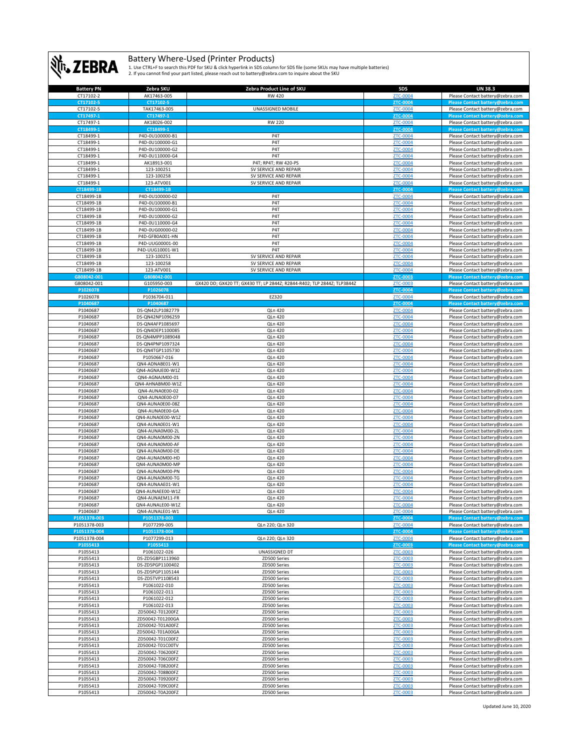# Battery Where-Used (Printer Products)

1. Use CTRL+F to search this PDF for SKU & click hyperlink in SDS column for SDS file (some SKUs may have multiple batteries)
2. If you cannot find your part listed, please reach out to battery@zebra.com to inquire about the SKU

| Battery PN | Zebra SKU | Zebra Product Line of SKU | SDS | UN 38.3 |
|---|---|---|---|---|
| CT17102-2 | AK17463-005 | RW 420 | ZTC-0004 | Please Contact battery@zebra.com |
| CT17102-5 | CT17102-5 | | ZTC-0004 | Please Contact battery@zebra.com |
| CT17102-5 | TAK17463-005 | UNASSIGNED MOBILE | ZTC-0004 | Please Contact battery@zebra.com |
| CT17497-1 | CT17497-1 | | ZTC-0004 | Please Contact battery@zebra.com |
| CT17497-1 | AK18026-002 | RW 220 | ZTC-0004 | Please Contact battery@zebra.com |
| CT18499-1 | CT18499-1 | | ZTC-0004 | Please Contact battery@zebra.com |
| CT18499-1 | P4D-0U100000-B1 | P4T | ZTC-0004 | Please Contact battery@zebra.com |
| CT18499-1 | P4D-0U100000-G1 | P4T | ZTC-0004 | Please Contact battery@zebra.com |
| CT18499-1 | P4D-0U100000-G2 | P4T | ZTC-0004 | Please Contact battery@zebra.com |
| CT18499-1 | P4D-0U110000-G4 | P4T | ZTC-0004 | Please Contact battery@zebra.com |
| CT18499-1 | AK18913-001 | P4T; RP4T; RW 420-PS | ZTC-0004 | Please Contact battery@zebra.com |
| CT18499-1 | 123-100251 | SV SERVICE AND REPAIR | ZTC-0004 | Please Contact battery@zebra.com |
| CT18499-1 | 123-100258 | SV SERVICE AND REPAIR | ZTC-0004 | Please Contact battery@zebra.com |
| CT18499-1 | 123-ATV001 | SV SERVICE AND REPAIR | ZTC-0004 | Please Contact battery@zebra.com |
| CT18499-1B | CT18499-1B | | ZTC-0004 | Please Contact battery@zebra.com |
| CT18499-1B | P4D-0U100000-02 | P4T | ZTC-0004 | Please Contact battery@zebra.com |
| CT18499-1B | P4D-0U100000-B1 | P4T | ZTC-0004 | Please Contact battery@zebra.com |
| CT18499-1B | P4D-0U100000-G1 | P4T | ZTC-0004 | Please Contact battery@zebra.com |
| CT18499-1B | P4D-0U100000-G2 | P4T | ZTC-0004 | Please Contact battery@zebra.com |
| CT18499-1B | P4D-0U110000-G4 | P4T | ZTC-0004 | Please Contact battery@zebra.com |
| CT18499-1B | P4D-0UG00000-02 | P4T | ZTC-0004 | Please Contact battery@zebra.com |
| CT18499-1B | P4D-GFB0A001-HN | P4T | ZTC-0004 | Please Contact battery@zebra.com |
| CT18499-1B | P4D-UUG00001-00 | P4T | ZTC-0004 | Please Contact battery@zebra.com |
| CT18499-1B | P4D-UUG10001-W1 | P4T | ZTC-0004 | Please Contact battery@zebra.com |
| CT18499-1B | 123-100251 | SV SERVICE AND REPAIR | ZTC-0004 | Please Contact battery@zebra.com |
| CT18499-1B | 123-100258 | SV SERVICE AND REPAIR | ZTC-0004 | Please Contact battery@zebra.com |
| CT18499-1B | 123-ATV001 | SV SERVICE AND REPAIR | ZTC-0004 | Please Contact battery@zebra.com |
| G808042-001 | G808042-001 | | ZTC-0003 | Please Contact battery@zebra.com |
| G808042-001 | G105950-003 | GX420 DD; GX420 TT; GX430 TT; LP 2844Z; R2844-R402; TLP 2844Z; TLP3844Z | ZTC-0003 | Please Contact battery@zebra.com |
| P1026078 | P1026078 | | ZTC-0004 | Please Contact battery@zebra.com |
| P1026078 | P1036704-011 | EZ320 | ZTC-0004 | Please Contact battery@zebra.com |
| P1040687 | P1040687 | | ZTC-0004 | Please Contact battery@zebra.com |
| P1040687 | DS-QN42LP1082779 | QLn 420 | ZTC-0004 | Please Contact battery@zebra.com |
| P1040687 | DS-QN42NP1096259 | QLn 420 | ZTC-0004 | Please Contact battery@zebra.com |
| P1040687 | DS-QN4AFP1085697 | QLn 420 | ZTC-0004 | Please Contact battery@zebra.com |
| P1040687 | DS-QN4DEP1100085 | QLn 420 | ZTC-0004 | Please Contact battery@zebra.com |
| P1040687 | DS-QN4MPP1089048 | QLn 420 | ZTC-0004 | Please Contact battery@zebra.com |
| P1040687 | DS-QN4PNP1097324 | QLn 420 | ZTC-0004 | Please Contact battery@zebra.com |
| P1040687 | DS-QN4TGP1105730 | QLn 420 | ZTC-0004 | Please Contact battery@zebra.com |
| P1040687 | P1050667-016 | QLn 420 | ZTC-0004 | Please Contact battery@zebra.com |
| P1040687 | QN4-ADNABE01-W1 | QLn 420 | ZTC-0004 | Please Contact battery@zebra.com |
| P1040687 | QN4-AGNAJE00-W1Z | QLn 420 | ZTC-0004 | Please Contact battery@zebra.com |
| P1040687 | QN4-AGNAJM00-01 | QLn 420 | ZTC-0004 | Please Contact battery@zebra.com |
| P1040687 | QN4-AHNABM00-W1Z | QLn 420 | ZTC-0004 | Please Contact battery@zebra.com |
| P1040687 | QN4-AUNA0E00-02 | QLn 420 | ZTC-0004 | Please Contact battery@zebra.com |
| P1040687 | QN4-AUNA0E00-07 | QLn 420 | ZTC-0004 | Please Contact battery@zebra.com |
| P1040687 | QN4-AUNA0E00-08Z | QLn 420 | ZTC-0004 | Please Contact battery@zebra.com |
| P1040687 | QN4-AUNA0E00-GA | QLn 420 | ZTC-0004 | Please Contact battery@zebra.com |
| P1040687 | QN4-AUNA0E00-W1Z | QLn 420 | ZTC-0004 | Please Contact battery@zebra.com |
| P1040687 | QN4-AUNA0E01-W1 | QLn 420 | ZTC-0004 | Please Contact battery@zebra.com |
| P1040687 | QN4-AUNA0M00-2L | QLn 420 | ZTC-0004 | Please Contact battery@zebra.com |
| P1040687 | QN4-AUNA0M00-2N | QLn 420 | ZTC-0004 | Please Contact battery@zebra.com |
| P1040687 | QN4-AUNA0M00-AF | QLn 420 | ZTC-0004 | Please Contact battery@zebra.com |
| P1040687 | QN4-AUNA0M00-DE | QLn 420 | ZTC-0004 | Please Contact battery@zebra.com |
| P1040687 | QN4-AUNA0M00-HD | QLn 420 | ZTC-0004 | Please Contact battery@zebra.com |
| P1040687 | QN4-AUNA0M00-MP | QLn 420 | ZTC-0004 | Please Contact battery@zebra.com |
| P1040687 | QN4-AUNA0M00-PN | QLn 420 | ZTC-0004 | Please Contact battery@zebra.com |
| P1040687 | QN4-AUNA0M00-TG | QLn 420 | ZTC-0004 | Please Contact battery@zebra.com |
| P1040687 | QN4-AUNAAE01-W1 | QLn 420 | ZTC-0004 | Please Contact battery@zebra.com |
| P1040687 | QN4-AUNAEE00-W1Z | QLn 420 | ZTC-0004 | Please Contact battery@zebra.com |
| P1040687 | QN4-AUNAEM11-FR | QLn 420 | ZTC-0004 | Please Contact battery@zebra.com |
| P1040687 | QN4-AUNALE00-W1Z | QLn 420 | ZTC-0004 | Please Contact battery@zebra.com |
| P1040687 | QN4-AUNALE01-W1 | QLn 420 | ZTC-0004 | Please Contact battery@zebra.com |
| P1051378-003 | P1051378-003 | | ZTC-0004 | Please Contact battery@zebra.com |
| P1051378-003 | P1077299-005 | QLn 220; QLn 320 | ZTC-0004 | Please Contact battery@zebra.com |
| P1051378-004 | P1051378-004 | | ZTC-0004 | Please Contact battery@zebra.com |
| P1051378-004 | P1077299-013 | QLn 220; QLn 320 | ZTC-0004 | Please Contact battery@zebra.com |
| P1055413 | P1055413 | | ZTC-0003 | Please Contact battery@zebra.com |
| P1055413 | P1061022-026 | UNASSIGNED DT | ZTC-0003 | Please Contact battery@zebra.com |
| P1055413 | DS-ZD5GBP1113960 | ZD500 Series | ZTC-0003 | Please Contact battery@zebra.com |
| P1055413 | DS-ZD5PGP1100402 | ZD500 Series | ZTC-0003 | Please Contact battery@zebra.com |
| P1055413 | DS-ZD5PGP1105144 | ZD500 Series | ZTC-0003 | Please Contact battery@zebra.com |
| P1055413 | DS-ZD5TVP1108543 | ZD500 Series | ZTC-0003 | Please Contact battery@zebra.com |
| P1055413 | P1061022-010 | ZD500 Series | ZTC-0003 | Please Contact battery@zebra.com |
| P1055413 | P1061022-011 | ZD500 Series | ZTC-0003 | Please Contact battery@zebra.com |
| P1055413 | P1061022-012 | ZD500 Series | ZTC-0003 | Please Contact battery@zebra.com |
| P1055413 | P1061022-013 | ZD500 Series | ZTC-0003 | Please Contact battery@zebra.com |
| P1055413 | ZD50042-T01200FZ | ZD500 Series | ZTC-0003 | Please Contact battery@zebra.com |
| P1055413 | ZD50042-T01200GA | ZD500 Series | ZTC-0003 | Please Contact battery@zebra.com |
| P1055413 | ZD50042-T01A00FZ | ZD500 Series | ZTC-0003 | Please Contact battery@zebra.com |
| P1055413 | ZD50042-T01A00GA | ZD500 Series | ZTC-0003 | Please Contact battery@zebra.com |
| P1055413 | ZD50042-T01C00FZ | ZD500 Series | ZTC-0003 | Please Contact battery@zebra.com |
| P1055413 | ZD50042-T01C00TV | ZD500 Series | ZTC-0003 | Please Contact battery@zebra.com |
| P1055413 | ZD50042-T06200FZ | ZD500 Series | ZTC-0003 | Please Contact battery@zebra.com |
| P1055413 | ZD50042-T06C00FZ | ZD500 Series | ZTC-0003 | Please Contact battery@zebra.com |
| P1055413 | ZD50042-T08200FZ | ZD500 Series | ZTC-0003 | Please Contact battery@zebra.com |
| P1055413 | ZD50042-T08B00FZ | ZD500 Series | ZTC-0003 | Please Contact battery@zebra.com |
| P1055413 | ZD50042-T09200FZ | ZD500 Series | ZTC-0003 | Please Contact battery@zebra.com |
| P1055413 | ZD50042-T09C00FZ | ZD500 Series | ZTC-0003 | Please Contact battery@zebra.com |
| P1055413 | ZD50042-T0A200FZ | ZD500 Series | ZTC-0003 | Please Contact battery@zebra.com |

Updated June 10, 2020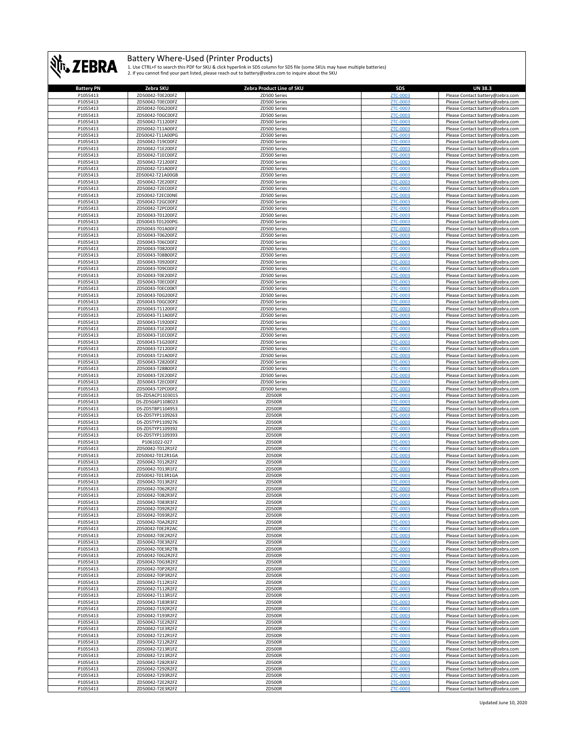# Battery Where-Used (Printer Products)

1. Use CTRL+F to search this PDF for SKU & click hyperlink in SDS column for SDS file (some SKUs may have multiple batteries)
2. If you cannot find your part listed, please reach out to battery@zebra.com to inquire about the SKU

| Battery PN | Zebra SKU | Zebra Product Line of SKU | SDS | UN 38.3 |
|---|---|---|---|---|
| P1055413 | ZD50042-T0E200FZ | ZD500 Series | ZTC-0003 | Please Contact battery@zebra.com |
| P1055413 | ZD50042-T0EC00FZ | ZD500 Series | ZTC-0003 | Please Contact battery@zebra.com |
| P1055413 | ZD50042-T0G200FZ | ZD500 Series | ZTC-0003 | Please Contact battery@zebra.com |
| P1055413 | ZD50042-T0GC00FZ | ZD500 Series | ZTC-0003 | Please Contact battery@zebra.com |
| P1055413 | ZD50042-T11200FZ | ZD500 Series | ZTC-0003 | Please Contact battery@zebra.com |
| P1055413 | ZD50042-T11A00FZ | ZD500 Series | ZTC-0003 | Please Contact battery@zebra.com |
| P1055413 | ZD50042-T11A00PG | ZD500 Series | ZTC-0003 | Please Contact battery@zebra.com |
| P1055413 | ZD50042-T19C00FZ | ZD500 Series | ZTC-0003 | Please Contact battery@zebra.com |
| P1055413 | ZD50042-T1E200FZ | ZD500 Series | ZTC-0003 | Please Contact battery@zebra.com |
| P1055413 | ZD50042-T1EC00FZ | ZD500 Series | ZTC-0003 | Please Contact battery@zebra.com |
| P1055413 | ZD50042-T21200FZ | ZD500 Series | ZTC-0003 | Please Contact battery@zebra.com |
| P1055413 | ZD50042-T21A00FZ | ZD500 Series | ZTC-0003 | Please Contact battery@zebra.com |
| P1055413 | ZD50042-T21A00GB | ZD500 Series | ZTC-0003 | Please Contact battery@zebra.com |
| P1055413 | ZD50042-T2E200FZ | ZD500 Series | ZTC-0003 | Please Contact battery@zebra.com |
| P1055413 | ZD50042-T2EC00FZ | ZD500 Series | ZTC-0003 | Please Contact battery@zebra.com |
| P1055413 | ZD50042-T2EC00NE | ZD500 Series | ZTC-0003 | Please Contact battery@zebra.com |
| P1055413 | ZD50042-T2GC00FZ | ZD500 Series | ZTC-0003 | Please Contact battery@zebra.com |
| P1055413 | ZD50042-T2PC00FZ | ZD500 Series | ZTC-0003 | Please Contact battery@zebra.com |
| P1055413 | ZD50043-T01200FZ | ZD500 Series | ZTC-0003 | Please Contact battery@zebra.com |
| P1055413 | ZD50043-T01200PG | ZD500 Series | ZTC-0003 | Please Contact battery@zebra.com |
| P1055413 | ZD50043-T01A00FZ | ZD500 Series | ZTC-0003 | Please Contact battery@zebra.com |
| P1055413 | ZD50043-T06200FZ | ZD500 Series | ZTC-0003 | Please Contact battery@zebra.com |
| P1055413 | ZD50043-T06C00FZ | ZD500 Series | ZTC-0003 | Please Contact battery@zebra.com |
| P1055413 | ZD50043-T08200FZ | ZD500 Series | ZTC-0003 | Please Contact battery@zebra.com |
| P1055413 | ZD50043-T08B00FZ | ZD500 Series | ZTC-0003 | Please Contact battery@zebra.com |
| P1055413 | ZD50043-T09200FZ | ZD500 Series | ZTC-0003 | Please Contact battery@zebra.com |
| P1055413 | ZD50043-T09C00FZ | ZD500 Series | ZTC-0003 | Please Contact battery@zebra.com |
| P1055413 | ZD50043-T0E200FZ | ZD500 Series | ZTC-0003 | Please Contact battery@zebra.com |
| P1055413 | ZD50043-T0EC00FZ | ZD500 Series | ZTC-0003 | Please Contact battery@zebra.com |
| P1055413 | ZD50043-T0EC00KT | ZD500 Series | ZTC-0003 | Please Contact battery@zebra.com |
| P1055413 | ZD50043-T0G200FZ | ZD500 Series | ZTC-0003 | Please Contact battery@zebra.com |
| P1055413 | ZD50043-T0GC00FZ | ZD500 Series | ZTC-0003 | Please Contact battery@zebra.com |
| P1055413 | ZD50043-T11200FZ | ZD500 Series | ZTC-0003 | Please Contact battery@zebra.com |
| P1055413 | ZD50043-T11A00FZ | ZD500 Series | ZTC-0003 | Please Contact battery@zebra.com |
| P1055413 | ZD50043-T19200FZ | ZD500 Series | ZTC-0003 | Please Contact battery@zebra.com |
| P1055413 | ZD50043-T1E200FZ | ZD500 Series | ZTC-0003 | Please Contact battery@zebra.com |
| P1055413 | ZD50043-T1EC00FZ | ZD500 Series | ZTC-0003 | Please Contact battery@zebra.com |
| P1055413 | ZD50043-T1G200FZ | ZD500 Series | ZTC-0003 | Please Contact battery@zebra.com |
| P1055413 | ZD50043-T21200FZ | ZD500 Series | ZTC-0003 | Please Contact battery@zebra.com |
| P1055413 | ZD50043-T21A00FZ | ZD500 Series | ZTC-0003 | Please Contact battery@zebra.com |
| P1055413 | ZD50043-T28200FZ | ZD500 Series | ZTC-0003 | Please Contact battery@zebra.com |
| P1055413 | ZD50043-T28B00FZ | ZD500 Series | ZTC-0003 | Please Contact battery@zebra.com |
| P1055413 | ZD50043-T2E200FZ | ZD500 Series | ZTC-0003 | Please Contact battery@zebra.com |
| P1055413 | ZD50043-T2EC00FZ | ZD500 Series | ZTC-0003 | Please Contact battery@zebra.com |
| P1055413 | ZD50043-T2PC00FZ | ZD500 Series | ZTC-0003 | Please Contact battery@zebra.com |
| P1055413 | DS-ZD5ACP1103015 | ZD500R | ZTC-0003 | Please Contact battery@zebra.com |
| P1055413 | DS-ZD5G6P1108023 | ZD500R | ZTC-0003 | Please Contact battery@zebra.com |
| P1055413 | DS-ZD5TBP1104953 | ZD500R | ZTC-0003 | Please Contact battery@zebra.com |
| P1055413 | DS-ZD5TYP1109263 | ZD500R | ZTC-0003 | Please Contact battery@zebra.com |
| P1055413 | DS-ZD5TYP1109276 | ZD500R | ZTC-0003 | Please Contact battery@zebra.com |
| P1055413 | DS-ZD5TYP1109392 | ZD500R | ZTC-0003 | Please Contact battery@zebra.com |
| P1055413 | DS-ZD5TYP1109393 | ZD500R | ZTC-0003 | Please Contact battery@zebra.com |
| P1055413 | P1061022-027 | ZD500R | ZTC-0003 | Please Contact battery@zebra.com |
| P1055413 | ZD50042-T012R1FZ | ZD500R | ZTC-0003 | Please Contact battery@zebra.com |
| P1055413 | ZD50042-T012R1GA | ZD500R | ZTC-0003 | Please Contact battery@zebra.com |
| P1055413 | ZD50042-T012R2FZ | ZD500R | ZTC-0003 | Please Contact battery@zebra.com |
| P1055413 | ZD50042-T013R1FZ | ZD500R | ZTC-0003 | Please Contact battery@zebra.com |
| P1055413 | ZD50042-T013R1GA | ZD500R | ZTC-0003 | Please Contact battery@zebra.com |
| P1055413 | ZD50042-T013R2FZ | ZD500R | ZTC-0003 | Please Contact battery@zebra.com |
| P1055413 | ZD50042-T062R2FZ | ZD500R | ZTC-0003 | Please Contact battery@zebra.com |
| P1055413 | ZD50042-T082R3FZ | ZD500R | ZTC-0003 | Please Contact battery@zebra.com |
| P1055413 | ZD50042-T083R3FZ | ZD500R | ZTC-0003 | Please Contact battery@zebra.com |
| P1055413 | ZD50042-T092R2FZ | ZD500R | ZTC-0003 | Please Contact battery@zebra.com |
| P1055413 | ZD50042-T093R2FZ | ZD500R | ZTC-0003 | Please Contact battery@zebra.com |
| P1055413 | ZD50042-T0A2R2FZ | ZD500R | ZTC-0003 | Please Contact battery@zebra.com |
| P1055413 | ZD50042-T0E2R2AC | ZD500R | ZTC-0003 | Please Contact battery@zebra.com |
| P1055413 | ZD50042-T0E2R2FZ | ZD500R | ZTC-0003 | Please Contact battery@zebra.com |
| P1055413 | ZD50042-T0E3R2FZ | ZD500R | ZTC-0003 | Please Contact battery@zebra.com |
| P1055413 | ZD50042-T0E3R2TB | ZD500R | ZTC-0003 | Please Contact battery@zebra.com |
| P1055413 | ZD50042-T0G2R2FZ | ZD500R | ZTC-0003 | Please Contact battery@zebra.com |
| P1055413 | ZD50042-T0G3R2FZ | ZD500R | ZTC-0003 | Please Contact battery@zebra.com |
| P1055413 | ZD50042-T0P2R2FZ | ZD500R | ZTC-0003 | Please Contact battery@zebra.com |
| P1055413 | ZD50042-T0P3R2FZ | ZD500R | ZTC-0003 | Please Contact battery@zebra.com |
| P1055413 | ZD50042-T112R1FZ | ZD500R | ZTC-0003 | Please Contact battery@zebra.com |
| P1055413 | ZD50042-T112R2FZ | ZD500R | ZTC-0003 | Please Contact battery@zebra.com |
| P1055413 | ZD50042-T113R1FZ | ZD500R | ZTC-0003 | Please Contact battery@zebra.com |
| P1055413 | ZD50042-T183R3FZ | ZD500R | ZTC-0003 | Please Contact battery@zebra.com |
| P1055413 | ZD50042-T192R2FZ | ZD500R | ZTC-0003 | Please Contact battery@zebra.com |
| P1055413 | ZD50042-T193R2FZ | ZD500R | ZTC-0003 | Please Contact battery@zebra.com |
| P1055413 | ZD50042-T1E2R2FZ | ZD500R | ZTC-0003 | Please Contact battery@zebra.com |
| P1055413 | ZD50042-T1E3R2FZ | ZD500R | ZTC-0003 | Please Contact battery@zebra.com |
| P1055413 | ZD50042-T212R1FZ | ZD500R | ZTC-0003 | Please Contact battery@zebra.com |
| P1055413 | ZD50042-T212R2FZ | ZD500R | ZTC-0003 | Please Contact battery@zebra.com |
| P1055413 | ZD50042-T213R1FZ | ZD500R | ZTC-0003 | Please Contact battery@zebra.com |
| P1055413 | ZD50042-T213R2FZ | ZD500R | ZTC-0003 | Please Contact battery@zebra.com |
| P1055413 | ZD50042-T282R3FZ | ZD500R | ZTC-0003 | Please Contact battery@zebra.com |
| P1055413 | ZD50042-T292R2FZ | ZD500R | ZTC-0003 | Please Contact battery@zebra.com |
| P1055413 | ZD50042-T293R2FZ | ZD500R | ZTC-0003 | Please Contact battery@zebra.com |
| P1055413 | ZD50042-T2E2R2FZ | ZD500R | ZTC-0003 | Please Contact battery@zebra.com |
| P1055413 | ZD50042-T2E3R2FZ | ZD500R | ZTC-0003 | Please Contact battery@zebra.com |

Updated June 10, 2020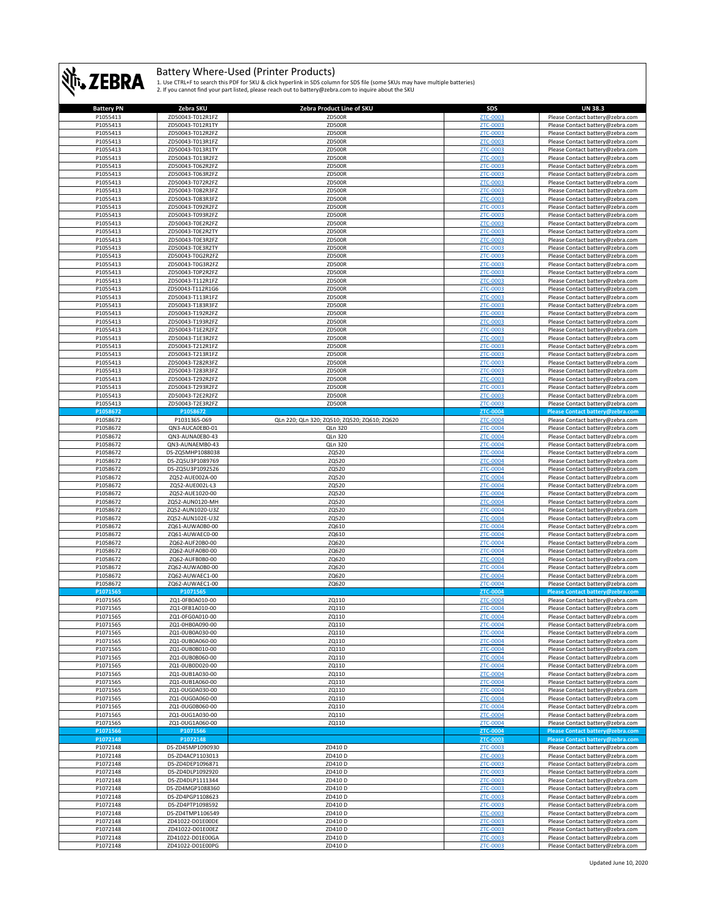# Battery Where-Used (Printer Products)

1. Use CTRL+F to search this PDF for SKU & click hyperlink in SDS column for SDS file (some SKUs may have multiple batteries)
2. If you cannot find your part listed, please reach out to battery@zebra.com to inquire about the SKU

| Battery PN | Zebra SKU | Zebra Product Line of SKU | SDS | UN 38.3 |
|---|---|---|---|---|
| P1055413 | ZD50043-T012R1FZ | ZD500R | ZTC-0003 | Please Contact battery@zebra.com |
| P1055413 | ZD50043-T012R1TY | ZD500R | ZTC-0003 | Please Contact battery@zebra.com |
| P1055413 | ZD50043-T012R2FZ | ZD500R | ZTC-0003 | Please Contact battery@zebra.com |
| P1055413 | ZD50043-T013R1FZ | ZD500R | ZTC-0003 | Please Contact battery@zebra.com |
| P1055413 | ZD50043-T013R1TY | ZD500R | ZTC-0003 | Please Contact battery@zebra.com |
| P1055413 | ZD50043-T013R2FZ | ZD500R | ZTC-0003 | Please Contact battery@zebra.com |
| P1055413 | ZD50043-T062R2FZ | ZD500R | ZTC-0003 | Please Contact battery@zebra.com |
| P1055413 | ZD50043-T063R2FZ | ZD500R | ZTC-0003 | Please Contact battery@zebra.com |
| P1055413 | ZD50043-T072R2FZ | ZD500R | ZTC-0003 | Please Contact battery@zebra.com |
| P1055413 | ZD50043-T082R3FZ | ZD500R | ZTC-0003 | Please Contact battery@zebra.com |
| P1055413 | ZD50043-T083R3FZ | ZD500R | ZTC-0003 | Please Contact battery@zebra.com |
| P1055413 | ZD50043-T092R2FZ | ZD500R | ZTC-0003 | Please Contact battery@zebra.com |
| P1055413 | ZD50043-T093R2FZ | ZD500R | ZTC-0003 | Please Contact battery@zebra.com |
| P1055413 | ZD50043-T0E2R2FZ | ZD500R | ZTC-0003 | Please Contact battery@zebra.com |
| P1055413 | ZD50043-T0E2R2TY | ZD500R | ZTC-0003 | Please Contact battery@zebra.com |
| P1055413 | ZD50043-T0E3R2FZ | ZD500R | ZTC-0003 | Please Contact battery@zebra.com |
| P1055413 | ZD50043-T0E3R2TY | ZD500R | ZTC-0003 | Please Contact battery@zebra.com |
| P1055413 | ZD50043-T0G2R2FZ | ZD500R | ZTC-0003 | Please Contact battery@zebra.com |
| P1055413 | ZD50043-T0G3R2FZ | ZD500R | ZTC-0003 | Please Contact battery@zebra.com |
| P1055413 | ZD50043-T0P2R2FZ | ZD500R | ZTC-0003 | Please Contact battery@zebra.com |
| P1055413 | ZD50043-T112R1FZ | ZD500R | ZTC-0003 | Please Contact battery@zebra.com |
| P1055413 | ZD50043-T112R1G6 | ZD500R | ZTC-0003 | Please Contact battery@zebra.com |
| P1055413 | ZD50043-T113R1FZ | ZD500R | ZTC-0003 | Please Contact battery@zebra.com |
| P1055413 | ZD50043-T183R3FZ | ZD500R | ZTC-0003 | Please Contact battery@zebra.com |
| P1055413 | ZD50043-T192R2FZ | ZD500R | ZTC-0003 | Please Contact battery@zebra.com |
| P1055413 | ZD50043-T193R2FZ | ZD500R | ZTC-0003 | Please Contact battery@zebra.com |
| P1055413 | ZD50043-T1E2R2FZ | ZD500R | ZTC-0003 | Please Contact battery@zebra.com |
| P1055413 | ZD50043-T1E3R2FZ | ZD500R | ZTC-0003 | Please Contact battery@zebra.com |
| P1055413 | ZD50043-T212R1FZ | ZD500R | ZTC-0003 | Please Contact battery@zebra.com |
| P1055413 | ZD50043-T213R1FZ | ZD500R | ZTC-0003 | Please Contact battery@zebra.com |
| P1055413 | ZD50043-T282R3FZ | ZD500R | ZTC-0003 | Please Contact battery@zebra.com |
| P1055413 | ZD50043-T283R3FZ | ZD500R | ZTC-0003 | Please Contact battery@zebra.com |
| P1055413 | ZD50043-T292R2FZ | ZD500R | ZTC-0003 | Please Contact battery@zebra.com |
| P1055413 | ZD50043-T293R2FZ | ZD500R | ZTC-0003 | Please Contact battery@zebra.com |
| P1055413 | ZD50043-T2E2R2FZ | ZD500R | ZTC-0003 | Please Contact battery@zebra.com |
| P1055413 | ZD50043-T2E3R2FZ | ZD500R | ZTC-0003 | Please Contact battery@zebra.com |
| **P1058672** | **P1058672** | | **ZTC-0004** | **Please Contact battery@zebra.com** |
| P1058672 | P1031365-069 | QLn 220; QLn 320; ZQ510; ZQ520; ZQ610; ZQ620 | ZTC-0004 | Please Contact battery@zebra.com |
| P1058672 | QN3-AUCA0EB0-01 | QLn 320 | ZTC-0004 | Please Contact battery@zebra.com |
| P1058672 | QN3-AUNA0EB0-43 | QLn 320 | ZTC-0004 | Please Contact battery@zebra.com |
| P1058672 | QN3-AUNAEMB0-43 | QLn 320 | ZTC-0004 | Please Contact battery@zebra.com |
| P1058672 | DS-ZQ5MHP1088038 | ZQ520 | ZTC-0004 | Please Contact battery@zebra.com |
| P1058672 | DS-ZQ5U3P1089769 | ZQ520 | ZTC-0004 | Please Contact battery@zebra.com |
| P1058672 | DS-ZQ5U3P1092526 | ZQ520 | ZTC-0004 | Please Contact battery@zebra.com |
| P1058672 | ZQ52-AUE002A-00 | ZQ520 | ZTC-0004 | Please Contact battery@zebra.com |
| P1058672 | ZQ52-AUE002L-L3 | ZQ520 | ZTC-0004 | Please Contact battery@zebra.com |
| P1058672 | ZQ52-AUE1020-00 | ZQ520 | ZTC-0004 | Please Contact battery@zebra.com |
| P1058672 | ZQ52-AUN0120-MH | ZQ520 | ZTC-0004 | Please Contact battery@zebra.com |
| P1058672 | ZQ52-AUN1020-U3Z | ZQ520 | ZTC-0004 | Please Contact battery@zebra.com |
| P1058672 | ZQ52-AUN102E-U3Z | ZQ520 | ZTC-0004 | Please Contact battery@zebra.com |
| P1058672 | ZQ61-AUWA0B0-00 | ZQ610 | ZTC-0004 | Please Contact battery@zebra.com |
| P1058672 | ZQ61-AUWAEC0-00 | ZQ610 | ZTC-0004 | Please Contact battery@zebra.com |
| P1058672 | ZQ62-AUF20B0-00 | ZQ620 | ZTC-0004 | Please Contact battery@zebra.com |
| P1058672 | ZQ62-AUFA0B0-00 | ZQ620 | ZTC-0004 | Please Contact battery@zebra.com |
| P1058672 | ZQ62-AUFB0B0-00 | ZQ620 | ZTC-0004 | Please Contact battery@zebra.com |
| P1058672 | ZQ62-AUWA0B0-00 | ZQ620 | ZTC-0004 | Please Contact battery@zebra.com |
| P1058672 | ZQ62-AUWAEC1-00 | ZQ620 | ZTC-0004 | Please Contact battery@zebra.com |
| P1058672 | ZQ62-AUWAEC1-00 | ZQ620 | ZTC-0004 | Please Contact battery@zebra.com |
| **P1071565** | **P1071565** | | **ZTC-0004** | **Please Contact battery@zebra.com** |
| P1071565 | ZQ1-0FB0A010-00 | ZQ110 | ZTC-0004 | Please Contact battery@zebra.com |
| P1071565 | ZQ1-0FB1A010-00 | ZQ110 | ZTC-0004 | Please Contact battery@zebra.com |
| P1071565 | ZQ1-0FG0A010-00 | ZQ110 | ZTC-0004 | Please Contact battery@zebra.com |
| P1071565 | ZQ1-0HB0A090-00 | ZQ110 | ZTC-0004 | Please Contact battery@zebra.com |
| P1071565 | ZQ1-0UB0A030-00 | ZQ110 | ZTC-0004 | Please Contact battery@zebra.com |
| P1071565 | ZQ1-0UB0A060-00 | ZQ110 | ZTC-0004 | Please Contact battery@zebra.com |
| P1071565 | ZQ1-0UB0B010-00 | ZQ110 | ZTC-0004 | Please Contact battery@zebra.com |
| P1071565 | ZQ1-0UB0B060-00 | ZQ110 | ZTC-0004 | Please Contact battery@zebra.com |
| P1071565 | ZQ1-0UB0D020-00 | ZQ110 | ZTC-0004 | Please Contact battery@zebra.com |
| P1071565 | ZQ1-0UB1A030-00 | ZQ110 | ZTC-0004 | Please Contact battery@zebra.com |
| P1071565 | ZQ1-0UB1A060-00 | ZQ110 | ZTC-0004 | Please Contact battery@zebra.com |
| P1071565 | ZQ1-0UG0A030-00 | ZQ110 | ZTC-0004 | Please Contact battery@zebra.com |
| P1071565 | ZQ1-0UG0A060-00 | ZQ110 | ZTC-0004 | Please Contact battery@zebra.com |
| P1071565 | ZQ1-0UG0B060-00 | ZQ110 | ZTC-0004 | Please Contact battery@zebra.com |
| P1071565 | ZQ1-0UG1A030-00 | ZQ110 | ZTC-0004 | Please Contact battery@zebra.com |
| P1071565 | ZQ1-0UG1A060-00 | ZQ110 | ZTC-0004 | Please Contact battery@zebra.com |
| **P1071566** | **P1071566** | | **ZTC-0004** | **Please Contact battery@zebra.com** |
| **P1072148** | **P1072148** | | **ZTC-0003** | **Please Contact battery@zebra.com** |
| P1072148 | DS-ZD45MP1090930 | ZD410 D | ZTC-0003 | Please Contact battery@zebra.com |
| P1072148 | DS-ZD4ACP1103013 | ZD410 D | ZTC-0003 | Please Contact battery@zebra.com |
| P1072148 | DS-ZD4DEP1096871 | ZD410 D | ZTC-0003 | Please Contact battery@zebra.com |
| P1072148 | DS-ZD4DLP1092920 | ZD410 D | ZTC-0003 | Please Contact battery@zebra.com |
| P1072148 | DS-ZD4DLP1111344 | ZD410 D | ZTC-0003 | Please Contact battery@zebra.com |
| P1072148 | DS-ZD4MGP1088360 | ZD410 D | ZTC-0003 | Please Contact battery@zebra.com |
| P1072148 | DS-ZD4PGP1108623 | ZD410 D | ZTC-0003 | Please Contact battery@zebra.com |
| P1072148 | DS-ZD4PTP1098592 | ZD410 D | ZTC-0003 | Please Contact battery@zebra.com |
| P1072148 | DS-ZD4TMP1106549 | ZD410 D | ZTC-0003 | Please Contact battery@zebra.com |
| P1072148 | ZD41022-D01E00DE | ZD410 D | ZTC-0003 | Please Contact battery@zebra.com |
| P1072148 | ZD41022-D01E00EZ | ZD410 D | ZTC-0003 | Please Contact battery@zebra.com |
| P1072148 | ZD41022-D01E00GA | ZD410 D | ZTC-0003 | Please Contact battery@zebra.com |
| P1072148 | ZD41022-D01E00PG | ZD410 D | ZTC-0003 | Please Contact battery@zebra.com |

Updated June 10, 2020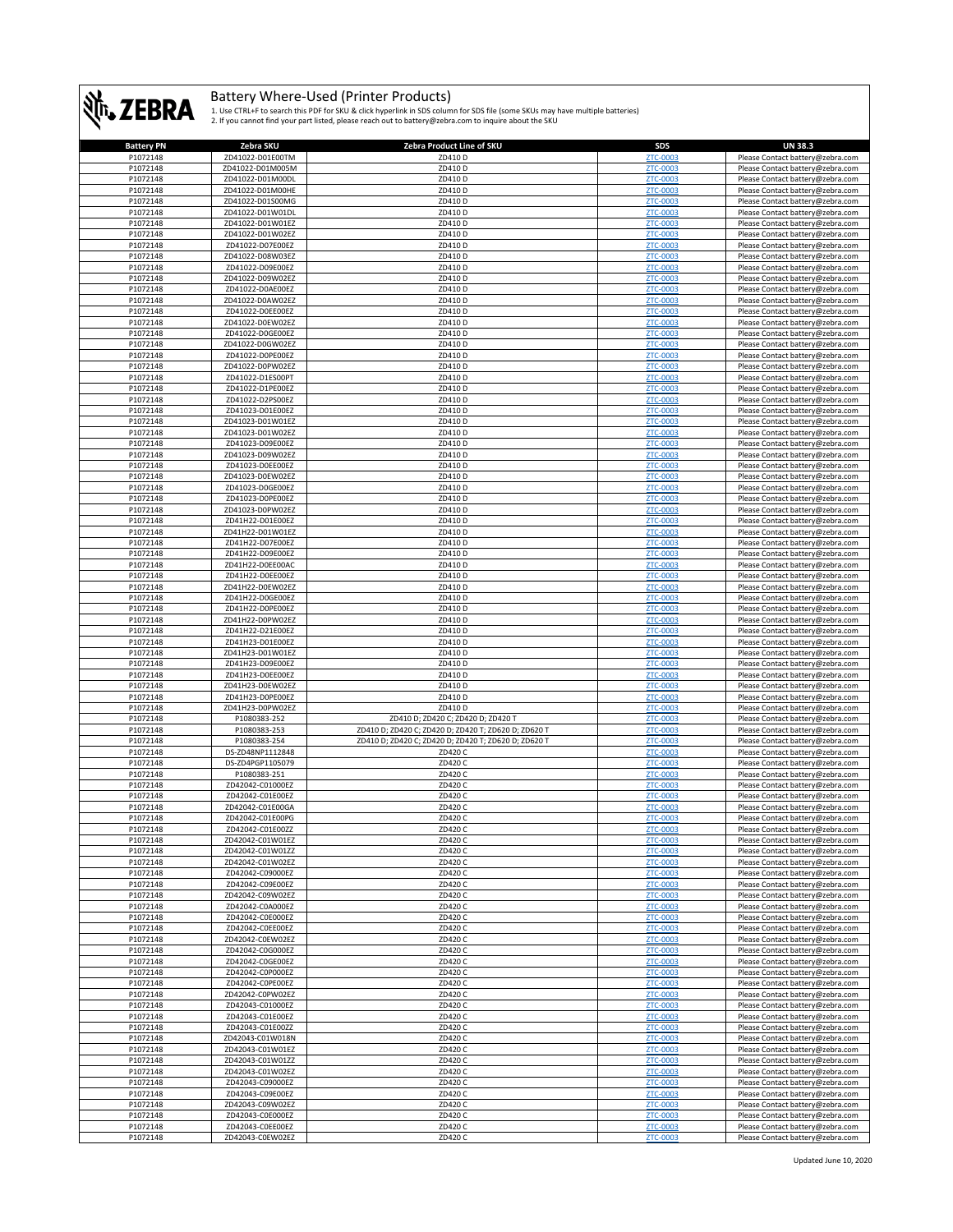# Battery Where-Used (Printer Products)

1. Use CTRL+F to search this PDF for SKU & click hyperlink in SDS column for SDS file (some SKUs may have multiple batteries)
2. If you cannot find your part listed, please reach out to battery@zebra.com to inquire about the SKU

| Battery PN | Zebra SKU | Zebra Product Line of SKU | SDS | UN 38.3 |
|---|---|---|---|---|
| P1072148 | ZD41022-D01E00TM | ZD410 D | ZTC-0003 | Please Contact battery@zebra.com |
| P1072148 | ZD41022-D01M005M | ZD410 D | ZTC-0003 | Please Contact battery@zebra.com |
| P1072148 | ZD41022-D01M00DL | ZD410 D | ZTC-0003 | Please Contact battery@zebra.com |
| P1072148 | ZD41022-D01M00HE | ZD410 D | ZTC-0003 | Please Contact battery@zebra.com |
| P1072148 | ZD41022-D01S00MG | ZD410 D | ZTC-0003 | Please Contact battery@zebra.com |
| P1072148 | ZD41022-D01W01DL | ZD410 D | ZTC-0003 | Please Contact battery@zebra.com |
| P1072148 | ZD41022-D01W01EZ | ZD410 D | ZTC-0003 | Please Contact battery@zebra.com |
| P1072148 | ZD41022-D01W02EZ | ZD410 D | ZTC-0003 | Please Contact battery@zebra.com |
| P1072148 | ZD41022-D07E00EZ | ZD410 D | ZTC-0003 | Please Contact battery@zebra.com |
| P1072148 | ZD41022-D08W03EZ | ZD410 D | ZTC-0003 | Please Contact battery@zebra.com |
| P1072148 | ZD41022-D09E00EZ | ZD410 D | ZTC-0003 | Please Contact battery@zebra.com |
| P1072148 | ZD41022-D09W02EZ | ZD410 D | ZTC-0003 | Please Contact battery@zebra.com |
| P1072148 | ZD41022-D0AE00EZ | ZD410 D | ZTC-0003 | Please Contact battery@zebra.com |
| P1072148 | ZD41022-D0AW02EZ | ZD410 D | ZTC-0003 | Please Contact battery@zebra.com |
| P1072148 | ZD41022-D0EE00EZ | ZD410 D | ZTC-0003 | Please Contact battery@zebra.com |
| P1072148 | ZD41022-D0EW02EZ | ZD410 D | ZTC-0003 | Please Contact battery@zebra.com |
| P1072148 | ZD41022-D0GE00EZ | ZD410 D | ZTC-0003 | Please Contact battery@zebra.com |
| P1072148 | ZD41022-D0GW02EZ | ZD410 D | ZTC-0003 | Please Contact battery@zebra.com |
| P1072148 | ZD41022-D0PE00EZ | ZD410 D | ZTC-0003 | Please Contact battery@zebra.com |
| P1072148 | ZD41022-D0PW02EZ | ZD410 D | ZTC-0003 | Please Contact battery@zebra.com |
| P1072148 | ZD41022-D1ES00PT | ZD410 D | ZTC-0003 | Please Contact battery@zebra.com |
| P1072148 | ZD41022-D1PE00EZ | ZD410 D | ZTC-0003 | Please Contact battery@zebra.com |
| P1072148 | ZD41022-D2PS00EZ | ZD410 D | ZTC-0003 | Please Contact battery@zebra.com |
| P1072148 | ZD41023-D01E00EZ | ZD410 D | ZTC-0003 | Please Contact battery@zebra.com |
| P1072148 | ZD41023-D01W01EZ | ZD410 D | ZTC-0003 | Please Contact battery@zebra.com |
| P1072148 | ZD41023-D01W02EZ | ZD410 D | ZTC-0003 | Please Contact battery@zebra.com |
| P1072148 | ZD41023-D09E00EZ | ZD410 D | ZTC-0003 | Please Contact battery@zebra.com |
| P1072148 | ZD41023-D09W02EZ | ZD410 D | ZTC-0003 | Please Contact battery@zebra.com |
| P1072148 | ZD41023-D0EE00EZ | ZD410 D | ZTC-0003 | Please Contact battery@zebra.com |
| P1072148 | ZD41023-D0EW02EZ | ZD410 D | ZTC-0003 | Please Contact battery@zebra.com |
| P1072148 | ZD41023-D0GE00EZ | ZD410 D | ZTC-0003 | Please Contact battery@zebra.com |
| P1072148 | ZD41023-D0PE00EZ | ZD410 D | ZTC-0003 | Please Contact battery@zebra.com |
| P1072148 | ZD41023-D0PW02EZ | ZD410 D | ZTC-0003 | Please Contact battery@zebra.com |
| P1072148 | ZD41H22-D01E00EZ | ZD410 D | ZTC-0003 | Please Contact battery@zebra.com |
| P1072148 | ZD41H22-D01W01EZ | ZD410 D | ZTC-0003 | Please Contact battery@zebra.com |
| P1072148 | ZD41H22-D07E00EZ | ZD410 D | ZTC-0003 | Please Contact battery@zebra.com |
| P1072148 | ZD41H22-D09E00EZ | ZD410 D | ZTC-0003 | Please Contact battery@zebra.com |
| P1072148 | ZD41H22-D0EE00AC | ZD410 D | ZTC-0003 | Please Contact battery@zebra.com |
| P1072148 | ZD41H22-D0EE00EZ | ZD410 D | ZTC-0003 | Please Contact battery@zebra.com |
| P1072148 | ZD41H22-D0EW02EZ | ZD410 D | ZTC-0003 | Please Contact battery@zebra.com |
| P1072148 | ZD41H22-D0GE00EZ | ZD410 D | ZTC-0003 | Please Contact battery@zebra.com |
| P1072148 | ZD41H22-D0PE00EZ | ZD410 D | ZTC-0003 | Please Contact battery@zebra.com |
| P1072148 | ZD41H22-D0PW02EZ | ZD410 D | ZTC-0003 | Please Contact battery@zebra.com |
| P1072148 | ZD41H22-D21E00EZ | ZD410 D | ZTC-0003 | Please Contact battery@zebra.com |
| P1072148 | ZD41H23-D01E00EZ | ZD410 D | ZTC-0003 | Please Contact battery@zebra.com |
| P1072148 | ZD41H23-D01W01EZ | ZD410 D | ZTC-0003 | Please Contact battery@zebra.com |
| P1072148 | ZD41H23-D09E00EZ | ZD410 D | ZTC-0003 | Please Contact battery@zebra.com |
| P1072148 | ZD41H23-D0EE00EZ | ZD410 D | ZTC-0003 | Please Contact battery@zebra.com |
| P1072148 | ZD41H23-D0EW02EZ | ZD410 D | ZTC-0003 | Please Contact battery@zebra.com |
| P1072148 | ZD41H23-D0PE00EZ | ZD410 D | ZTC-0003 | Please Contact battery@zebra.com |
| P1072148 | ZD41H23-D0PW02EZ | ZD410 D | ZTC-0003 | Please Contact battery@zebra.com |
| P1072148 | P1080383-252 | ZD410 D; ZD420 C; ZD420 D; ZD420 T | ZTC-0003 | Please Contact battery@zebra.com |
| P1072148 | P1080383-253 | ZD410 D; ZD420 C; ZD420 D; ZD420 T; ZD620 D; ZD620 T | ZTC-0003 | Please Contact battery@zebra.com |
| P1072148 | P1080383-254 | ZD410 D; ZD420 C; ZD420 D; ZD420 T; ZD620 D; ZD620 T | ZTC-0003 | Please Contact battery@zebra.com |
| P1072148 | DS-ZD48NP1112848 | ZD420 C | ZTC-0003 | Please Contact battery@zebra.com |
| P1072148 | DS-ZD4PGP1105079 | ZD420 C | ZTC-0003 | Please Contact battery@zebra.com |
| P1072148 | P1080383-251 | ZD420 C | ZTC-0003 | Please Contact battery@zebra.com |
| P1072148 | ZD42042-C01000EZ | ZD420 C | ZTC-0003 | Please Contact battery@zebra.com |
| P1072148 | ZD42042-C01E00EZ | ZD420 C | ZTC-0003 | Please Contact battery@zebra.com |
| P1072148 | ZD42042-C01E00GA | ZD420 C | ZTC-0003 | Please Contact battery@zebra.com |
| P1072148 | ZD42042-C01E00PG | ZD420 C | ZTC-0003 | Please Contact battery@zebra.com |
| P1072148 | ZD42042-C01E00ZZ | ZD420 C | ZTC-0003 | Please Contact battery@zebra.com |
| P1072148 | ZD42042-C01W01EZ | ZD420 C | ZTC-0003 | Please Contact battery@zebra.com |
| P1072148 | ZD42042-C01W01ZZ | ZD420 C | ZTC-0003 | Please Contact battery@zebra.com |
| P1072148 | ZD42042-C01W02EZ | ZD420 C | ZTC-0003 | Please Contact battery@zebra.com |
| P1072148 | ZD42042-C09000EZ | ZD420 C | ZTC-0003 | Please Contact battery@zebra.com |
| P1072148 | ZD42042-C09E00EZ | ZD420 C | ZTC-0003 | Please Contact battery@zebra.com |
| P1072148 | ZD42042-C09W02EZ | ZD420 C | ZTC-0003 | Please Contact battery@zebra.com |
| P1072148 | ZD42042-C0A000EZ | ZD420 C | ZTC-0003 | Please Contact battery@zebra.com |
| P1072148 | ZD42042-C0E000EZ | ZD420 C | ZTC-0003 | Please Contact battery@zebra.com |
| P1072148 | ZD42042-C0EE00EZ | ZD420 C | ZTC-0003 | Please Contact battery@zebra.com |
| P1072148 | ZD42042-C0EW02EZ | ZD420 C | ZTC-0003 | Please Contact battery@zebra.com |
| P1072148 | ZD42042-C0G000EZ | ZD420 C | ZTC-0003 | Please Contact battery@zebra.com |
| P1072148 | ZD42042-C0GE00EZ | ZD420 C | ZTC-0003 | Please Contact battery@zebra.com |
| P1072148 | ZD42042-C0P000EZ | ZD420 C | ZTC-0003 | Please Contact battery@zebra.com |
| P1072148 | ZD42042-C0PE00EZ | ZD420 C | ZTC-0003 | Please Contact battery@zebra.com |
| P1072148 | ZD42042-C0PW02EZ | ZD420 C | ZTC-0003 | Please Contact battery@zebra.com |
| P1072148 | ZD42043-C01000EZ | ZD420 C | ZTC-0003 | Please Contact battery@zebra.com |
| P1072148 | ZD42043-C01E00EZ | ZD420 C | ZTC-0003 | Please Contact battery@zebra.com |
| P1072148 | ZD42043-C01E00ZZ | ZD420 C | ZTC-0003 | Please Contact battery@zebra.com |
| P1072148 | ZD42043-C01W018N | ZD420 C | ZTC-0003 | Please Contact battery@zebra.com |
| P1072148 | ZD42043-C01W01EZ | ZD420 C | ZTC-0003 | Please Contact battery@zebra.com |
| P1072148 | ZD42043-C01W01ZZ | ZD420 C | ZTC-0003 | Please Contact battery@zebra.com |
| P1072148 | ZD42043-C01W02EZ | ZD420 C | ZTC-0003 | Please Contact battery@zebra.com |
| P1072148 | ZD42043-C09000EZ | ZD420 C | ZTC-0003 | Please Contact battery@zebra.com |
| P1072148 | ZD42043-C09E00EZ | ZD420 C | ZTC-0003 | Please Contact battery@zebra.com |
| P1072148 | ZD42043-C09W02EZ | ZD420 C | ZTC-0003 | Please Contact battery@zebra.com |
| P1072148 | ZD42043-C0E000EZ | ZD420 C | ZTC-0003 | Please Contact battery@zebra.com |
| P1072148 | ZD42043-C0EE00EZ | ZD420 C | ZTC-0003 | Please Contact battery@zebra.com |
| P1072148 | ZD42043-C0EW02EZ | ZD420 C | ZTC-0003 | Please Contact battery@zebra.com |

Updated June 10, 2020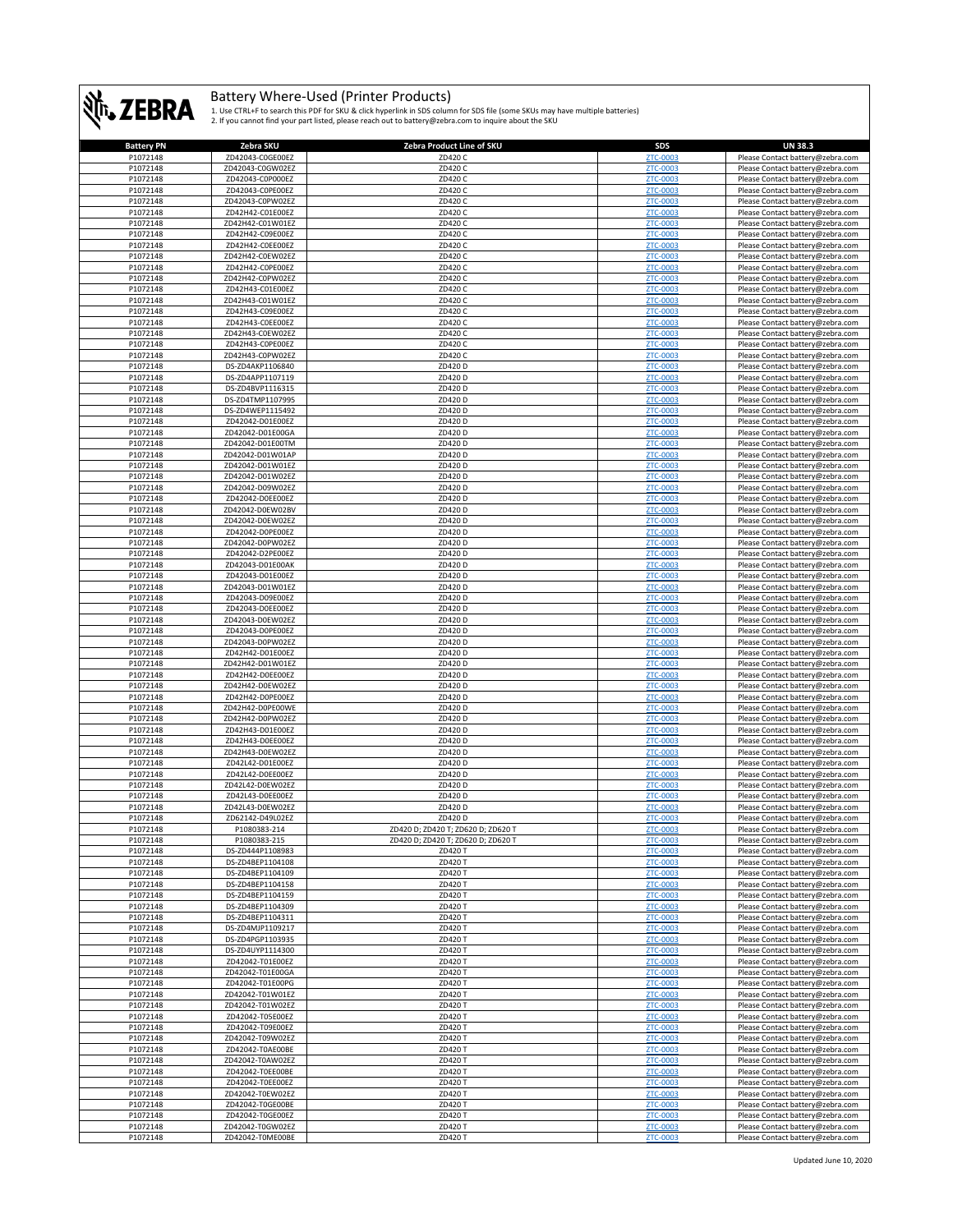# Battery Where-Used (Printer Products)

1. Use CTRL+F to search this PDF for SKU & click hyperlink in SDS column for SDS file (some SKUs may have multiple batteries)
2. If you cannot find your part listed, please reach out to battery@zebra.com to inquire about the SKU

| Battery PN | Zebra SKU | Zebra Product Line of SKU | SDS | UN 38.3 |
|---|---|---|---|---|
| P1072148 | ZD42043-C0GE00EZ | ZD420 C | ZTC-0003 | Please Contact battery@zebra.com |
| P1072148 | ZD42043-C0GW02EZ | ZD420 C | ZTC-0003 | Please Contact battery@zebra.com |
| P1072148 | ZD42043-C0P000EZ | ZD420 C | ZTC-0003 | Please Contact battery@zebra.com |
| P1072148 | ZD42043-C0PE00EZ | ZD420 C | ZTC-0003 | Please Contact battery@zebra.com |
| P1072148 | ZD42043-C0PW02EZ | ZD420 C | ZTC-0003 | Please Contact battery@zebra.com |
| P1072148 | ZD42H42-C01E00EZ | ZD420 C | ZTC-0003 | Please Contact battery@zebra.com |
| P1072148 | ZD42H42-C01W01EZ | ZD420 C | ZTC-0003 | Please Contact battery@zebra.com |
| P1072148 | ZD42H42-C09E00EZ | ZD420 C | ZTC-0003 | Please Contact battery@zebra.com |
| P1072148 | ZD42H42-C0EE00EZ | ZD420 C | ZTC-0003 | Please Contact battery@zebra.com |
| P1072148 | ZD42H42-C0EW02EZ | ZD420 C | ZTC-0003 | Please Contact battery@zebra.com |
| P1072148 | ZD42H42-C0PE00EZ | ZD420 C | ZTC-0003 | Please Contact battery@zebra.com |
| P1072148 | ZD42H42-C0PW02EZ | ZD420 C | ZTC-0003 | Please Contact battery@zebra.com |
| P1072148 | ZD42H43-C01E00EZ | ZD420 C | ZTC-0003 | Please Contact battery@zebra.com |
| P1072148 | ZD42H43-C01W01EZ | ZD420 C | ZTC-0003 | Please Contact battery@zebra.com |
| P1072148 | ZD42H43-C09E00EZ | ZD420 C | ZTC-0003 | Please Contact battery@zebra.com |
| P1072148 | ZD42H43-C0EE00EZ | ZD420 C | ZTC-0003 | Please Contact battery@zebra.com |
| P1072148 | ZD42H43-C0EW02EZ | ZD420 C | ZTC-0003 | Please Contact battery@zebra.com |
| P1072148 | ZD42H43-C0PE00EZ | ZD420 C | ZTC-0003 | Please Contact battery@zebra.com |
| P1072148 | ZD42H43-C0PW02EZ | ZD420 C | ZTC-0003 | Please Contact battery@zebra.com |
| P1072148 | DS-ZD4AKP1106840 | ZD420 D | ZTC-0003 | Please Contact battery@zebra.com |
| P1072148 | DS-ZD4APP1107119 | ZD420 D | ZTC-0003 | Please Contact battery@zebra.com |
| P1072148 | DS-ZD4BVP1116315 | ZD420 D | ZTC-0003 | Please Contact battery@zebra.com |
| P1072148 | DS-ZD4TMP1107995 | ZD420 D | ZTC-0003 | Please Contact battery@zebra.com |
| P1072148 | DS-ZD4WEP1115492 | ZD420 D | ZTC-0003 | Please Contact battery@zebra.com |
| P1072148 | ZD42042-D01E00EZ | ZD420 D | ZTC-0003 | Please Contact battery@zebra.com |
| P1072148 | ZD42042-D01E00GA | ZD420 D | ZTC-0003 | Please Contact battery@zebra.com |
| P1072148 | ZD42042-D01E00TM | ZD420 D | ZTC-0003 | Please Contact battery@zebra.com |
| P1072148 | ZD42042-D01W01AP | ZD420 D | ZTC-0003 | Please Contact battery@zebra.com |
| P1072148 | ZD42042-D01W01EZ | ZD420 D | ZTC-0003 | Please Contact battery@zebra.com |
| P1072148 | ZD42042-D01W02EZ | ZD420 D | ZTC-0003 | Please Contact battery@zebra.com |
| P1072148 | ZD42042-D09W02EZ | ZD420 D | ZTC-0003 | Please Contact battery@zebra.com |
| P1072148 | ZD42042-D0EE00EZ | ZD420 D | ZTC-0003 | Please Contact battery@zebra.com |
| P1072148 | ZD42042-D0EW02BV | ZD420 D | ZTC-0003 | Please Contact battery@zebra.com |
| P1072148 | ZD42042-D0EW02EZ | ZD420 D | ZTC-0003 | Please Contact battery@zebra.com |
| P1072148 | ZD42042-D0PE00EZ | ZD420 D | ZTC-0003 | Please Contact battery@zebra.com |
| P1072148 | ZD42042-D0PW02EZ | ZD420 D | ZTC-0003 | Please Contact battery@zebra.com |
| P1072148 | ZD42042-D2PE00EZ | ZD420 D | ZTC-0003 | Please Contact battery@zebra.com |
| P1072148 | ZD42043-D01E00AK | ZD420 D | ZTC-0003 | Please Contact battery@zebra.com |
| P1072148 | ZD42043-D01E00EZ | ZD420 D | ZTC-0003 | Please Contact battery@zebra.com |
| P1072148 | ZD42043-D01W01EZ | ZD420 D | ZTC-0003 | Please Contact battery@zebra.com |
| P1072148 | ZD42043-D09E00EZ | ZD420 D | ZTC-0003 | Please Contact battery@zebra.com |
| P1072148 | ZD42043-D0EE00EZ | ZD420 D | ZTC-0003 | Please Contact battery@zebra.com |
| P1072148 | ZD42043-D0EW02EZ | ZD420 D | ZTC-0003 | Please Contact battery@zebra.com |
| P1072148 | ZD42043-D0PE00EZ | ZD420 D | ZTC-0003 | Please Contact battery@zebra.com |
| P1072148 | ZD42043-D0PW02EZ | ZD420 D | ZTC-0003 | Please Contact battery@zebra.com |
| P1072148 | ZD42H42-D01E00EZ | ZD420 D | ZTC-0003 | Please Contact battery@zebra.com |
| P1072148 | ZD42H42-D01W01EZ | ZD420 D | ZTC-0003 | Please Contact battery@zebra.com |
| P1072148 | ZD42H42-D0EE00EZ | ZD420 D | ZTC-0003 | Please Contact battery@zebra.com |
| P1072148 | ZD42H42-D0EW02EZ | ZD420 D | ZTC-0003 | Please Contact battery@zebra.com |
| P1072148 | ZD42H42-D0PE00EZ | ZD420 D | ZTC-0003 | Please Contact battery@zebra.com |
| P1072148 | ZD42H42-D0PE00WE | ZD420 D | ZTC-0003 | Please Contact battery@zebra.com |
| P1072148 | ZD42H42-D0PW02EZ | ZD420 D | ZTC-0003 | Please Contact battery@zebra.com |
| P1072148 | ZD42H43-D01E00EZ | ZD420 D | ZTC-0003 | Please Contact battery@zebra.com |
| P1072148 | ZD42H43-D0EE00EZ | ZD420 D | ZTC-0003 | Please Contact battery@zebra.com |
| P1072148 | ZD42H43-D0EW02EZ | ZD420 D | ZTC-0003 | Please Contact battery@zebra.com |
| P1072148 | ZD42L42-D01E00EZ | ZD420 D | ZTC-0003 | Please Contact battery@zebra.com |
| P1072148 | ZD42L42-D0EE00EZ | ZD420 D | ZTC-0003 | Please Contact battery@zebra.com |
| P1072148 | ZD42L42-D0EW02EZ | ZD420 D | ZTC-0003 | Please Contact battery@zebra.com |
| P1072148 | ZD42L43-D0EE00EZ | ZD420 D | ZTC-0003 | Please Contact battery@zebra.com |
| P1072148 | ZD42L43-D0EW02EZ | ZD420 D | ZTC-0003 | Please Contact battery@zebra.com |
| P1072148 | ZD62142-D49L02EZ | ZD420 D | ZTC-0003 | Please Contact battery@zebra.com |
| P1072148 | P1080383-214 | ZD420 D; ZD420 T; ZD620 D; ZD620 T | ZTC-0003 | Please Contact battery@zebra.com |
| P1072148 | P1080383-215 | ZD420 D; ZD420 T; ZD620 D; ZD620 T | ZTC-0003 | Please Contact battery@zebra.com |
| P1072148 | DS-ZD444P1108983 | ZD420 T | ZTC-0003 | Please Contact battery@zebra.com |
| P1072148 | DS-ZD4BEP1104108 | ZD420 T | ZTC-0003 | Please Contact battery@zebra.com |
| P1072148 | DS-ZD4BEP1104109 | ZD420 T | ZTC-0003 | Please Contact battery@zebra.com |
| P1072148 | DS-ZD4BEP1104158 | ZD420 T | ZTC-0003 | Please Contact battery@zebra.com |
| P1072148 | DS-ZD4BEP1104159 | ZD420 T | ZTC-0003 | Please Contact battery@zebra.com |
| P1072148 | DS-ZD4BEP1104309 | ZD420 T | ZTC-0003 | Please Contact battery@zebra.com |
| P1072148 | DS-ZD4BEP1104311 | ZD420 T | ZTC-0003 | Please Contact battery@zebra.com |
| P1072148 | DS-ZD4MJP1109217 | ZD420 T | ZTC-0003 | Please Contact battery@zebra.com |
| P1072148 | DS-ZD4PGP1103935 | ZD420 T | ZTC-0003 | Please Contact battery@zebra.com |
| P1072148 | DS-ZD4UYP1114300 | ZD420 T | ZTC-0003 | Please Contact battery@zebra.com |
| P1072148 | ZD42042-T01E00EZ | ZD420 T | ZTC-0003 | Please Contact battery@zebra.com |
| P1072148 | ZD42042-T01E00GA | ZD420 T | ZTC-0003 | Please Contact battery@zebra.com |
| P1072148 | ZD42042-T01E00PG | ZD420 T | ZTC-0003 | Please Contact battery@zebra.com |
| P1072148 | ZD42042-T01W01EZ | ZD420 T | ZTC-0003 | Please Contact battery@zebra.com |
| P1072148 | ZD42042-T01W02EZ | ZD420 T | ZTC-0003 | Please Contact battery@zebra.com |
| P1072148 | ZD42042-T05E00EZ | ZD420 T | ZTC-0003 | Please Contact battery@zebra.com |
| P1072148 | ZD42042-T09E00EZ | ZD420 T | ZTC-0003 | Please Contact battery@zebra.com |
| P1072148 | ZD42042-T09W02EZ | ZD420 T | ZTC-0003 | Please Contact battery@zebra.com |
| P1072148 | ZD42042-T0AE00BE | ZD420 T | ZTC-0003 | Please Contact battery@zebra.com |
| P1072148 | ZD42042-T0AW02EZ | ZD420 T | ZTC-0003 | Please Contact battery@zebra.com |
| P1072148 | ZD42042-T0EE00BE | ZD420 T | ZTC-0003 | Please Contact battery@zebra.com |
| P1072148 | ZD42042-T0EE00EZ | ZD420 T | ZTC-0003 | Please Contact battery@zebra.com |
| P1072148 | ZD42042-T0EW02EZ | ZD420 T | ZTC-0003 | Please Contact battery@zebra.com |
| P1072148 | ZD42042-T0GE00BE | ZD420 T | ZTC-0003 | Please Contact battery@zebra.com |
| P1072148 | ZD42042-T0GE00EZ | ZD420 T | ZTC-0003 | Please Contact battery@zebra.com |
| P1072148 | ZD42042-T0GW02EZ | ZD420 T | ZTC-0003 | Please Contact battery@zebra.com |
| P1072148 | ZD42042-T0ME00BE | ZD420 T | ZTC-0003 | Please Contact battery@zebra.com |

Updated June 10, 2020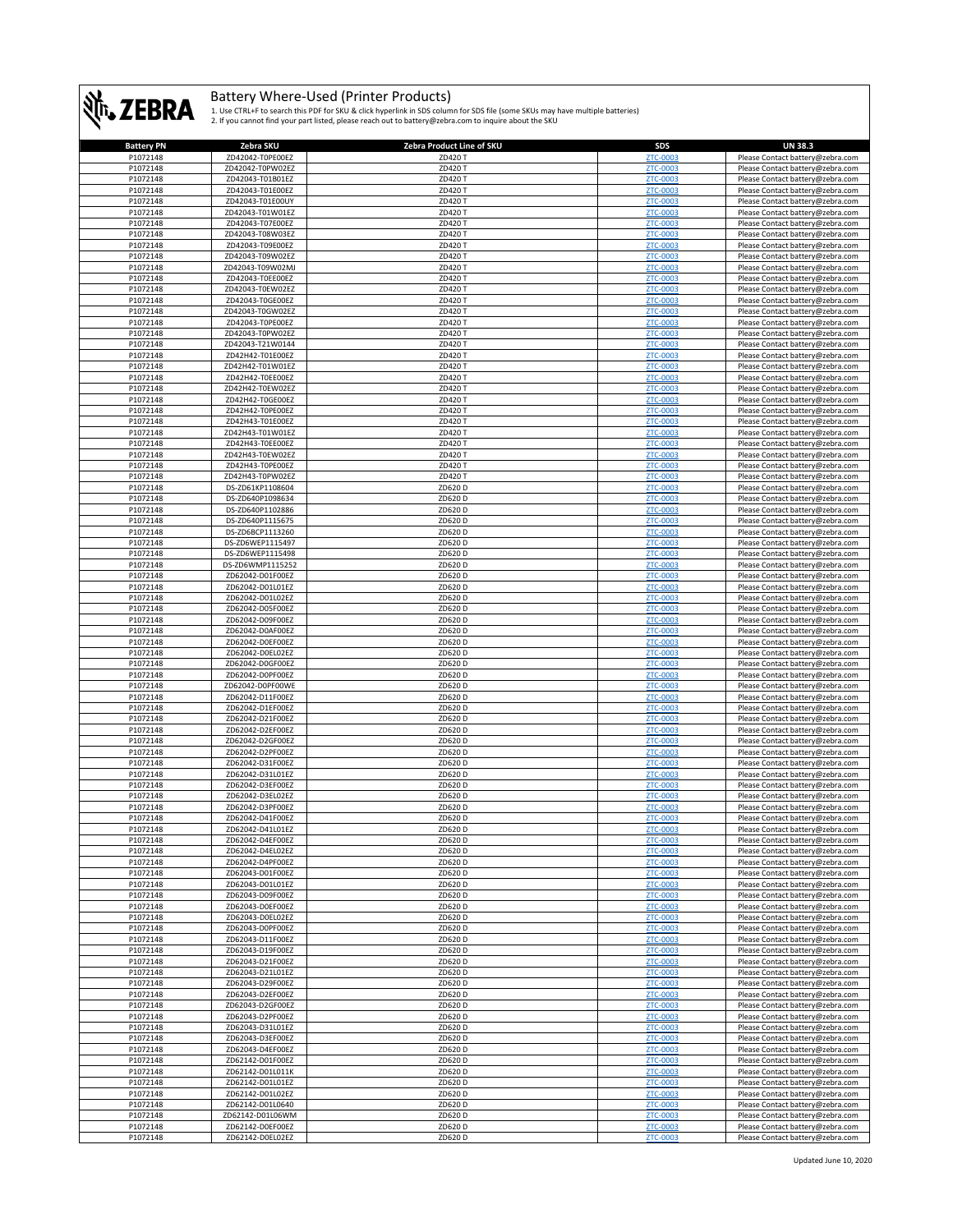# Battery Where-Used (Printer Products)

1. Use CTRL+F to search this PDF for SKU & click hyperlink in SDS column for SDS file (some SKUs may have multiple batteries)
2. If you cannot find your part listed, please reach out to battery@zebra.com to inquire about the SKU

| Battery PN | Zebra SKU | Zebra Product Line of SKU | SDS | UN 38.3 |
|---|---|---|---|---|
| P1072148 | ZD42042-T0PE00EZ | ZD420 T | ZTC-0003 | Please Contact battery@zebra.com |
| P1072148 | ZD42042-T0PW02EZ | ZD420 T | ZTC-0003 | Please Contact battery@zebra.com |
| P1072148 | ZD42043-T01B01EZ | ZD420 T | ZTC-0003 | Please Contact battery@zebra.com |
| P1072148 | ZD42043-T01E00EZ | ZD420 T | ZTC-0003 | Please Contact battery@zebra.com |
| P1072148 | ZD42043-T01E00UY | ZD420 T | ZTC-0003 | Please Contact battery@zebra.com |
| P1072148 | ZD42043-T01W01EZ | ZD420 T | ZTC-0003 | Please Contact battery@zebra.com |
| P1072148 | ZD42043-T07E00EZ | ZD420 T | ZTC-0003 | Please Contact battery@zebra.com |
| P1072148 | ZD42043-T08W03EZ | ZD420 T | ZTC-0003 | Please Contact battery@zebra.com |
| P1072148 | ZD42043-T09E00EZ | ZD420 T | ZTC-0003 | Please Contact battery@zebra.com |
| P1072148 | ZD42043-T09W02EZ | ZD420 T | ZTC-0003 | Please Contact battery@zebra.com |
| P1072148 | ZD42043-T09W02MJ | ZD420 T | ZTC-0003 | Please Contact battery@zebra.com |
| P1072148 | ZD42043-T0EE00EZ | ZD420 T | ZTC-0003 | Please Contact battery@zebra.com |
| P1072148 | ZD42043-T0EW02EZ | ZD420 T | ZTC-0003 | Please Contact battery@zebra.com |
| P1072148 | ZD42043-T0GE00EZ | ZD420 T | ZTC-0003 | Please Contact battery@zebra.com |
| P1072148 | ZD42043-T0GW02EZ | ZD420 T | ZTC-0003 | Please Contact battery@zebra.com |
| P1072148 | ZD42043-T0PE00EZ | ZD420 T | ZTC-0003 | Please Contact battery@zebra.com |
| P1072148 | ZD42043-T0PW02EZ | ZD420 T | ZTC-0003 | Please Contact battery@zebra.com |
| P1072148 | ZD42043-T21W0144 | ZD420 T | ZTC-0003 | Please Contact battery@zebra.com |
| P1072148 | ZD42H42-T01E00EZ | ZD420 T | ZTC-0003 | Please Contact battery@zebra.com |
| P1072148 | ZD42H42-T01W01EZ | ZD420 T | ZTC-0003 | Please Contact battery@zebra.com |
| P1072148 | ZD42H42-T0EE00EZ | ZD420 T | ZTC-0003 | Please Contact battery@zebra.com |
| P1072148 | ZD42H42-T0EW02EZ | ZD420 T | ZTC-0003 | Please Contact battery@zebra.com |
| P1072148 | ZD42H42-T0GE00EZ | ZD420 T | ZTC-0003 | Please Contact battery@zebra.com |
| P1072148 | ZD42H42-T0PE00EZ | ZD420 T | ZTC-0003 | Please Contact battery@zebra.com |
| P1072148 | ZD42H43-T01E00EZ | ZD420 T | ZTC-0003 | Please Contact battery@zebra.com |
| P1072148 | ZD42H43-T01W01EZ | ZD420 T | ZTC-0003 | Please Contact battery@zebra.com |
| P1072148 | ZD42H43-T0EE00EZ | ZD420 T | ZTC-0003 | Please Contact battery@zebra.com |
| P1072148 | ZD42H43-T0EW02EZ | ZD420 T | ZTC-0003 | Please Contact battery@zebra.com |
| P1072148 | ZD42H43-T0PE00EZ | ZD420 T | ZTC-0003 | Please Contact battery@zebra.com |
| P1072148 | ZD42H43-T0PW02EZ | ZD420 T | ZTC-0003 | Please Contact battery@zebra.com |
| P1072148 | DS-ZD61KP1108604 | ZD620 D | ZTC-0003 | Please Contact battery@zebra.com |
| P1072148 | DS-ZD640P1098634 | ZD620 D | ZTC-0003 | Please Contact battery@zebra.com |
| P1072148 | DS-ZD640P1102886 | ZD620 D | ZTC-0003 | Please Contact battery@zebra.com |
| P1072148 | DS-ZD640P1115675 | ZD620 D | ZTC-0003 | Please Contact battery@zebra.com |
| P1072148 | DS-ZD6BCP1113260 | ZD620 D | ZTC-0003 | Please Contact battery@zebra.com |
| P1072148 | DS-ZD6WEP1115497 | ZD620 D | ZTC-0003 | Please Contact battery@zebra.com |
| P1072148 | DS-ZD6WEP1115498 | ZD620 D | ZTC-0003 | Please Contact battery@zebra.com |
| P1072148 | DS-ZD6WMP1115252 | ZD620 D | ZTC-0003 | Please Contact battery@zebra.com |
| P1072148 | ZD62042-D01F00EZ | ZD620 D | ZTC-0003 | Please Contact battery@zebra.com |
| P1072148 | ZD62042-D01L01EZ | ZD620 D | ZTC-0003 | Please Contact battery@zebra.com |
| P1072148 | ZD62042-D01L02EZ | ZD620 D | ZTC-0003 | Please Contact battery@zebra.com |
| P1072148 | ZD62042-D05F00EZ | ZD620 D | ZTC-0003 | Please Contact battery@zebra.com |
| P1072148 | ZD62042-D09F00EZ | ZD620 D | ZTC-0003 | Please Contact battery@zebra.com |
| P1072148 | ZD62042-D0AF00EZ | ZD620 D | ZTC-0003 | Please Contact battery@zebra.com |
| P1072148 | ZD62042-D0EF00EZ | ZD620 D | ZTC-0003 | Please Contact battery@zebra.com |
| P1072148 | ZD62042-D0EL02EZ | ZD620 D | ZTC-0003 | Please Contact battery@zebra.com |
| P1072148 | ZD62042-D0GF00EZ | ZD620 D | ZTC-0003 | Please Contact battery@zebra.com |
| P1072148 | ZD62042-D0PF00EZ | ZD620 D | ZTC-0003 | Please Contact battery@zebra.com |
| P1072148 | ZD62042-D0PF00WE | ZD620 D | ZTC-0003 | Please Contact battery@zebra.com |
| P1072148 | ZD62042-D11F00EZ | ZD620 D | ZTC-0003 | Please Contact battery@zebra.com |
| P1072148 | ZD62042-D1EF00EZ | ZD620 D | ZTC-0003 | Please Contact battery@zebra.com |
| P1072148 | ZD62042-D21F00EZ | ZD620 D | ZTC-0003 | Please Contact battery@zebra.com |
| P1072148 | ZD62042-D2EF00EZ | ZD620 D | ZTC-0003 | Please Contact battery@zebra.com |
| P1072148 | ZD62042-D2GF00EZ | ZD620 D | ZTC-0003 | Please Contact battery@zebra.com |
| P1072148 | ZD62042-D2PF00EZ | ZD620 D | ZTC-0003 | Please Contact battery@zebra.com |
| P1072148 | ZD62042-D31F00EZ | ZD620 D | ZTC-0003 | Please Contact battery@zebra.com |
| P1072148 | ZD62042-D31L01EZ | ZD620 D | ZTC-0003 | Please Contact battery@zebra.com |
| P1072148 | ZD62042-D3EF00EZ | ZD620 D | ZTC-0003 | Please Contact battery@zebra.com |
| P1072148 | ZD62042-D3EL02EZ | ZD620 D | ZTC-0003 | Please Contact battery@zebra.com |
| P1072148 | ZD62042-D3PF00EZ | ZD620 D | ZTC-0003 | Please Contact battery@zebra.com |
| P1072148 | ZD62042-D41F00EZ | ZD620 D | ZTC-0003 | Please Contact battery@zebra.com |
| P1072148 | ZD62042-D41L01EZ | ZD620 D | ZTC-0003 | Please Contact battery@zebra.com |
| P1072148 | ZD62042-D4EF00EZ | ZD620 D | ZTC-0003 | Please Contact battery@zebra.com |
| P1072148 | ZD62042-D4EL02EZ | ZD620 D | ZTC-0003 | Please Contact battery@zebra.com |
| P1072148 | ZD62042-D4PF00EZ | ZD620 D | ZTC-0003 | Please Contact battery@zebra.com |
| P1072148 | ZD62043-D01F00EZ | ZD620 D | ZTC-0003 | Please Contact battery@zebra.com |
| P1072148 | ZD62043-D01L01EZ | ZD620 D | ZTC-0003 | Please Contact battery@zebra.com |
| P1072148 | ZD62043-D09F00EZ | ZD620 D | ZTC-0003 | Please Contact battery@zebra.com |
| P1072148 | ZD62043-D0EF00EZ | ZD620 D | ZTC-0003 | Please Contact battery@zebra.com |
| P1072148 | ZD62043-D0EL02EZ | ZD620 D | ZTC-0003 | Please Contact battery@zebra.com |
| P1072148 | ZD62043-D0PF00EZ | ZD620 D | ZTC-0003 | Please Contact battery@zebra.com |
| P1072148 | ZD62043-D11F00EZ | ZD620 D | ZTC-0003 | Please Contact battery@zebra.com |
| P1072148 | ZD62043-D19F00EZ | ZD620 D | ZTC-0003 | Please Contact battery@zebra.com |
| P1072148 | ZD62043-D21F00EZ | ZD620 D | ZTC-0003 | Please Contact battery@zebra.com |
| P1072148 | ZD62043-D21L01EZ | ZD620 D | ZTC-0003 | Please Contact battery@zebra.com |
| P1072148 | ZD62043-D29F00EZ | ZD620 D | ZTC-0003 | Please Contact battery@zebra.com |
| P1072148 | ZD62043-D2EF00EZ | ZD620 D | ZTC-0003 | Please Contact battery@zebra.com |
| P1072148 | ZD62043-D2GF00EZ | ZD620 D | ZTC-0003 | Please Contact battery@zebra.com |
| P1072148 | ZD62043-D2PF00EZ | ZD620 D | ZTC-0003 | Please Contact battery@zebra.com |
| P1072148 | ZD62043-D31L01EZ | ZD620 D | ZTC-0003 | Please Contact battery@zebra.com |
| P1072148 | ZD62043-D3EF00EZ | ZD620 D | ZTC-0003 | Please Contact battery@zebra.com |
| P1072148 | ZD62043-D4EF00EZ | ZD620 D | ZTC-0003 | Please Contact battery@zebra.com |
| P1072148 | ZD62142-D01F00EZ | ZD620 D | ZTC-0003 | Please Contact battery@zebra.com |
| P1072148 | ZD62142-D01L011K | ZD620 D | ZTC-0003 | Please Contact battery@zebra.com |
| P1072148 | ZD62142-D01L01EZ | ZD620 D | ZTC-0003 | Please Contact battery@zebra.com |
| P1072148 | ZD62142-D01L02EZ | ZD620 D | ZTC-0003 | Please Contact battery@zebra.com |
| P1072148 | ZD62142-D01L0640 | ZD620 D | ZTC-0003 | Please Contact battery@zebra.com |
| P1072148 | ZD62142-D01L06WM | ZD620 D | ZTC-0003 | Please Contact battery@zebra.com |
| P1072148 | ZD62142-D0EF00EZ | ZD620 D | ZTC-0003 | Please Contact battery@zebra.com |
| P1072148 | ZD62142-D0EL02EZ | ZD620 D | ZTC-0003 | Please Contact battery@zebra.com |

Updated June 10, 2020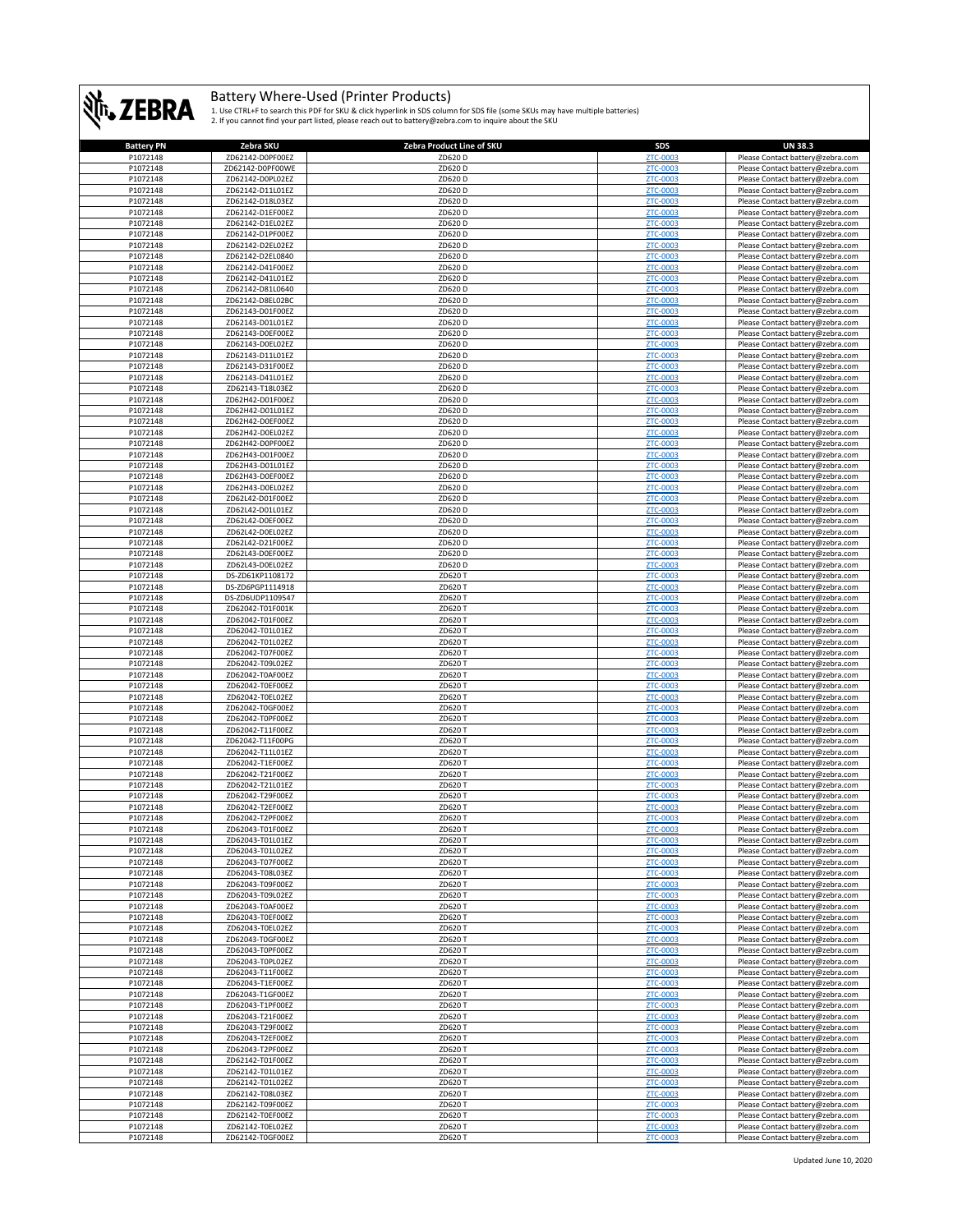# Battery Where-Used (Printer Products)

1. Use CTRL+F to search this PDF for SKU & click hyperlink in SDS column for SDS file (some SKUs may have multiple batteries)
2. If you cannot find your part listed, please reach out to battery@zebra.com to inquire about the SKU

| Battery PN | Zebra SKU | Zebra Product Line of SKU | SDS | UN 38.3 |
|---|---|---|---|---|
| P1072148 | ZD62142-D0PF00EZ | ZD620 D | ZTC-0003 | Please Contact battery@zebra.com |
| P1072148 | ZD62142-D0PF00WE | ZD620 D | ZTC-0003 | Please Contact battery@zebra.com |
| P1072148 | ZD62142-D0PL02EZ | ZD620 D | ZTC-0003 | Please Contact battery@zebra.com |
| P1072148 | ZD62142-D11L01EZ | ZD620 D | ZTC-0003 | Please Contact battery@zebra.com |
| P1072148 | ZD62142-D18L03EZ | ZD620 D | ZTC-0003 | Please Contact battery@zebra.com |
| P1072148 | ZD62142-D1EF00EZ | ZD620 D | ZTC-0003 | Please Contact battery@zebra.com |
| P1072148 | ZD62142-D1EL02EZ | ZD620 D | ZTC-0003 | Please Contact battery@zebra.com |
| P1072148 | ZD62142-D1PF00EZ | ZD620 D | ZTC-0003 | Please Contact battery@zebra.com |
| P1072148 | ZD62142-D2EL02EZ | ZD620 D | ZTC-0003 | Please Contact battery@zebra.com |
| P1072148 | ZD62142-D2EL0840 | ZD620 D | ZTC-0003 | Please Contact battery@zebra.com |
| P1072148 | ZD62142-D41F00EZ | ZD620 D | ZTC-0003 | Please Contact battery@zebra.com |
| P1072148 | ZD62142-D41L01EZ | ZD620 D | ZTC-0003 | Please Contact battery@zebra.com |
| P1072148 | ZD62142-D81L0640 | ZD620 D | ZTC-0003 | Please Contact battery@zebra.com |
| P1072148 | ZD62142-D8EL02BC | ZD620 D | ZTC-0003 | Please Contact battery@zebra.com |
| P1072148 | ZD62143-D01F00EZ | ZD620 D | ZTC-0003 | Please Contact battery@zebra.com |
| P1072148 | ZD62143-D01L01EZ | ZD620 D | ZTC-0003 | Please Contact battery@zebra.com |
| P1072148 | ZD62143-D0EF00EZ | ZD620 D | ZTC-0003 | Please Contact battery@zebra.com |
| P1072148 | ZD62143-D0EL02EZ | ZD620 D | ZTC-0003 | Please Contact battery@zebra.com |
| P1072148 | ZD62143-D11L01EZ | ZD620 D | ZTC-0003 | Please Contact battery@zebra.com |
| P1072148 | ZD62143-D31F00EZ | ZD620 D | ZTC-0003 | Please Contact battery@zebra.com |
| P1072148 | ZD62143-D41L01EZ | ZD620 D | ZTC-0003 | Please Contact battery@zebra.com |
| P1072148 | ZD62143-T18L03EZ | ZD620 D | ZTC-0003 | Please Contact battery@zebra.com |
| P1072148 | ZD62H42-D01F00EZ | ZD620 D | ZTC-0003 | Please Contact battery@zebra.com |
| P1072148 | ZD62H42-D01L01EZ | ZD620 D | ZTC-0003 | Please Contact battery@zebra.com |
| P1072148 | ZD62H42-D0EF00EZ | ZD620 D | ZTC-0003 | Please Contact battery@zebra.com |
| P1072148 | ZD62H42-D0EL02EZ | ZD620 D | ZTC-0003 | Please Contact battery@zebra.com |
| P1072148 | ZD62H42-D0PF00EZ | ZD620 D | ZTC-0003 | Please Contact battery@zebra.com |
| P1072148 | ZD62H43-D01F00EZ | ZD620 D | ZTC-0003 | Please Contact battery@zebra.com |
| P1072148 | ZD62H43-D01L01EZ | ZD620 D | ZTC-0003 | Please Contact battery@zebra.com |
| P1072148 | ZD62H43-D0EF00EZ | ZD620 D | ZTC-0003 | Please Contact battery@zebra.com |
| P1072148 | ZD62H43-D0EL02EZ | ZD620 D | ZTC-0003 | Please Contact battery@zebra.com |
| P1072148 | ZD62L42-D01F00EZ | ZD620 D | ZTC-0003 | Please Contact battery@zebra.com |
| P1072148 | ZD62L42-D01L01EZ | ZD620 D | ZTC-0003 | Please Contact battery@zebra.com |
| P1072148 | ZD62L42-D0EF00EZ | ZD620 D | ZTC-0003 | Please Contact battery@zebra.com |
| P1072148 | ZD62L42-D0EL02EZ | ZD620 D | ZTC-0003 | Please Contact battery@zebra.com |
| P1072148 | ZD62L42-D21F00EZ | ZD620 D | ZTC-0003 | Please Contact battery@zebra.com |
| P1072148 | ZD62L43-D0EF00EZ | ZD620 D | ZTC-0003 | Please Contact battery@zebra.com |
| P1072148 | ZD62L43-D0EL02EZ | ZD620 D | ZTC-0003 | Please Contact battery@zebra.com |
| P1072148 | DS-ZD61KP1108172 | ZD620 T | ZTC-0003 | Please Contact battery@zebra.com |
| P1072148 | DS-ZD6PGP1114918 | ZD620 T | ZTC-0003 | Please Contact battery@zebra.com |
| P1072148 | DS-ZD6UDP1109547 | ZD620 T | ZTC-0003 | Please Contact battery@zebra.com |
| P1072148 | ZD62042-T01F001K | ZD620 T | ZTC-0003 | Please Contact battery@zebra.com |
| P1072148 | ZD62042-T01F00EZ | ZD620 T | ZTC-0003 | Please Contact battery@zebra.com |
| P1072148 | ZD62042-T01L01EZ | ZD620 T | ZTC-0003 | Please Contact battery@zebra.com |
| P1072148 | ZD62042-T01L02EZ | ZD620 T | ZTC-0003 | Please Contact battery@zebra.com |
| P1072148 | ZD62042-T07F00EZ | ZD620 T | ZTC-0003 | Please Contact battery@zebra.com |
| P1072148 | ZD62042-T09L02EZ | ZD620 T | ZTC-0003 | Please Contact battery@zebra.com |
| P1072148 | ZD62042-T0AF00EZ | ZD620 T | ZTC-0003 | Please Contact battery@zebra.com |
| P1072148 | ZD62042-T0EF00EZ | ZD620 T | ZTC-0003 | Please Contact battery@zebra.com |
| P1072148 | ZD62042-T0EL02EZ | ZD620 T | ZTC-0003 | Please Contact battery@zebra.com |
| P1072148 | ZD62042-T0GF00EZ | ZD620 T | ZTC-0003 | Please Contact battery@zebra.com |
| P1072148 | ZD62042-T0PF00EZ | ZD620 T | ZTC-0003 | Please Contact battery@zebra.com |
| P1072148 | ZD62042-T11F00EZ | ZD620 T | ZTC-0003 | Please Contact battery@zebra.com |
| P1072148 | ZD62042-T11F00PG | ZD620 T | ZTC-0003 | Please Contact battery@zebra.com |
| P1072148 | ZD62042-T11L01EZ | ZD620 T | ZTC-0003 | Please Contact battery@zebra.com |
| P1072148 | ZD62042-T1EF00EZ | ZD620 T | ZTC-0003 | Please Contact battery@zebra.com |
| P1072148 | ZD62042-T21F00EZ | ZD620 T | ZTC-0003 | Please Contact battery@zebra.com |
| P1072148 | ZD62042-T21L01EZ | ZD620 T | ZTC-0003 | Please Contact battery@zebra.com |
| P1072148 | ZD62042-T29F00EZ | ZD620 T | ZTC-0003 | Please Contact battery@zebra.com |
| P1072148 | ZD62042-T2EF00EZ | ZD620 T | ZTC-0003 | Please Contact battery@zebra.com |
| P1072148 | ZD62042-T2PF00EZ | ZD620 T | ZTC-0003 | Please Contact battery@zebra.com |
| P1072148 | ZD62043-T01F00EZ | ZD620 T | ZTC-0003 | Please Contact battery@zebra.com |
| P1072148 | ZD62043-T01L01EZ | ZD620 T | ZTC-0003 | Please Contact battery@zebra.com |
| P1072148 | ZD62043-T01L02EZ | ZD620 T | ZTC-0003 | Please Contact battery@zebra.com |
| P1072148 | ZD62043-T07F00EZ | ZD620 T | ZTC-0003 | Please Contact battery@zebra.com |
| P1072148 | ZD62043-T08L03EZ | ZD620 T | ZTC-0003 | Please Contact battery@zebra.com |
| P1072148 | ZD62043-T09F00EZ | ZD620 T | ZTC-0003 | Please Contact battery@zebra.com |
| P1072148 | ZD62043-T09L02EZ | ZD620 T | ZTC-0003 | Please Contact battery@zebra.com |
| P1072148 | ZD62043-T0AF00EZ | ZD620 T | ZTC-0003 | Please Contact battery@zebra.com |
| P1072148 | ZD62043-T0EF00EZ | ZD620 T | ZTC-0003 | Please Contact battery@zebra.com |
| P1072148 | ZD62043-T0EL02EZ | ZD620 T | ZTC-0003 | Please Contact battery@zebra.com |
| P1072148 | ZD62043-T0GF00EZ | ZD620 T | ZTC-0003 | Please Contact battery@zebra.com |
| P1072148 | ZD62043-T0PF00EZ | ZD620 T | ZTC-0003 | Please Contact battery@zebra.com |
| P1072148 | ZD62043-T0PL02EZ | ZD620 T | ZTC-0003 | Please Contact battery@zebra.com |
| P1072148 | ZD62043-T11F00EZ | ZD620 T | ZTC-0003 | Please Contact battery@zebra.com |
| P1072148 | ZD62043-T1EF00EZ | ZD620 T | ZTC-0003 | Please Contact battery@zebra.com |
| P1072148 | ZD62043-T1GF00EZ | ZD620 T | ZTC-0003 | Please Contact battery@zebra.com |
| P1072148 | ZD62043-T1PF00EZ | ZD620 T | ZTC-0003 | Please Contact battery@zebra.com |
| P1072148 | ZD62043-T21F00EZ | ZD620 T | ZTC-0003 | Please Contact battery@zebra.com |
| P1072148 | ZD62043-T29F00EZ | ZD620 T | ZTC-0003 | Please Contact battery@zebra.com |
| P1072148 | ZD62043-T2EF00EZ | ZD620 T | ZTC-0003 | Please Contact battery@zebra.com |
| P1072148 | ZD62043-T2PF00EZ | ZD620 T | ZTC-0003 | Please Contact battery@zebra.com |
| P1072148 | ZD62142-T01F00EZ | ZD620 T | ZTC-0003 | Please Contact battery@zebra.com |
| P1072148 | ZD62142-T01L01EZ | ZD620 T | ZTC-0003 | Please Contact battery@zebra.com |
| P1072148 | ZD62142-T01L02EZ | ZD620 T | ZTC-0003 | Please Contact battery@zebra.com |
| P1072148 | ZD62142-T08L03EZ | ZD620 T | ZTC-0003 | Please Contact battery@zebra.com |
| P1072148 | ZD62142-T09F00EZ | ZD620 T | ZTC-0003 | Please Contact battery@zebra.com |
| P1072148 | ZD62142-T0EF00EZ | ZD620 T | ZTC-0003 | Please Contact battery@zebra.com |
| P1072148 | ZD62142-T0EL02EZ | ZD620 T | ZTC-0003 | Please Contact battery@zebra.com |
| P1072148 | ZD62142-T0GF00EZ | ZD620 T | ZTC-0003 | Please Contact battery@zebra.com |

Updated June 10, 2020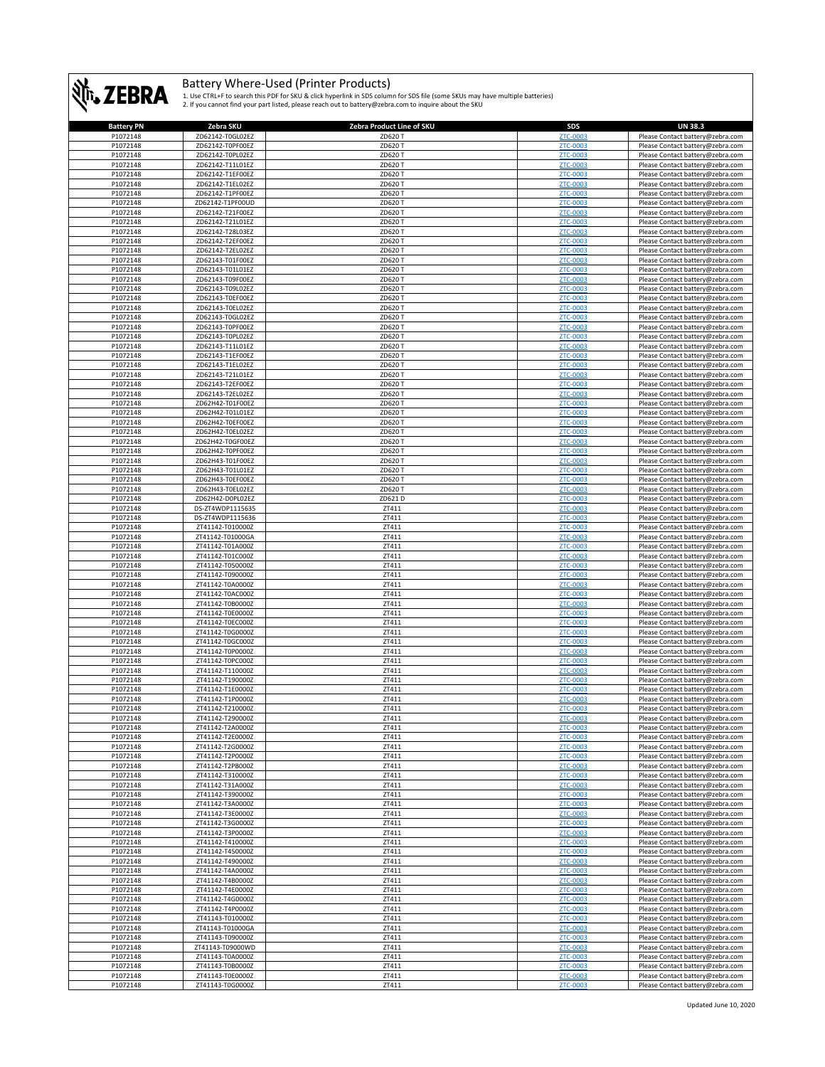# Battery Where-Used (Printer Products)

1. Use CTRL+F to search this PDF for SKU & click hyperlink in SDS column for SDS file (some SKUs may have multiple batteries)
2. If you cannot find your part listed, please reach out to battery@zebra.com to inquire about the SKU

| Battery PN | Zebra SKU | Zebra Product Line of SKU | SDS | UN 38.3 |
|---|---|---|---|---|
| P1072148 | ZD62142-T0GL02EZ | ZD620 T | ZTC-0003 | Please Contact battery@zebra.com |
| P1072148 | ZD62142-T0PF00EZ | ZD620 T | ZTC-0003 | Please Contact battery@zebra.com |
| P1072148 | ZD62142-T0PL02EZ | ZD620 T | ZTC-0003 | Please Contact battery@zebra.com |
| P1072148 | ZD62142-T11L01EZ | ZD620 T | ZTC-0003 | Please Contact battery@zebra.com |
| P1072148 | ZD62142-T1EF00EZ | ZD620 T | ZTC-0003 | Please Contact battery@zebra.com |
| P1072148 | ZD62142-T1EL02EZ | ZD620 T | ZTC-0003 | Please Contact battery@zebra.com |
| P1072148 | ZD62142-T1PF00EZ | ZD620 T | ZTC-0003 | Please Contact battery@zebra.com |
| P1072148 | ZD62142-T1PF00UD | ZD620 T | ZTC-0003 | Please Contact battery@zebra.com |
| P1072148 | ZD62142-T21F00EZ | ZD620 T | ZTC-0003 | Please Contact battery@zebra.com |
| P1072148 | ZD62142-T21L01EZ | ZD620 T | ZTC-0003 | Please Contact battery@zebra.com |
| P1072148 | ZD62142-T28L03EZ | ZD620 T | ZTC-0003 | Please Contact battery@zebra.com |
| P1072148 | ZD62142-T2EF00EZ | ZD620 T | ZTC-0003 | Please Contact battery@zebra.com |
| P1072148 | ZD62142-T2EL02EZ | ZD620 T | ZTC-0003 | Please Contact battery@zebra.com |
| P1072148 | ZD62143-T01F00EZ | ZD620 T | ZTC-0003 | Please Contact battery@zebra.com |
| P1072148 | ZD62143-T01L01EZ | ZD620 T | ZTC-0003 | Please Contact battery@zebra.com |
| P1072148 | ZD62143-T09F00EZ | ZD620 T | ZTC-0003 | Please Contact battery@zebra.com |
| P1072148 | ZD62143-T09L02EZ | ZD620 T | ZTC-0003 | Please Contact battery@zebra.com |
| P1072148 | ZD62143-T0EF00EZ | ZD620 T | ZTC-0003 | Please Contact battery@zebra.com |
| P1072148 | ZD62143-T0EL02EZ | ZD620 T | ZTC-0003 | Please Contact battery@zebra.com |
| P1072148 | ZD62143-T0GL02EZ | ZD620 T | ZTC-0003 | Please Contact battery@zebra.com |
| P1072148 | ZD62143-T0PF00EZ | ZD620 T | ZTC-0003 | Please Contact battery@zebra.com |
| P1072148 | ZD62143-T0PL02EZ | ZD620 T | ZTC-0003 | Please Contact battery@zebra.com |
| P1072148 | ZD62143-T11L01EZ | ZD620 T | ZTC-0003 | Please Contact battery@zebra.com |
| P1072148 | ZD62143-T1EF00EZ | ZD620 T | ZTC-0003 | Please Contact battery@zebra.com |
| P1072148 | ZD62143-T1EL02EZ | ZD620 T | ZTC-0003 | Please Contact battery@zebra.com |
| P1072148 | ZD62143-T21L01EZ | ZD620 T | ZTC-0003 | Please Contact battery@zebra.com |
| P1072148 | ZD62143-T2EF00EZ | ZD620 T | ZTC-0003 | Please Contact battery@zebra.com |
| P1072148 | ZD62143-T2EL02EZ | ZD620 T | ZTC-0003 | Please Contact battery@zebra.com |
| P1072148 | ZD62H42-T01F00EZ | ZD620 T | ZTC-0003 | Please Contact battery@zebra.com |
| P1072148 | ZD62H42-T01L01EZ | ZD620 T | ZTC-0003 | Please Contact battery@zebra.com |
| P1072148 | ZD62H42-T0EF00EZ | ZD620 T | ZTC-0003 | Please Contact battery@zebra.com |
| P1072148 | ZD62H42-T0EL02EZ | ZD620 T | ZTC-0003 | Please Contact battery@zebra.com |
| P1072148 | ZD62H42-T0GF00EZ | ZD620 T | ZTC-0003 | Please Contact battery@zebra.com |
| P1072148 | ZD62H42-T0PF00EZ | ZD620 T | ZTC-0003 | Please Contact battery@zebra.com |
| P1072148 | ZD62H43-T01F00EZ | ZD620 T | ZTC-0003 | Please Contact battery@zebra.com |
| P1072148 | ZD62H43-T01L01EZ | ZD620 T | ZTC-0003 | Please Contact battery@zebra.com |
| P1072148 | ZD62H43-T0EF00EZ | ZD620 T | ZTC-0003 | Please Contact battery@zebra.com |
| P1072148 | ZD62H43-T0EL02EZ | ZD620 T | ZTC-0003 | Please Contact battery@zebra.com |
| P1072148 | ZD62H42-D0PL02EZ | ZD621 D | ZTC-0003 | Please Contact battery@zebra.com |
| P1072148 | DS-ZT4WDP1115635 | ZT411 | ZTC-0003 | Please Contact battery@zebra.com |
| P1072148 | DS-ZT4WDP1115636 | ZT411 | ZTC-0003 | Please Contact battery@zebra.com |
| P1072148 | ZT41142-T010000Z | ZT411 | ZTC-0003 | Please Contact battery@zebra.com |
| P1072148 | ZT41142-T01000GA | ZT411 | ZTC-0003 | Please Contact battery@zebra.com |
| P1072148 | ZT41142-T01A000Z | ZT411 | ZTC-0003 | Please Contact battery@zebra.com |
| P1072148 | ZT41142-T01C000Z | ZT411 | ZTC-0003 | Please Contact battery@zebra.com |
| P1072148 | ZT41142-T050000Z | ZT411 | ZTC-0003 | Please Contact battery@zebra.com |
| P1072148 | ZT41142-T090000Z | ZT411 | ZTC-0003 | Please Contact battery@zebra.com |
| P1072148 | ZT41142-T0A0000Z | ZT411 | ZTC-0003 | Please Contact battery@zebra.com |
| P1072148 | ZT41142-T0AC000Z | ZT411 | ZTC-0003 | Please Contact battery@zebra.com |
| P1072148 | ZT41142-T0B0000Z | ZT411 | ZTC-0003 | Please Contact battery@zebra.com |
| P1072148 | ZT41142-T0E0000Z | ZT411 | ZTC-0003 | Please Contact battery@zebra.com |
| P1072148 | ZT41142-T0EC000Z | ZT411 | ZTC-0003 | Please Contact battery@zebra.com |
| P1072148 | ZT41142-T0G0000Z | ZT411 | ZTC-0003 | Please Contact battery@zebra.com |
| P1072148 | ZT41142-T0GC000Z | ZT411 | ZTC-0003 | Please Contact battery@zebra.com |
| P1072148 | ZT41142-T0P0000Z | ZT411 | ZTC-0003 | Please Contact battery@zebra.com |
| P1072148 | ZT41142-T0PC000Z | ZT411 | ZTC-0003 | Please Contact battery@zebra.com |
| P1072148 | ZT41142-T110000Z | ZT411 | ZTC-0003 | Please Contact battery@zebra.com |
| P1072148 | ZT41142-T190000Z | ZT411 | ZTC-0003 | Please Contact battery@zebra.com |
| P1072148 | ZT41142-T1E0000Z | ZT411 | ZTC-0003 | Please Contact battery@zebra.com |
| P1072148 | ZT41142-T1P0000Z | ZT411 | ZTC-0003 | Please Contact battery@zebra.com |
| P1072148 | ZT41142-T210000Z | ZT411 | ZTC-0003 | Please Contact battery@zebra.com |
| P1072148 | ZT41142-T290000Z | ZT411 | ZTC-0003 | Please Contact battery@zebra.com |
| P1072148 | ZT41142-T2A0000Z | ZT411 | ZTC-0003 | Please Contact battery@zebra.com |
| P1072148 | ZT41142-T2E0000Z | ZT411 | ZTC-0003 | Please Contact battery@zebra.com |
| P1072148 | ZT41142-T2G0000Z | ZT411 | ZTC-0003 | Please Contact battery@zebra.com |
| P1072148 | ZT41142-T2P0000Z | ZT411 | ZTC-0003 | Please Contact battery@zebra.com |
| P1072148 | ZT41142-T2PB000Z | ZT411 | ZTC-0003 | Please Contact battery@zebra.com |
| P1072148 | ZT41142-T310000Z | ZT411 | ZTC-0003 | Please Contact battery@zebra.com |
| P1072148 | ZT41142-T31A000Z | ZT411 | ZTC-0003 | Please Contact battery@zebra.com |
| P1072148 | ZT41142-T390000Z | ZT411 | ZTC-0003 | Please Contact battery@zebra.com |
| P1072148 | ZT41142-T3A0000Z | ZT411 | ZTC-0003 | Please Contact battery@zebra.com |
| P1072148 | ZT41142-T3E0000Z | ZT411 | ZTC-0003 | Please Contact battery@zebra.com |
| P1072148 | ZT41142-T3G0000Z | ZT411 | ZTC-0003 | Please Contact battery@zebra.com |
| P1072148 | ZT41142-T3P0000Z | ZT411 | ZTC-0003 | Please Contact battery@zebra.com |
| P1072148 | ZT41142-T410000Z | ZT411 | ZTC-0003 | Please Contact battery@zebra.com |
| P1072148 | ZT41142-T450000Z | ZT411 | ZTC-0003 | Please Contact battery@zebra.com |
| P1072148 | ZT41142-T490000Z | ZT411 | ZTC-0003 | Please Contact battery@zebra.com |
| P1072148 | ZT41142-T4A0000Z | ZT411 | ZTC-0003 | Please Contact battery@zebra.com |
| P1072148 | ZT41142-T4B0000Z | ZT411 | ZTC-0003 | Please Contact battery@zebra.com |
| P1072148 | ZT41142-T4E0000Z | ZT411 | ZTC-0003 | Please Contact battery@zebra.com |
| P1072148 | ZT41142-T4G0000Z | ZT411 | ZTC-0003 | Please Contact battery@zebra.com |
| P1072148 | ZT41142-T4P0000Z | ZT411 | ZTC-0003 | Please Contact battery@zebra.com |
| P1072148 | ZT41143-T010000Z | ZT411 | ZTC-0003 | Please Contact battery@zebra.com |
| P1072148 | ZT41143-T01000GA | ZT411 | ZTC-0003 | Please Contact battery@zebra.com |
| P1072148 | ZT41143-T090000Z | ZT411 | ZTC-0003 | Please Contact battery@zebra.com |
| P1072148 | ZT41143-T09000WD | ZT411 | ZTC-0003 | Please Contact battery@zebra.com |
| P1072148 | ZT41143-T0A0000Z | ZT411 | ZTC-0003 | Please Contact battery@zebra.com |
| P1072148 | ZT41143-T0B0000Z | ZT411 | ZTC-0003 | Please Contact battery@zebra.com |
| P1072148 | ZT41143-T0E0000Z | ZT411 | ZTC-0003 | Please Contact battery@zebra.com |
| P1072148 | ZT41143-T0G0000Z | ZT411 | ZTC-0003 | Please Contact battery@zebra.com |

Updated June 10, 2020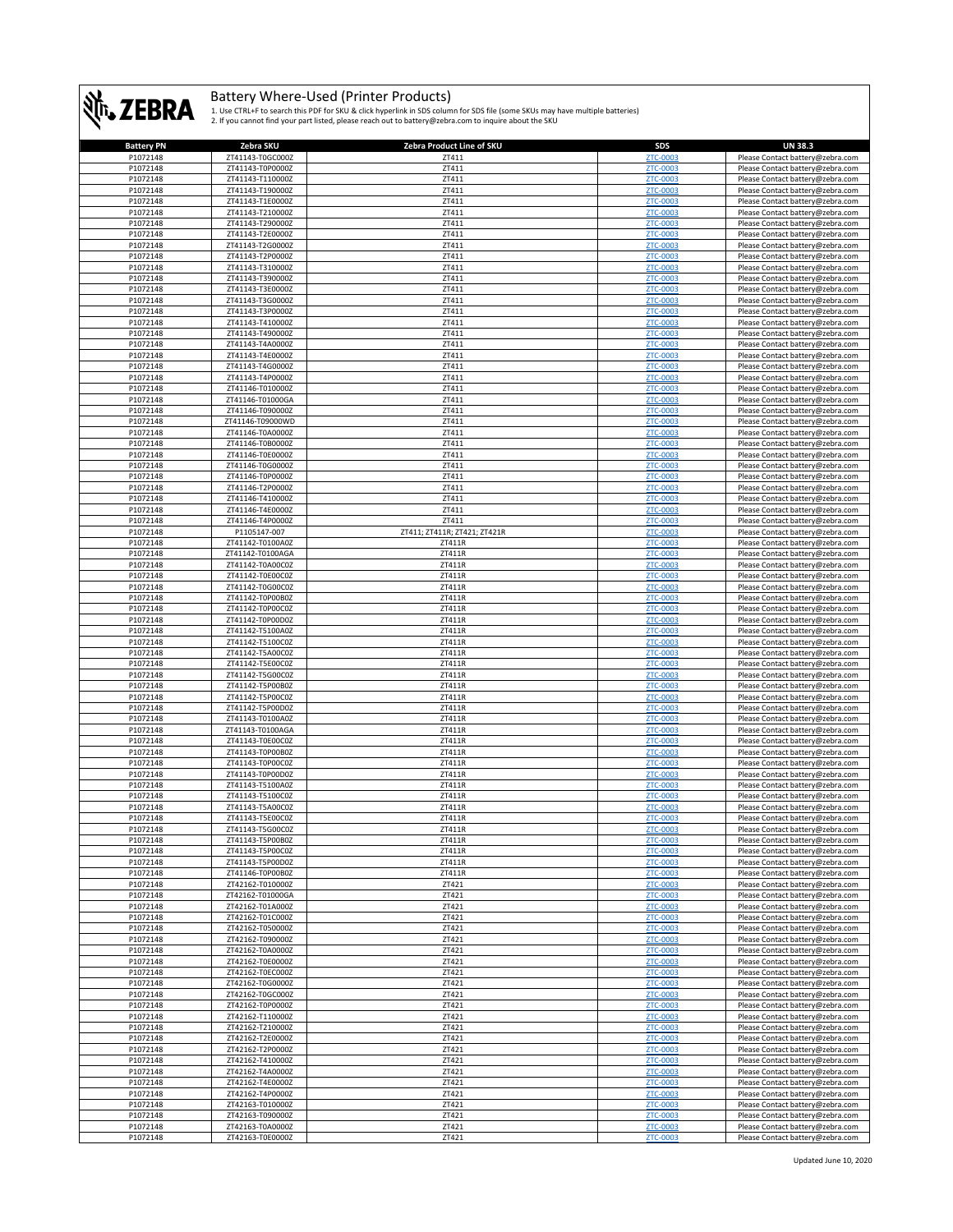# Battery Where-Used (Printer Products)

1. Use CTRL+F to search this PDF for SKU & click hyperlink in SDS column for SDS file (some SKUs may have multiple batteries)
2. If you cannot find your part listed, please reach out to battery@zebra.com to inquire about the SKU

| Battery PN | Zebra SKU | Zebra Product Line of SKU | SDS | UN 38.3 |
|---|---|---|---|---|
| P1072148 | ZT41143-T0GC000Z | ZT411 | ZTC-0003 | Please Contact battery@zebra.com |
| P1072148 | ZT41143-T0P0000Z | ZT411 | ZTC-0003 | Please Contact battery@zebra.com |
| P1072148 | ZT41143-T110000Z | ZT411 | ZTC-0003 | Please Contact battery@zebra.com |
| P1072148 | ZT41143-T190000Z | ZT411 | ZTC-0003 | Please Contact battery@zebra.com |
| P1072148 | ZT41143-T1E0000Z | ZT411 | ZTC-0003 | Please Contact battery@zebra.com |
| P1072148 | ZT41143-T210000Z | ZT411 | ZTC-0003 | Please Contact battery@zebra.com |
| P1072148 | ZT41143-T290000Z | ZT411 | ZTC-0003 | Please Contact battery@zebra.com |
| P1072148 | ZT41143-T2E0000Z | ZT411 | ZTC-0003 | Please Contact battery@zebra.com |
| P1072148 | ZT41143-T2G0000Z | ZT411 | ZTC-0003 | Please Contact battery@zebra.com |
| P1072148 | ZT41143-T2P0000Z | ZT411 | ZTC-0003 | Please Contact battery@zebra.com |
| P1072148 | ZT41143-T310000Z | ZT411 | ZTC-0003 | Please Contact battery@zebra.com |
| P1072148 | ZT41143-T390000Z | ZT411 | ZTC-0003 | Please Contact battery@zebra.com |
| P1072148 | ZT41143-T3E0000Z | ZT411 | ZTC-0003 | Please Contact battery@zebra.com |
| P1072148 | ZT41143-T3G0000Z | ZT411 | ZTC-0003 | Please Contact battery@zebra.com |
| P1072148 | ZT41143-T3P0000Z | ZT411 | ZTC-0003 | Please Contact battery@zebra.com |
| P1072148 | ZT41143-T410000Z | ZT411 | ZTC-0003 | Please Contact battery@zebra.com |
| P1072148 | ZT41143-T490000Z | ZT411 | ZTC-0003 | Please Contact battery@zebra.com |
| P1072148 | ZT41143-T4A0000Z | ZT411 | ZTC-0003 | Please Contact battery@zebra.com |
| P1072148 | ZT41143-T4E0000Z | ZT411 | ZTC-0003 | Please Contact battery@zebra.com |
| P1072148 | ZT41143-T4G0000Z | ZT411 | ZTC-0003 | Please Contact battery@zebra.com |
| P1072148 | ZT41143-T4P0000Z | ZT411 | ZTC-0003 | Please Contact battery@zebra.com |
| P1072148 | ZT41146-T010000Z | ZT411 | ZTC-0003 | Please Contact battery@zebra.com |
| P1072148 | ZT41146-T01000GA | ZT411 | ZTC-0003 | Please Contact battery@zebra.com |
| P1072148 | ZT41146-T090000Z | ZT411 | ZTC-0003 | Please Contact battery@zebra.com |
| P1072148 | ZT41146-T09000WD | ZT411 | ZTC-0003 | Please Contact battery@zebra.com |
| P1072148 | ZT41146-T0A0000Z | ZT411 | ZTC-0003 | Please Contact battery@zebra.com |
| P1072148 | ZT41146-T0B0000Z | ZT411 | ZTC-0003 | Please Contact battery@zebra.com |
| P1072148 | ZT41146-T0E0000Z | ZT411 | ZTC-0003 | Please Contact battery@zebra.com |
| P1072148 | ZT41146-T0G0000Z | ZT411 | ZTC-0003 | Please Contact battery@zebra.com |
| P1072148 | ZT41146-T0P0000Z | ZT411 | ZTC-0003 | Please Contact battery@zebra.com |
| P1072148 | ZT41146-T2P0000Z | ZT411 | ZTC-0003 | Please Contact battery@zebra.com |
| P1072148 | ZT41146-T410000Z | ZT411 | ZTC-0003 | Please Contact battery@zebra.com |
| P1072148 | ZT41146-T4E0000Z | ZT411 | ZTC-0003 | Please Contact battery@zebra.com |
| P1072148 | ZT41146-T4P0000Z | ZT411 | ZTC-0003 | Please Contact battery@zebra.com |
| P1072148 | P1105147-007 | ZT411; ZT411R; ZT421; ZT421R | ZTC-0003 | Please Contact battery@zebra.com |
| P1072148 | ZT41142-T0100A0Z | ZT411R | ZTC-0003 | Please Contact battery@zebra.com |
| P1072148 | ZT41142-T0100AGA | ZT411R | ZTC-0003 | Please Contact battery@zebra.com |
| P1072148 | ZT41142-T0A00C0Z | ZT411R | ZTC-0003 | Please Contact battery@zebra.com |
| P1072148 | ZT41142-T0E00C0Z | ZT411R | ZTC-0003 | Please Contact battery@zebra.com |
| P1072148 | ZT41142-T0G00C0Z | ZT411R | ZTC-0003 | Please Contact battery@zebra.com |
| P1072148 | ZT41142-T0P00B0Z | ZT411R | ZTC-0003 | Please Contact battery@zebra.com |
| P1072148 | ZT41142-T0P00C0Z | ZT411R | ZTC-0003 | Please Contact battery@zebra.com |
| P1072148 | ZT41142-T0P00D0Z | ZT411R | ZTC-0003 | Please Contact battery@zebra.com |
| P1072148 | ZT41142-T5100A0Z | ZT411R | ZTC-0003 | Please Contact battery@zebra.com |
| P1072148 | ZT41142-T5100C0Z | ZT411R | ZTC-0003 | Please Contact battery@zebra.com |
| P1072148 | ZT41142-T5A00C0Z | ZT411R | ZTC-0003 | Please Contact battery@zebra.com |
| P1072148 | ZT41142-T5E00C0Z | ZT411R | ZTC-0003 | Please Contact battery@zebra.com |
| P1072148 | ZT41142-T5G00C0Z | ZT411R | ZTC-0003 | Please Contact battery@zebra.com |
| P1072148 | ZT41142-T5P00B0Z | ZT411R | ZTC-0003 | Please Contact battery@zebra.com |
| P1072148 | ZT41142-T5P00C0Z | ZT411R | ZTC-0003 | Please Contact battery@zebra.com |
| P1072148 | ZT41142-T5P00D0Z | ZT411R | ZTC-0003 | Please Contact battery@zebra.com |
| P1072148 | ZT41143-T0100A0Z | ZT411R | ZTC-0003 | Please Contact battery@zebra.com |
| P1072148 | ZT41143-T0100AGA | ZT411R | ZTC-0003 | Please Contact battery@zebra.com |
| P1072148 | ZT41143-T0E00C0Z | ZT411R | ZTC-0003 | Please Contact battery@zebra.com |
| P1072148 | ZT41143-T0P00B0Z | ZT411R | ZTC-0003 | Please Contact battery@zebra.com |
| P1072148 | ZT41143-T0P00C0Z | ZT411R | ZTC-0003 | Please Contact battery@zebra.com |
| P1072148 | ZT41143-T0P00D0Z | ZT411R | ZTC-0003 | Please Contact battery@zebra.com |
| P1072148 | ZT41143-T5100A0Z | ZT411R | ZTC-0003 | Please Contact battery@zebra.com |
| P1072148 | ZT41143-T5100C0Z | ZT411R | ZTC-0003 | Please Contact battery@zebra.com |
| P1072148 | ZT41143-T5A00C0Z | ZT411R | ZTC-0003 | Please Contact battery@zebra.com |
| P1072148 | ZT41143-T5E00C0Z | ZT411R | ZTC-0003 | Please Contact battery@zebra.com |
| P1072148 | ZT41143-T5G00C0Z | ZT411R | ZTC-0003 | Please Contact battery@zebra.com |
| P1072148 | ZT41143-T5P00B0Z | ZT411R | ZTC-0003 | Please Contact battery@zebra.com |
| P1072148 | ZT41143-T5P00C0Z | ZT411R | ZTC-0003 | Please Contact battery@zebra.com |
| P1072148 | ZT41143-T5P00D0Z | ZT411R | ZTC-0003 | Please Contact battery@zebra.com |
| P1072148 | ZT41146-T0P00B0Z | ZT411R | ZTC-0003 | Please Contact battery@zebra.com |
| P1072148 | ZT42162-T010000Z | ZT421 | ZTC-0003 | Please Contact battery@zebra.com |
| P1072148 | ZT42162-T01000GA | ZT421 | ZTC-0003 | Please Contact battery@zebra.com |
| P1072148 | ZT42162-T01A000Z | ZT421 | ZTC-0003 | Please Contact battery@zebra.com |
| P1072148 | ZT42162-T01C000Z | ZT421 | ZTC-0003 | Please Contact battery@zebra.com |
| P1072148 | ZT42162-T050000Z | ZT421 | ZTC-0003 | Please Contact battery@zebra.com |
| P1072148 | ZT42162-T090000Z | ZT421 | ZTC-0003 | Please Contact battery@zebra.com |
| P1072148 | ZT42162-T0A0000Z | ZT421 | ZTC-0003 | Please Contact battery@zebra.com |
| P1072148 | ZT42162-T0E0000Z | ZT421 | ZTC-0003 | Please Contact battery@zebra.com |
| P1072148 | ZT42162-T0EC000Z | ZT421 | ZTC-0003 | Please Contact battery@zebra.com |
| P1072148 | ZT42162-T0G0000Z | ZT421 | ZTC-0003 | Please Contact battery@zebra.com |
| P1072148 | ZT42162-T0GC000Z | ZT421 | ZTC-0003 | Please Contact battery@zebra.com |
| P1072148 | ZT42162-T0P0000Z | ZT421 | ZTC-0003 | Please Contact battery@zebra.com |
| P1072148 | ZT42162-T110000Z | ZT421 | ZTC-0003 | Please Contact battery@zebra.com |
| P1072148 | ZT42162-T210000Z | ZT421 | ZTC-0003 | Please Contact battery@zebra.com |
| P1072148 | ZT42162-T2E0000Z | ZT421 | ZTC-0003 | Please Contact battery@zebra.com |
| P1072148 | ZT42162-T2P0000Z | ZT421 | ZTC-0003 | Please Contact battery@zebra.com |
| P1072148 | ZT42162-T410000Z | ZT421 | ZTC-0003 | Please Contact battery@zebra.com |
| P1072148 | ZT42162-T4A0000Z | ZT421 | ZTC-0003 | Please Contact battery@zebra.com |
| P1072148 | ZT42162-T4E0000Z | ZT421 | ZTC-0003 | Please Contact battery@zebra.com |
| P1072148 | ZT42162-T4P0000Z | ZT421 | ZTC-0003 | Please Contact battery@zebra.com |
| P1072148 | ZT42163-T010000Z | ZT421 | ZTC-0003 | Please Contact battery@zebra.com |
| P1072148 | ZT42163-T090000Z | ZT421 | ZTC-0003 | Please Contact battery@zebra.com |
| P1072148 | ZT42163-T0A0000Z | ZT421 | ZTC-0003 | Please Contact battery@zebra.com |
| P1072148 | ZT42163-T0E0000Z | ZT421 | ZTC-0003 | Please Contact battery@zebra.com |

Updated June 10, 2020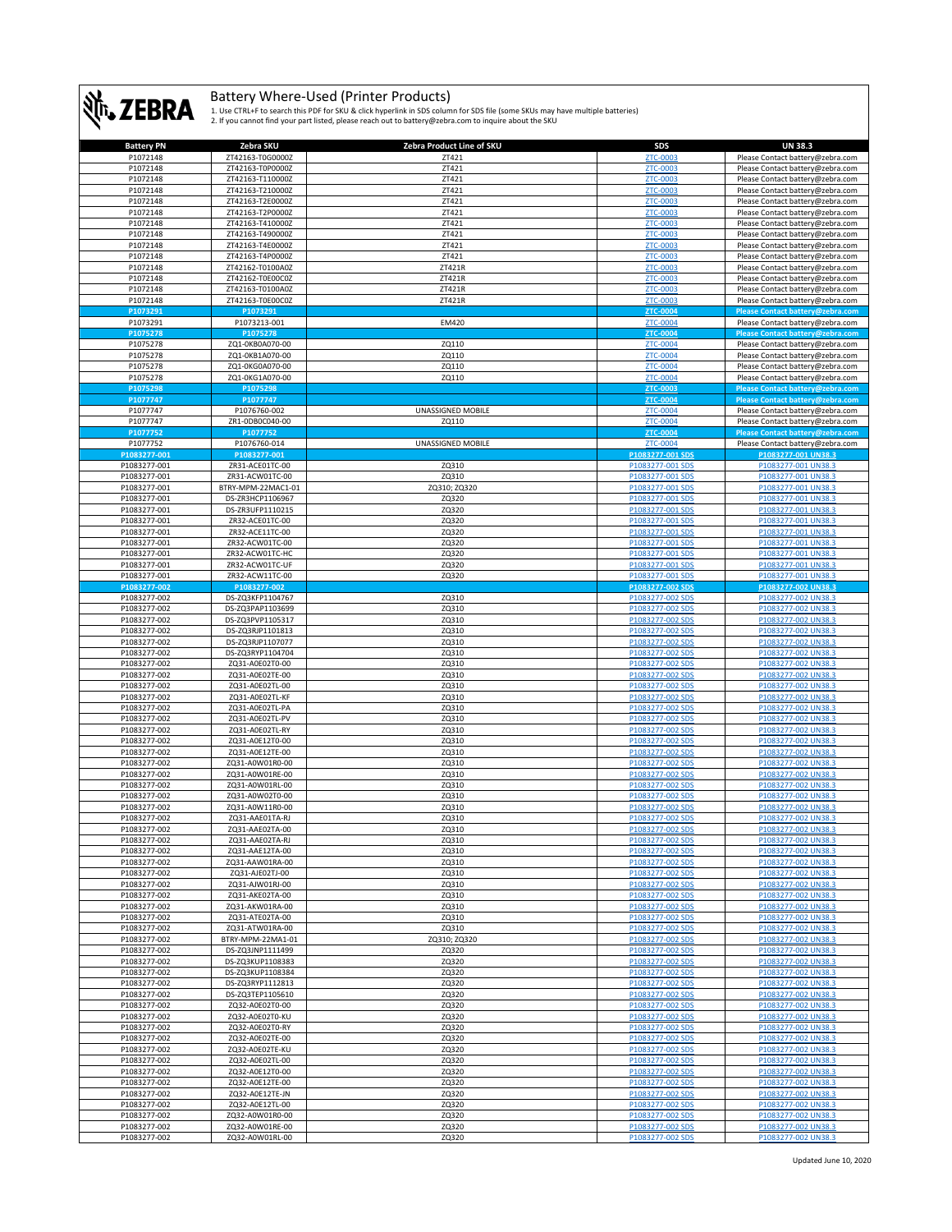# Battery Where-Used (Printer Products)

1. Use CTRL+F to search this PDF for SKU & click hyperlink in SDS column for SDS file (some SKUs may have multiple batteries)
2. If you cannot find your part listed, please reach out to battery@zebra.com to inquire about the SKU

| Battery PN | Zebra SKU | Zebra Product Line of SKU | SDS | UN 38.3 |
|---|---|---|---|---|
| P1072148 | ZT42163-T0G0000Z | ZT421 | ZTC-0003 | Please Contact battery@zebra.com |
| P1072148 | ZT42163-T0P0000Z | ZT421 | ZTC-0003 | Please Contact battery@zebra.com |
| P1072148 | ZT42163-T110000Z | ZT421 | ZTC-0003 | Please Contact battery@zebra.com |
| P1072148 | ZT42163-T210000Z | ZT421 | ZTC-0003 | Please Contact battery@zebra.com |
| P1072148 | ZT42163-T2E0000Z | ZT421 | ZTC-0003 | Please Contact battery@zebra.com |
| P1072148 | ZT42163-T2P0000Z | ZT421 | ZTC-0003 | Please Contact battery@zebra.com |
| P1072148 | ZT42163-T410000Z | ZT421 | ZTC-0003 | Please Contact battery@zebra.com |
| P1072148 | ZT42163-T490000Z | ZT421 | ZTC-0003 | Please Contact battery@zebra.com |
| P1072148 | ZT42163-T4E0000Z | ZT421 | ZTC-0003 | Please Contact battery@zebra.com |
| P1072148 | ZT42163-T4P0000Z | ZT421 | ZTC-0003 | Please Contact battery@zebra.com |
| P1072148 | ZT42162-T0100A0Z | ZT421R | ZTC-0003 | Please Contact battery@zebra.com |
| P1072148 | ZT42162-T0E00C0Z | ZT421R | ZTC-0003 | Please Contact battery@zebra.com |
| P1072148 | ZT42163-T0100A0Z | ZT421R | ZTC-0003 | Please Contact battery@zebra.com |
| P1072148 | ZT42163-T0E00C0Z | ZT421R | ZTC-0003 | Please Contact battery@zebra.com |
| **P1073291** | **P1073291** | | **ZTC-0004** | **Please Contact battery@zebra.com** |
| P1073291 | P1073213-001 | EM420 | ZTC-0004 | Please Contact battery@zebra.com |
| **P1075278** | **P1075278** | | **ZTC-0004** | **Please Contact battery@zebra.com** |
| P1075278 | ZQ1-0KB0A070-00 | ZQ110 | ZTC-0004 | Please Contact battery@zebra.com |
| P1075278 | ZQ1-0KB1A070-00 | ZQ110 | ZTC-0004 | Please Contact battery@zebra.com |
| P1075278 | ZQ1-0KG0A070-00 | ZQ110 | ZTC-0004 | Please Contact battery@zebra.com |
| P1075278 | ZQ1-0KG1A070-00 | ZQ110 | ZTC-0004 | Please Contact battery@zebra.com |
| **P1075298** | **P1075298** | | **ZTC-0003** | **Please Contact battery@zebra.com** |
| **P1077747** | **P1077747** | | **ZTC-0004** | **Please Contact battery@zebra.com** |
| P1077747 | P1076760-002 | UNASSIGNED MOBILE | ZTC-0004 | Please Contact battery@zebra.com |
| P1077747 | ZR1-0DB0C040-00 | ZQ110 | ZTC-0004 | Please Contact battery@zebra.com |
| **P1077752** | **P1077752** | | **ZTC-0004** | **Please Contact battery@zebra.com** |
| P1077752 | P1076760-014 | UNASSIGNED MOBILE | ZTC-0004 | Please Contact battery@zebra.com |
| **P1083277-001** | **P1083277-001** | | **P1083277-001 SDS** | **P1083277-001 UN38.3** |
| P1083277-001 | ZR31-ACE01TC-00 | ZQ310 | P1083277-001 SDS | P1083277-001 UN38.3 |
| P1083277-001 | ZR31-ACW01TC-00 | ZQ310 | P1083277-001 SDS | P1083277-001 UN38.3 |
| P1083277-001 | BTRY-MPM-22MAC1-01 | ZQ310; ZQ320 | P1083277-001 SDS | P1083277-001 UN38.3 |
| P1083277-001 | DS-ZR3HCP1106967 | ZQ320 | P1083277-001 SDS | P1083277-001 UN38.3 |
| P1083277-001 | DS-ZR3UFP1110215 | ZQ320 | P1083277-001 SDS | P1083277-001 UN38.3 |
| P1083277-001 | ZR32-ACE01TC-00 | ZQ320 | P1083277-001 SDS | P1083277-001 UN38.3 |
| P1083277-001 | ZR32-ACE11TC-00 | ZQ320 | P1083277-001 SDS | P1083277-001 UN38.3 |
| P1083277-001 | ZR32-ACW01TC-00 | ZQ320 | P1083277-001 SDS | P1083277-001 UN38.3 |
| P1083277-001 | ZR32-ACW01TC-HC | ZQ320 | P1083277-001 SDS | P1083277-001 UN38.3 |
| P1083277-001 | ZR32-ACW01TC-UF | ZQ320 | P1083277-001 SDS | P1083277-001 UN38.3 |
| P1083277-001 | ZR32-ACW11TC-00 | ZQ320 | P1083277-001 SDS | P1083277-001 UN38.3 |
| **P1083277-002** | **P1083277-002** | | **P1083277-002 SDS** | **P1083277-002 UN38.3** |
| P1083277-002 | DS-ZQ3KFP1104767 | ZQ310 | P1083277-002 SDS | P1083277-002 UN38.3 |
| P1083277-002 | DS-ZQ3PAP1103699 | ZQ310 | P1083277-002 SDS | P1083277-002 UN38.3 |
| P1083277-002 | DS-ZQ3PVP1105317 | ZQ310 | P1083277-002 SDS | P1083277-002 UN38.3 |
| P1083277-002 | DS-ZQ3RJP1101813 | ZQ310 | P1083277-002 SDS | P1083277-002 UN38.3 |
| P1083277-002 | DS-ZQ3RJP1107077 | ZQ310 | P1083277-002 SDS | P1083277-002 UN38.3 |
| P1083277-002 | DS-ZQ3RYP1104704 | ZQ310 | P1083277-002 SDS | P1083277-002 UN38.3 |
| P1083277-002 | ZQ31-A0E02T0-00 | ZQ310 | P1083277-002 SDS | P1083277-002 UN38.3 |
| P1083277-002 | ZQ31-A0E02TE-00 | ZQ310 | P1083277-002 SDS | P1083277-002 UN38.3 |
| P1083277-002 | ZQ31-A0E02TL-00 | ZQ310 | P1083277-002 SDS | P1083277-002 UN38.3 |
| P1083277-002 | ZQ31-A0E02TL-KF | ZQ310 | P1083277-002 SDS | P1083277-002 UN38.3 |
| P1083277-002 | ZQ31-A0E02TL-PA | ZQ310 | P1083277-002 SDS | P1083277-002 UN38.3 |
| P1083277-002 | ZQ31-A0E02TL-PV | ZQ310 | P1083277-002 SDS | P1083277-002 UN38.3 |
| P1083277-002 | ZQ31-A0E02TL-RY | ZQ310 | P1083277-002 SDS | P1083277-002 UN38.3 |
| P1083277-002 | ZQ31-A0E12T0-00 | ZQ310 | P1083277-002 SDS | P1083277-002 UN38.3 |
| P1083277-002 | ZQ31-A0E12TE-00 | ZQ310 | P1083277-002 SDS | P1083277-002 UN38.3 |
| P1083277-002 | ZQ31-A0W01R0-00 | ZQ310 | P1083277-002 SDS | P1083277-002 UN38.3 |
| P1083277-002 | ZQ31-A0W01RE-00 | ZQ310 | P1083277-002 SDS | P1083277-002 UN38.3 |
| P1083277-002 | ZQ31-A0W01RL-00 | ZQ310 | P1083277-002 SDS | P1083277-002 UN38.3 |
| P1083277-002 | ZQ31-A0W02T0-00 | ZQ310 | P1083277-002 SDS | P1083277-002 UN38.3 |
| P1083277-002 | ZQ31-A0W11R0-00 | ZQ310 | P1083277-002 SDS | P1083277-002 UN38.3 |
| P1083277-002 | ZQ31-AAE01TA-RJ | ZQ310 | P1083277-002 SDS | P1083277-002 UN38.3 |
| P1083277-002 | ZQ31-AAE02TA-00 | ZQ310 | P1083277-002 SDS | P1083277-002 UN38.3 |
| P1083277-002 | ZQ31-AAE02TA-RJ | ZQ310 | P1083277-002 SDS | P1083277-002 UN38.3 |
| P1083277-002 | ZQ31-AAE12TA-00 | ZQ310 | P1083277-002 SDS | P1083277-002 UN38.3 |
| P1083277-002 | ZQ31-AAW01RA-00 | ZQ310 | P1083277-002 SDS | P1083277-002 UN38.3 |
| P1083277-002 | ZQ31-AJE02TJ-00 | ZQ310 | P1083277-002 SDS | P1083277-002 UN38.3 |
| P1083277-002 | ZQ31-AJW01RJ-00 | ZQ310 | P1083277-002 SDS | P1083277-002 UN38.3 |
| P1083277-002 | ZQ31-AKE02TA-00 | ZQ310 | P1083277-002 SDS | P1083277-002 UN38.3 |
| P1083277-002 | ZQ31-AKW01RA-00 | ZQ310 | P1083277-002 SDS | P1083277-002 UN38.3 |
| P1083277-002 | ZQ31-ATE02TA-00 | ZQ310 | P1083277-002 SDS | P1083277-002 UN38.3 |
| P1083277-002 | ZQ31-ATW01RA-00 | ZQ310 | P1083277-002 SDS | P1083277-002 UN38.3 |
| P1083277-002 | BTRY-MPM-22MA1-01 | ZQ310; ZQ320 | P1083277-002 SDS | P1083277-002 UN38.3 |
| P1083277-002 | DS-ZQ3JNP1111499 | ZQ320 | P1083277-002 SDS | P1083277-002 UN38.3 |
| P1083277-002 | DS-ZQ3KUP1108383 | ZQ320 | P1083277-002 SDS | P1083277-002 UN38.3 |
| P1083277-002 | DS-ZQ3KUP1108384 | ZQ320 | P1083277-002 SDS | P1083277-002 UN38.3 |
| P1083277-002 | DS-ZQ3RYP1112813 | ZQ320 | P1083277-002 SDS | P1083277-002 UN38.3 |
| P1083277-002 | DS-ZQ3TEP1105610 | ZQ320 | P1083277-002 SDS | P1083277-002 UN38.3 |
| P1083277-002 | ZQ32-A0E02T0-00 | ZQ320 | P1083277-002 SDS | P1083277-002 UN38.3 |
| P1083277-002 | ZQ32-A0E02T0-KU | ZQ320 | P1083277-002 SDS | P1083277-002 UN38.3 |
| P1083277-002 | ZQ32-A0E02T0-RY | ZQ320 | P1083277-002 SDS | P1083277-002 UN38.3 |
| P1083277-002 | ZQ32-A0E02TE-00 | ZQ320 | P1083277-002 SDS | P1083277-002 UN38.3 |
| P1083277-002 | ZQ32-A0E02TE-KU | ZQ320 | P1083277-002 SDS | P1083277-002 UN38.3 |
| P1083277-002 | ZQ32-A0E02TL-00 | ZQ320 | P1083277-002 SDS | P1083277-002 UN38.3 |
| P1083277-002 | ZQ32-A0E12T0-00 | ZQ320 | P1083277-002 SDS | P1083277-002 UN38.3 |
| P1083277-002 | ZQ32-A0E12TE-00 | ZQ320 | P1083277-002 SDS | P1083277-002 UN38.3 |
| P1083277-002 | ZQ32-A0E12TE-JN | ZQ320 | P1083277-002 SDS | P1083277-002 UN38.3 |
| P1083277-002 | ZQ32-A0E12TL-00 | ZQ320 | P1083277-002 SDS | P1083277-002 UN38.3 |
| P1083277-002 | ZQ32-A0W01R0-00 | ZQ320 | P1083277-002 SDS | P1083277-002 UN38.3 |
| P1083277-002 | ZQ32-A0W01RE-00 | ZQ320 | P1083277-002 SDS | P1083277-002 UN38.3 |
| P1083277-002 | ZQ32-A0W01RL-00 | ZQ320 | P1083277-002 SDS | P1083277-002 UN38.3 |

Updated June 10, 2020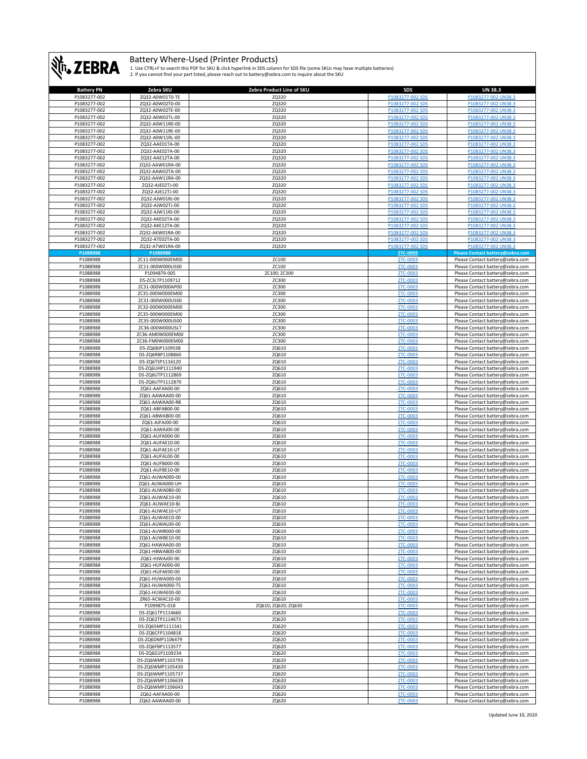# Battery Where-Used (Printer Products)

1. Use CTRL+F to search this PDF for SKU & click hyperlink in SDS column for SDS file (some SKUs may have multiple batteries)
2. If you cannot find your part listed, please reach out to battery@zebra.com to inquire about the SKU

| Battery PN | Zebra SKU | Zebra Product Line of SKU | SDS | UN 38.3 |
|---|---|---|---|---|
| P1083277-002 | ZQ32-A0W01T0-TE | ZQ320 | P1083277-002 SDS | P1083277-002 UN38.3 |
| P1083277-002 | ZQ32-A0W02T0-00 | ZQ320 | P1083277-002 SDS | P1083277-002 UN38.3 |
| P1083277-002 | ZQ32-A0W02TE-00 | ZQ320 | P1083277-002 SDS | P1083277-002 UN38.3 |
| P1083277-002 | ZQ32-A0W02TL-00 | ZQ320 | P1083277-002 SDS | P1083277-002 UN38.3 |
| P1083277-002 | ZQ32-A0W11R0-00 | ZQ320 | P1083277-002 SDS | P1083277-002 UN38.3 |
| P1083277-002 | ZQ32-A0W11RE-00 | ZQ320 | P1083277-002 SDS | P1083277-002 UN38.3 |
| P1083277-002 | ZQ32-A0W11RL-00 | ZQ320 | P1083277-002 SDS | P1083277-002 UN38.3 |
| P1083277-002 | ZQ32-AAE01TA-00 | ZQ320 | P1083277-002 SDS | P1083277-002 UN38.3 |
| P1083277-002 | ZQ32-AAE02TA-00 | ZQ320 | P1083277-002 SDS | P1083277-002 UN38.3 |
| P1083277-002 | ZQ32-AAE12TA-00 | ZQ320 | P1083277-002 SDS | P1083277-002 UN38.3 |
| P1083277-002 | ZQ32-AAW01RA-00 | ZQ320 | P1083277-002 SDS | P1083277-002 UN38.3 |
| P1083277-002 | ZQ32-AAW02TA-00 | ZQ320 | P1083277-002 SDS | P1083277-002 UN38.3 |
| P1083277-002 | ZQ32-AAW11RA-00 | ZQ320 | P1083277-002 SDS | P1083277-002 UN38.3 |
| P1083277-002 | ZQ32-AJE02TJ-00 | ZQ320 | P1083277-002 SDS | P1083277-002 UN38.3 |
| P1083277-002 | ZQ32-AJE12TJ-00 | ZQ320 | P1083277-002 SDS | P1083277-002 UN38.3 |
| P1083277-002 | ZQ32-AJW01RJ-00 | ZQ320 | P1083277-002 SDS | P1083277-002 UN38.3 |
| P1083277-002 | ZQ32-AJW02TJ-00 | ZQ320 | P1083277-002 SDS | P1083277-002 UN38.3 |
| P1083277-002 | ZQ32-AJW11RJ-00 | ZQ320 | P1083277-002 SDS | P1083277-002 UN38.3 |
| P1083277-002 | ZQ32-AKE02TA-00 | ZQ320 | P1083277-002 SDS | P1083277-002 UN38.3 |
| P1083277-002 | ZQ32-AKE12TA-00 | ZQ320 | P1083277-002 SDS | P1083277-002 UN38.3 |
| P1083277-002 | ZQ32-AKW01RA-00 | ZQ320 | P1083277-002 SDS | P1083277-002 UN38.3 |
| P1083277-002 | ZQ32-ATE02TA-00 | ZQ320 | P1083277-002 SDS | P1083277-002 UN38.3 |
| P1083277-002 | ZQ32-ATW01RA-00 | ZQ320 | P1083277-002 SDS | P1083277-002 UN38.3 |
| **P1088988** | **P1088988** | | **ZTC-0003** | **Please Contact battery@zebra.com** |
| P1088988 | ZC11-000W000EM00 | ZC100 | ZTC-0003 | Please Contact battery@zebra.com |
| P1088988 | ZC11-000W000US00 | ZC100 | ZTC-0003 | Please Contact battery@zebra.com |
| P1088988 | P1094879-005 | ZC100; ZC300 | ZTC-0003 | Please Contact battery@zebra.com |
| P1088988 | DS-ZC3LTP1109712 | ZC300 | ZTC-0003 | Please Contact battery@zebra.com |
| P1088988 | ZC31-000W000AP00 | ZC300 | ZTC-0003 | Please Contact battery@zebra.com |
| P1088988 | ZC31-000W000EM00 | ZC300 | ZTC-0003 | Please Contact battery@zebra.com |
| P1088988 | ZC31-000W000US00 | ZC300 | ZTC-0003 | Please Contact battery@zebra.com |
| P1088988 | ZC32-000W000EM00 | ZC300 | ZTC-0003 | Please Contact battery@zebra.com |
| P1088988 | ZC35-000W000EM00 | ZC300 | ZTC-0003 | Please Contact battery@zebra.com |
| P1088988 | ZC35-000W000US00 | ZC300 | ZTC-0003 | Please Contact battery@zebra.com |
| P1088988 | ZC36-000W000USLT | ZC300 | ZTC-0003 | Please Contact battery@zebra.com |
| P1088988 | ZC36-AM0W000EM00 | ZC300 | ZTC-0003 | Please Contact battery@zebra.com |
| P1088988 | ZC36-FM0W000EM00 | ZC300 | ZTC-0003 | Please Contact battery@zebra.com |
| P1088988 | DS-ZQ6BJP1109538 | ZQ610 | ZTC-0003 | Please Contact battery@zebra.com |
| P1088988 | DS-ZQ6RBP1108860 | ZQ610 | ZTC-0003 | Please Contact battery@zebra.com |
| P1088988 | DS-ZQ6TSP1116120 | ZQ610 | ZTC-0003 | Please Contact battery@zebra.com |
| P1088988 | DS-ZQ6UHP1111940 | ZQ610 | ZTC-0003 | Please Contact battery@zebra.com |
| P1088988 | DS-ZQ6UTP1112869 | ZQ610 | ZTC-0003 | Please Contact battery@zebra.com |
| P1088988 | DS-ZQ6UTP1112870 | ZQ610 | ZTC-0003 | Please Contact battery@zebra.com |
| P1088988 | ZQ61-AAFAA00-00 | ZQ610 | ZTC-0003 | Please Contact battery@zebra.com |
| P1088988 | ZQ61-AAWAA00-00 | ZQ610 | ZTC-0003 | Please Contact battery@zebra.com |
| P1088988 | ZQ61-AAWAA00-RB | ZQ610 | ZTC-0003 | Please Contact battery@zebra.com |
| P1088988 | ZQ61-ABFAB00-00 | ZQ610 | ZTC-0003 | Please Contact battery@zebra.com |
| P1088988 | ZQ61-ABWAB00-00 | ZQ610 | ZTC-0003 | Please Contact battery@zebra.com |
| P1088988 | ZQ61-AJFAJ00-00 | ZQ610 | ZTC-0003 | Please Contact battery@zebra.com |
| P1088988 | ZQ61-AJWAJ00-00 | ZQ610 | ZTC-0003 | Please Contact battery@zebra.com |
| P1088988 | ZQ61-AUFA000-00 | ZQ610 | ZTC-0003 | Please Contact battery@zebra.com |
| P1088988 | ZQ61-AUFAE10-00 | ZQ610 | ZTC-0003 | Please Contact battery@zebra.com |
| P1088988 | ZQ61-AUFAE10-UT | ZQ610 | ZTC-0003 | Please Contact battery@zebra.com |
| P1088988 | ZQ61-AUFAL00-00 | ZQ610 | ZTC-0003 | Please Contact battery@zebra.com |
| P1088988 | ZQ61-AUFB000-00 | ZQ610 | ZTC-0003 | Please Contact battery@zebra.com |
| P1088988 | ZQ61-AUFBE10-00 | ZQ610 | ZTC-0003 | Please Contact battery@zebra.com |
| P1088988 | ZQ61-AUWA000-00 | ZQ610 | ZTC-0003 | Please Contact battery@zebra.com |
| P1088988 | ZQ61-AUWA000-UH | ZQ610 | ZTC-0003 | Please Contact battery@zebra.com |
| P1088988 | ZQ61-AUWA0B0-00 | ZQ610 | ZTC-0003 | Please Contact battery@zebra.com |
| P1088988 | ZQ61-AUWAE10-00 | ZQ610 | ZTC-0003 | Please Contact battery@zebra.com |
| P1088988 | ZQ61-AUWAE10-BJ | ZQ610 | ZTC-0003 | Please Contact battery@zebra.com |
| P1088988 | ZQ61-AUWAE10-UT | ZQ610 | ZTC-0003 | Please Contact battery@zebra.com |
| P1088988 | ZQ61-AUWAEC0-00 | ZQ610 | ZTC-0003 | Please Contact battery@zebra.com |
| P1088988 | ZQ61-AUWAL00-00 | ZQ610 | ZTC-0003 | Please Contact battery@zebra.com |
| P1088988 | ZQ61-AUWB000-00 | ZQ610 | ZTC-0003 | Please Contact battery@zebra.com |
| P1088988 | ZQ61-AUWBE10-00 | ZQ610 | ZTC-0003 | Please Contact battery@zebra.com |
| P1088988 | ZQ61-HAWAA00-00 | ZQ610 | ZTC-0003 | Please Contact battery@zebra.com |
| P1088988 | ZQ61-HBWAB00-00 | ZQ610 | ZTC-0003 | Please Contact battery@zebra.com |
| P1088988 | ZQ61-HJWAJ00-00 | ZQ610 | ZTC-0003 | Please Contact battery@zebra.com |
| P1088988 | ZQ61-HUFA000-00 | ZQ610 | ZTC-0003 | Please Contact battery@zebra.com |
| P1088988 | ZQ61-HUFAE00-00 | ZQ610 | ZTC-0003 | Please Contact battery@zebra.com |
| P1088988 | ZQ61-HUWA000-00 | ZQ610 | ZTC-0003 | Please Contact battery@zebra.com |
| P1088988 | ZQ61-HUWA000-TS | ZQ610 | ZTC-0003 | Please Contact battery@zebra.com |
| P1088988 | ZQ61-HUWAE00-00 | ZQ610 | ZTC-0003 | Please Contact battery@zebra.com |
| P1088988 | ZR65-ACWAC10-00 | ZQ610 | ZTC-0003 | Please Contact battery@zebra.com |
| P1088988 | P1099875-018 | ZQ610; ZQ620; ZQ630 | ZTC-0003 | Please Contact battery@zebra.com |
| P1088988 | DS-ZQ61TP1114660 | ZQ620 | ZTC-0003 | Please Contact battery@zebra.com |
| P1088988 | DS-ZQ62TP1114673 | ZQ620 | ZTC-0003 | Please Contact battery@zebra.com |
| P1088988 | DS-ZQ65MP1111541 | ZQ620 | ZTC-0003 | Please Contact battery@zebra.com |
| P1088988 | DS-ZQ6CFP1104818 | ZQ620 | ZTC-0003 | Please Contact battery@zebra.com |
| P1088988 | DS-ZQ6DMP1106479 | ZQ620 | ZTC-0003 | Please Contact battery@zebra.com |
| P1088988 | DS-ZQ6FBP1113577 | ZQ620 | ZTC-0003 | Please Contact battery@zebra.com |
| P1088988 | DS-ZQ6G1P1109234 | ZQ620 | ZTC-0003 | Please Contact battery@zebra.com |
| P1088988 | DS-ZQ6WMP1103793 | ZQ620 | ZTC-0003 | Please Contact battery@zebra.com |
| P1088988 | DS-ZQ6WMP1105430 | ZQ620 | ZTC-0003 | Please Contact battery@zebra.com |
| P1088988 | DS-ZQ6WMP1105737 | ZQ620 | ZTC-0003 | Please Contact battery@zebra.com |
| P1088988 | DS-ZQ6WMP1106639 | ZQ620 | ZTC-0003 | Please Contact battery@zebra.com |
| P1088988 | DS-ZQ6WMP1106643 | ZQ620 | ZTC-0003 | Please Contact battery@zebra.com |
| P1088988 | ZQ62-AAFAA00-00 | ZQ620 | ZTC-0003 | Please Contact battery@zebra.com |
| P1088988 | ZQ62-AAWAA00-00 | ZQ620 | ZTC-0003 | Please Contact battery@zebra.com |

Updated June 10, 2020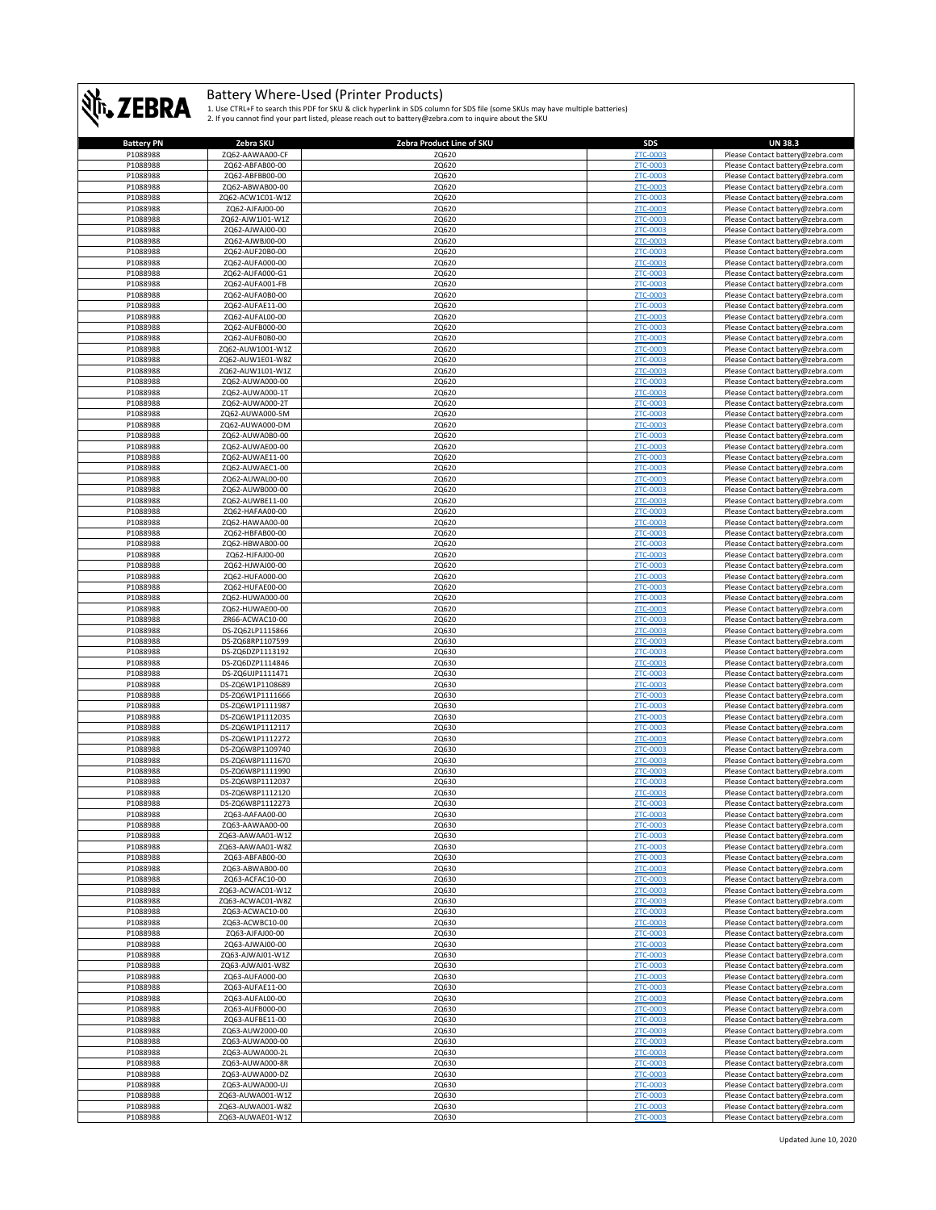# Battery Where-Used (Printer Products)

1. Use CTRL+F to search this PDF for SKU & click hyperlink in SDS column for SDS file (some SKUs may have multiple batteries)
2. If you cannot find your part listed, please reach out to battery@zebra.com to inquire about the SKU

| Battery PN | Zebra SKU | Zebra Product Line of SKU | SDS | UN 38.3 |
|---|---|---|---|---|
| P1088988 | ZQ62-AAWAA00-CF | ZQ620 | ZTC-0003 | Please Contact battery@zebra.com |
| P1088988 | ZQ62-ABFAB00-00 | ZQ620 | ZTC-0003 | Please Contact battery@zebra.com |
| P1088988 | ZQ62-ABFBB00-00 | ZQ620 | ZTC-0003 | Please Contact battery@zebra.com |
| P1088988 | ZQ62-ABWAB00-00 | ZQ620 | ZTC-0003 | Please Contact battery@zebra.com |
| P1088988 | ZQ62-ACW1C01-W1Z | ZQ620 | ZTC-0003 | Please Contact battery@zebra.com |
| P1088988 | ZQ62-AJFAJ00-00 | ZQ620 | ZTC-0003 | Please Contact battery@zebra.com |
| P1088988 | ZQ62-AJW1J01-W1Z | ZQ620 | ZTC-0003 | Please Contact battery@zebra.com |
| P1088988 | ZQ62-AJWAJ00-00 | ZQ620 | ZTC-0003 | Please Contact battery@zebra.com |
| P1088988 | ZQ62-AJWBJ00-00 | ZQ620 | ZTC-0003 | Please Contact battery@zebra.com |
| P1088988 | ZQ62-AUF20B0-00 | ZQ620 | ZTC-0003 | Please Contact battery@zebra.com |
| P1088988 | ZQ62-AUFA000-00 | ZQ620 | ZTC-0003 | Please Contact battery@zebra.com |
| P1088988 | ZQ62-AUFA000-G1 | ZQ620 | ZTC-0003 | Please Contact battery@zebra.com |
| P1088988 | ZQ62-AUFA001-FB | ZQ620 | ZTC-0003 | Please Contact battery@zebra.com |
| P1088988 | ZQ62-AUFA0B0-00 | ZQ620 | ZTC-0003 | Please Contact battery@zebra.com |
| P1088988 | ZQ62-AUFAE11-00 | ZQ620 | ZTC-0003 | Please Contact battery@zebra.com |
| P1088988 | ZQ62-AUFAL00-00 | ZQ620 | ZTC-0003 | Please Contact battery@zebra.com |
| P1088988 | ZQ62-AUFB000-00 | ZQ620 | ZTC-0003 | Please Contact battery@zebra.com |
| P1088988 | ZQ62-AUFB0B0-00 | ZQ620 | ZTC-0003 | Please Contact battery@zebra.com |
| P1088988 | ZQ62-AUW1001-W1Z | ZQ620 | ZTC-0003 | Please Contact battery@zebra.com |
| P1088988 | ZQ62-AUW1E01-W8Z | ZQ620 | ZTC-0003 | Please Contact battery@zebra.com |
| P1088988 | ZQ62-AUW1L01-W1Z | ZQ620 | ZTC-0003 | Please Contact battery@zebra.com |
| P1088988 | ZQ62-AUWA000-00 | ZQ620 | ZTC-0003 | Please Contact battery@zebra.com |
| P1088988 | ZQ62-AUWA000-1T | ZQ620 | ZTC-0003 | Please Contact battery@zebra.com |
| P1088988 | ZQ62-AUWA000-2T | ZQ620 | ZTC-0003 | Please Contact battery@zebra.com |
| P1088988 | ZQ62-AUWA000-5M | ZQ620 | ZTC-0003 | Please Contact battery@zebra.com |
| P1088988 | ZQ62-AUWA000-DM | ZQ620 | ZTC-0003 | Please Contact battery@zebra.com |
| P1088988 | ZQ62-AUWA0B0-00 | ZQ620 | ZTC-0003 | Please Contact battery@zebra.com |
| P1088988 | ZQ62-AUWAE00-00 | ZQ620 | ZTC-0003 | Please Contact battery@zebra.com |
| P1088988 | ZQ62-AUWAE11-00 | ZQ620 | ZTC-0003 | Please Contact battery@zebra.com |
| P1088988 | ZQ62-AUWAEC1-00 | ZQ620 | ZTC-0003 | Please Contact battery@zebra.com |
| P1088988 | ZQ62-AUWAL00-00 | ZQ620 | ZTC-0003 | Please Contact battery@zebra.com |
| P1088988 | ZQ62-AUWB000-00 | ZQ620 | ZTC-0003 | Please Contact battery@zebra.com |
| P1088988 | ZQ62-AUWBE11-00 | ZQ620 | ZTC-0003 | Please Contact battery@zebra.com |
| P1088988 | ZQ62-HAFAA00-00 | ZQ620 | ZTC-0003 | Please Contact battery@zebra.com |
| P1088988 | ZQ62-HAWAA00-00 | ZQ620 | ZTC-0003 | Please Contact battery@zebra.com |
| P1088988 | ZQ62-HBFAB00-00 | ZQ620 | ZTC-0003 | Please Contact battery@zebra.com |
| P1088988 | ZQ62-HBWAB00-00 | ZQ620 | ZTC-0003 | Please Contact battery@zebra.com |
| P1088988 | ZQ62-HJFAJ00-00 | ZQ620 | ZTC-0003 | Please Contact battery@zebra.com |
| P1088988 | ZQ62-HJWAJ00-00 | ZQ620 | ZTC-0003 | Please Contact battery@zebra.com |
| P1088988 | ZQ62-HUFA000-00 | ZQ620 | ZTC-0003 | Please Contact battery@zebra.com |
| P1088988 | ZQ62-HUFAE00-00 | ZQ620 | ZTC-0003 | Please Contact battery@zebra.com |
| P1088988 | ZQ62-HUWA000-00 | ZQ620 | ZTC-0003 | Please Contact battery@zebra.com |
| P1088988 | ZQ62-HUWAE00-00 | ZQ620 | ZTC-0003 | Please Contact battery@zebra.com |
| P1088988 | ZR66-ACWAC10-00 | ZQ620 | ZTC-0003 | Please Contact battery@zebra.com |
| P1088988 | DS-ZQ62LP1115866 | ZQ630 | ZTC-0003 | Please Contact battery@zebra.com |
| P1088988 | DS-ZQ68RP1107599 | ZQ630 | ZTC-0003 | Please Contact battery@zebra.com |
| P1088988 | DS-ZQ6DZP1113192 | ZQ630 | ZTC-0003 | Please Contact battery@zebra.com |
| P1088988 | DS-ZQ6DZP1114846 | ZQ630 | ZTC-0003 | Please Contact battery@zebra.com |
| P1088988 | DS-ZQ6UJP1111471 | ZQ630 | ZTC-0003 | Please Contact battery@zebra.com |
| P1088988 | DS-ZQ6W1P1108689 | ZQ630 | ZTC-0003 | Please Contact battery@zebra.com |
| P1088988 | DS-ZQ6W1P1111666 | ZQ630 | ZTC-0003 | Please Contact battery@zebra.com |
| P1088988 | DS-ZQ6W1P1111987 | ZQ630 | ZTC-0003 | Please Contact battery@zebra.com |
| P1088988 | DS-ZQ6W1P1112035 | ZQ630 | ZTC-0003 | Please Contact battery@zebra.com |
| P1088988 | DS-ZQ6W1P1112117 | ZQ630 | ZTC-0003 | Please Contact battery@zebra.com |
| P1088988 | DS-ZQ6W1P1112272 | ZQ630 | ZTC-0003 | Please Contact battery@zebra.com |
| P1088988 | DS-ZQ6W8P1109740 | ZQ630 | ZTC-0003 | Please Contact battery@zebra.com |
| P1088988 | DS-ZQ6W8P1111670 | ZQ630 | ZTC-0003 | Please Contact battery@zebra.com |
| P1088988 | DS-ZQ6W8P1111990 | ZQ630 | ZTC-0003 | Please Contact battery@zebra.com |
| P1088988 | DS-ZQ6W8P1112037 | ZQ630 | ZTC-0003 | Please Contact battery@zebra.com |
| P1088988 | DS-ZQ6W8P1112120 | ZQ630 | ZTC-0003 | Please Contact battery@zebra.com |
| P1088988 | DS-ZQ6W8P1112273 | ZQ630 | ZTC-0003 | Please Contact battery@zebra.com |
| P1088988 | ZQ63-AAFAA00-00 | ZQ630 | ZTC-0003 | Please Contact battery@zebra.com |
| P1088988 | ZQ63-AAWAA00-00 | ZQ630 | ZTC-0003 | Please Contact battery@zebra.com |
| P1088988 | ZQ63-AAWAA01-W1Z | ZQ630 | ZTC-0003 | Please Contact battery@zebra.com |
| P1088988 | ZQ63-AAWAA01-W8Z | ZQ630 | ZTC-0003 | Please Contact battery@zebra.com |
| P1088988 | ZQ63-ABFAB00-00 | ZQ630 | ZTC-0003 | Please Contact battery@zebra.com |
| P1088988 | ZQ63-ABWAB00-00 | ZQ630 | ZTC-0003 | Please Contact battery@zebra.com |
| P1088988 | ZQ63-ACFAC10-00 | ZQ630 | ZTC-0003 | Please Contact battery@zebra.com |
| P1088988 | ZQ63-ACWAC01-W1Z | ZQ630 | ZTC-0003 | Please Contact battery@zebra.com |
| P1088988 | ZQ63-ACWAC01-W8Z | ZQ630 | ZTC-0003 | Please Contact battery@zebra.com |
| P1088988 | ZQ63-ACWAC10-00 | ZQ630 | ZTC-0003 | Please Contact battery@zebra.com |
| P1088988 | ZQ63-ACWBC10-00 | ZQ630 | ZTC-0003 | Please Contact battery@zebra.com |
| P1088988 | ZQ63-AJFAJ00-00 | ZQ630 | ZTC-0003 | Please Contact battery@zebra.com |
| P1088988 | ZQ63-AJWAJ00-00 | ZQ630 | ZTC-0003 | Please Contact battery@zebra.com |
| P1088988 | ZQ63-AJWAJ01-W1Z | ZQ630 | ZTC-0003 | Please Contact battery@zebra.com |
| P1088988 | ZQ63-AJWAJ01-W8Z | ZQ630 | ZTC-0003 | Please Contact battery@zebra.com |
| P1088988 | ZQ63-AUFA000-00 | ZQ630 | ZTC-0003 | Please Contact battery@zebra.com |
| P1088988 | ZQ63-AUFAE11-00 | ZQ630 | ZTC-0003 | Please Contact battery@zebra.com |
| P1088988 | ZQ63-AUFAL00-00 | ZQ630 | ZTC-0003 | Please Contact battery@zebra.com |
| P1088988 | ZQ63-AUFB000-00 | ZQ630 | ZTC-0003 | Please Contact battery@zebra.com |
| P1088988 | ZQ63-AUFBE11-00 | ZQ630 | ZTC-0003 | Please Contact battery@zebra.com |
| P1088988 | ZQ63-AUW2000-00 | ZQ630 | ZTC-0003 | Please Contact battery@zebra.com |
| P1088988 | ZQ63-AUWA000-00 | ZQ630 | ZTC-0003 | Please Contact battery@zebra.com |
| P1088988 | ZQ63-AUWA000-2L | ZQ630 | ZTC-0003 | Please Contact battery@zebra.com |
| P1088988 | ZQ63-AUWA000-8R | ZQ630 | ZTC-0003 | Please Contact battery@zebra.com |
| P1088988 | ZQ63-AUWA000-DZ | ZQ630 | ZTC-0003 | Please Contact battery@zebra.com |
| P1088988 | ZQ63-AUWA000-UJ | ZQ630 | ZTC-0003 | Please Contact battery@zebra.com |
| P1088988 | ZQ63-AUWA001-W1Z | ZQ630 | ZTC-0003 | Please Contact battery@zebra.com |
| P1088988 | ZQ63-AUWA001-W8Z | ZQ630 | ZTC-0003 | Please Contact battery@zebra.com |
| P1088988 | ZQ63-AUWAE01-W1Z | ZQ630 | ZTC-0003 | Please Contact battery@zebra.com |

Updated June 10, 2020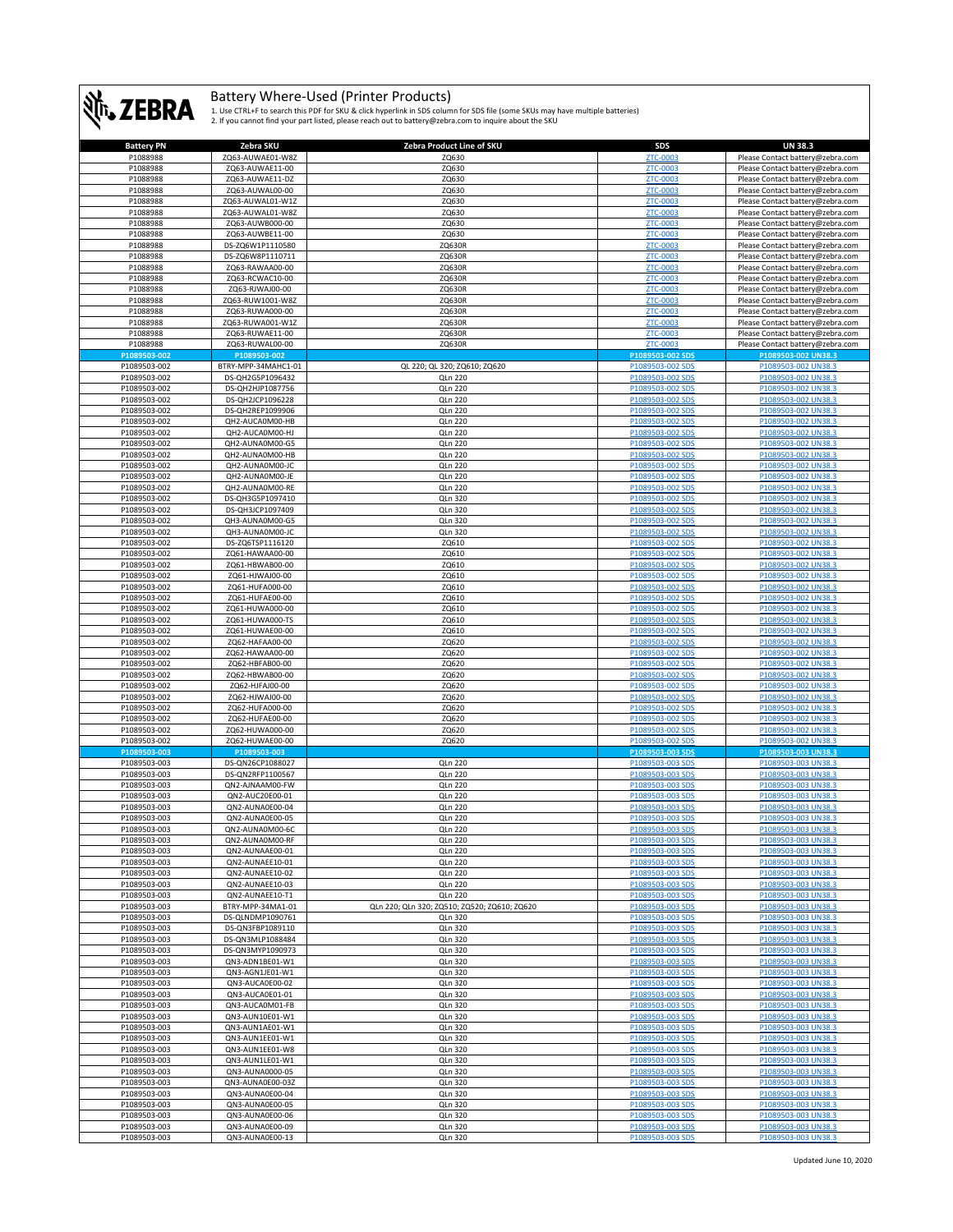# Battery Where-Used (Printer Products)

1. Use CTRL+F to search this PDF for SKU & click hyperlink in SDS column for SDS file (some SKUs may have multiple batteries)
2. If you cannot find your part listed, please reach out to battery@zebra.com to inquire about the SKU

| Battery PN | Zebra SKU | Zebra Product Line of SKU | SDS | UN 38.3 |
|---|---|---|---|---|
| P1088988 | ZQ63-AUWAE01-W8Z | ZQ630 | ZTC-0003 | Please Contact battery@zebra.com |
| P1088988 | ZQ63-AUWAE11-00 | ZQ630 | ZTC-0003 | Please Contact battery@zebra.com |
| P1088988 | ZQ63-AUWAE11-DZ | ZQ630 | ZTC-0003 | Please Contact battery@zebra.com |
| P1088988 | ZQ63-AUWAL00-00 | ZQ630 | ZTC-0003 | Please Contact battery@zebra.com |
| P1088988 | ZQ63-AUWAL01-W1Z | ZQ630 | ZTC-0003 | Please Contact battery@zebra.com |
| P1088988 | ZQ63-AUWAL01-W8Z | ZQ630 | ZTC-0003 | Please Contact battery@zebra.com |
| P1088988 | ZQ63-AUWB000-00 | ZQ630 | ZTC-0003 | Please Contact battery@zebra.com |
| P1088988 | ZQ63-AUWBE11-00 | ZQ630 | ZTC-0003 | Please Contact battery@zebra.com |
| P1088988 | DS-ZQ6W1P1110580 | ZQ630R | ZTC-0003 | Please Contact battery@zebra.com |
| P1088988 | DS-ZQ6W8P1110711 | ZQ630R | ZTC-0003 | Please Contact battery@zebra.com |
| P1088988 | ZQ63-RAWAA00-00 | ZQ630R | ZTC-0003 | Please Contact battery@zebra.com |
| P1088988 | ZQ63-RCWAC10-00 | ZQ630R | ZTC-0003 | Please Contact battery@zebra.com |
| P1088988 | ZQ63-RJWAJ00-00 | ZQ630R | ZTC-0003 | Please Contact battery@zebra.com |
| P1088988 | ZQ63-RUW1001-W8Z | ZQ630R | ZTC-0003 | Please Contact battery@zebra.com |
| P1088988 | ZQ63-RUWA000-00 | ZQ630R | ZTC-0003 | Please Contact battery@zebra.com |
| P1088988 | ZQ63-RUWA001-W1Z | ZQ630R | ZTC-0003 | Please Contact battery@zebra.com |
| P1088988 | ZQ63-RUWAE11-00 | ZQ630R | ZTC-0003 | Please Contact battery@zebra.com |
| P1088988 | ZQ63-RUWAL00-00 | ZQ630R | ZTC-0003 | Please Contact battery@zebra.com |
| P1089503-002 | P1089503-002 | | P1089503-002 SDS | P1089503-002 UN38.3 |
| P1089503-002 | BTRY-MPP-34MAHC1-01 | QL 220; QL 320; ZQ610; ZQ620 | P1089503-002 SDS | P1089503-002 UN38.3 |
| P1089503-002 | DS-QH2G5P1096432 | QLn 220 | P1089503-002 SDS | P1089503-002 UN38.3 |
| P1089503-002 | DS-QH2HJP1087756 | QLn 220 | P1089503-002 SDS | P1089503-002 UN38.3 |
| P1089503-002 | DS-QH2JCP1096228 | QLn 220 | P1089503-002 SDS | P1089503-002 UN38.3 |
| P1089503-002 | DS-QH2REP1099906 | QLn 220 | P1089503-002 SDS | P1089503-002 UN38.3 |
| P1089503-002 | QH2-AUCA0M00-HB | QLn 220 | P1089503-002 SDS | P1089503-002 UN38.3 |
| P1089503-002 | QH2-AUCA0M00-HJ | QLn 220 | P1089503-002 SDS | P1089503-002 UN38.3 |
| P1089503-002 | QH2-AUNA0M00-G5 | QLn 220 | P1089503-002 SDS | P1089503-002 UN38.3 |
| P1089503-002 | QH2-AUNA0M00-HB | QLn 220 | P1089503-002 SDS | P1089503-002 UN38.3 |
| P1089503-002 | QH2-AUNA0M00-JC | QLn 220 | P1089503-002 SDS | P1089503-002 UN38.3 |
| P1089503-002 | QH2-AUNA0M00-JE | QLn 220 | P1089503-002 SDS | P1089503-002 UN38.3 |
| P1089503-002 | QH2-AUNA0M00-RE | QLn 220 | P1089503-002 SDS | P1089503-002 UN38.3 |
| P1089503-002 | DS-QH3G5P1097410 | QLn 320 | P1089503-002 SDS | P1089503-002 UN38.3 |
| P1089503-002 | DS-QH3JCP1097409 | QLn 320 | P1089503-002 SDS | P1089503-002 UN38.3 |
| P1089503-002 | QH3-AUNA0M00-G5 | QLn 320 | P1089503-002 SDS | P1089503-002 UN38.3 |
| P1089503-002 | QH3-AUNA0M00-JC | QLn 320 | P1089503-002 SDS | P1089503-002 UN38.3 |
| P1089503-002 | DS-ZQ6TSP1116120 | ZQ610 | P1089503-002 SDS | P1089503-002 UN38.3 |
| P1089503-002 | ZQ61-HAWAA00-00 | ZQ610 | P1089503-002 SDS | P1089503-002 UN38.3 |
| P1089503-002 | ZQ61-HBWAB00-00 | ZQ610 | P1089503-002 SDS | P1089503-002 UN38.3 |
| P1089503-002 | ZQ61-HJWAJ00-00 | ZQ610 | P1089503-002 SDS | P1089503-002 UN38.3 |
| P1089503-002 | ZQ61-HUFA000-00 | ZQ610 | P1089503-002 SDS | P1089503-002 UN38.3 |
| P1089503-002 | ZQ61-HUFAE00-00 | ZQ610 | P1089503-002 SDS | P1089503-002 UN38.3 |
| P1089503-002 | ZQ61-HUWA000-00 | ZQ610 | P1089503-002 SDS | P1089503-002 UN38.3 |
| P1089503-002 | ZQ61-HUWA000-TS | ZQ610 | P1089503-002 SDS | P1089503-002 UN38.3 |
| P1089503-002 | ZQ61-HUWAE00-00 | ZQ610 | P1089503-002 SDS | P1089503-002 UN38.3 |
| P1089503-002 | ZQ62-HAFAA00-00 | ZQ620 | P1089503-002 SDS | P1089503-002 UN38.3 |
| P1089503-002 | ZQ62-HAWAA00-00 | ZQ620 | P1089503-002 SDS | P1089503-002 UN38.3 |
| P1089503-002 | ZQ62-HBFAB00-00 | ZQ620 | P1089503-002 SDS | P1089503-002 UN38.3 |
| P1089503-002 | ZQ62-HBWAB00-00 | ZQ620 | P1089503-002 SDS | P1089503-002 UN38.3 |
| P1089503-002 | ZQ62-HJFAJ00-00 | ZQ620 | P1089503-002 SDS | P1089503-002 UN38.3 |
| P1089503-002 | ZQ62-HJWAJ00-00 | ZQ620 | P1089503-002 SDS | P1089503-002 UN38.3 |
| P1089503-002 | ZQ62-HUFA000-00 | ZQ620 | P1089503-002 SDS | P1089503-002 UN38.3 |
| P1089503-002 | ZQ62-HUFAE00-00 | ZQ620 | P1089503-002 SDS | P1089503-002 UN38.3 |
| P1089503-002 | ZQ62-HUWA000-00 | ZQ620 | P1089503-002 SDS | P1089503-002 UN38.3 |
| P1089503-002 | ZQ62-HUWAE00-00 | ZQ620 | P1089503-002 SDS | P1089503-002 UN38.3 |
| P1089503-003 | P1089503-003 | | P1089503-003 SDS | P1089503-003 UN38.3 |
| P1089503-003 | DS-QN26CP1088027 | QLn 220 | P1089503-003 SDS | P1089503-003 UN38.3 |
| P1089503-003 | DS-QN2RFP1100567 | QLn 220 | P1089503-003 SDS | P1089503-003 UN38.3 |
| P1089503-003 | QN2-AJNAAM00-FW | QLn 220 | P1089503-003 SDS | P1089503-003 UN38.3 |
| P1089503-003 | QN2-AUC20E00-01 | QLn 220 | P1089503-003 SDS | P1089503-003 UN38.3 |
| P1089503-003 | QN2-AUNA0E00-04 | QLn 220 | P1089503-003 SDS | P1089503-003 UN38.3 |
| P1089503-003 | QN2-AUNA0E00-05 | QLn 220 | P1089503-003 SDS | P1089503-003 UN38.3 |
| P1089503-003 | QN2-AUNA0M00-6C | QLn 220 | P1089503-003 SDS | P1089503-003 UN38.3 |
| P1089503-003 | QN2-AUNA0M00-RF | QLn 220 | P1089503-003 SDS | P1089503-003 UN38.3 |
| P1089503-003 | QN2-AUNAAE00-01 | QLn 220 | P1089503-003 SDS | P1089503-003 UN38.3 |
| P1089503-003 | QN2-AUNAEE10-01 | QLn 220 | P1089503-003 SDS | P1089503-003 UN38.3 |
| P1089503-003 | QN2-AUNAEE10-02 | QLn 220 | P1089503-003 SDS | P1089503-003 UN38.3 |
| P1089503-003 | QN2-AUNAEE10-03 | QLn 220 | P1089503-003 SDS | P1089503-003 UN38.3 |
| P1089503-003 | QN2-AUNAEE10-T1 | QLn 220 | P1089503-003 SDS | P1089503-003 UN38.3 |
| P1089503-003 | BTRY-MPP-34MA1-01 | QLn 220; QLn 320; ZQ510; ZQ520; ZQ610; ZQ620 | P1089503-003 SDS | P1089503-003 UN38.3 |
| P1089503-003 | DS-QLNDMP1090761 | QLn 320 | P1089503-003 SDS | P1089503-003 UN38.3 |
| P1089503-003 | DS-QN3FBP1089110 | QLn 320 | P1089503-003 SDS | P1089503-003 UN38.3 |
| P1089503-003 | DS-QN3MLP1088484 | QLn 320 | P1089503-003 SDS | P1089503-003 UN38.3 |
| P1089503-003 | DS-QN3MYP1090973 | QLn 320 | P1089503-003 SDS | P1089503-003 UN38.3 |
| P1089503-003 | QN3-ADN1BE01-W1 | QLn 320 | P1089503-003 SDS | P1089503-003 UN38.3 |
| P1089503-003 | QN3-AGN1JE01-W1 | QLn 320 | P1089503-003 SDS | P1089503-003 UN38.3 |
| P1089503-003 | QN3-AUCA0E00-02 | QLn 320 | P1089503-003 SDS | P1089503-003 UN38.3 |
| P1089503-003 | QN3-AUCA0E01-01 | QLn 320 | P1089503-003 SDS | P1089503-003 UN38.3 |
| P1089503-003 | QN3-AUCA0M01-FB | QLn 320 | P1089503-003 SDS | P1089503-003 UN38.3 |
| P1089503-003 | QN3-AUN10E01-W1 | QLn 320 | P1089503-003 SDS | P1089503-003 UN38.3 |
| P1089503-003 | QN3-AUN1AE01-W1 | QLn 320 | P1089503-003 SDS | P1089503-003 UN38.3 |
| P1089503-003 | QN3-AUN1EE01-W1 | QLn 320 | P1089503-003 SDS | P1089503-003 UN38.3 |
| P1089503-003 | QN3-AUN1EE01-W8 | QLn 320 | P1089503-003 SDS | P1089503-003 UN38.3 |
| P1089503-003 | QN3-AUN1LE01-W1 | QLn 320 | P1089503-003 SDS | P1089503-003 UN38.3 |
| P1089503-003 | QN3-AUNA0000-05 | QLn 320 | P1089503-003 SDS | P1089503-003 UN38.3 |
| P1089503-003 | QN3-AUNA0E00-03Z | QLn 320 | P1089503-003 SDS | P1089503-003 UN38.3 |
| P1089503-003 | QN3-AUNA0E00-04 | QLn 320 | P1089503-003 SDS | P1089503-003 UN38.3 |
| P1089503-003 | QN3-AUNA0E00-05 | QLn 320 | P1089503-003 SDS | P1089503-003 UN38.3 |
| P1089503-003 | QN3-AUNA0E00-06 | QLn 320 | P1089503-003 SDS | P1089503-003 UN38.3 |
| P1089503-003 | QN3-AUNA0E00-09 | QLn 320 | P1089503-003 SDS | P1089503-003 UN38.3 |
| P1089503-003 | QN3-AUNA0E00-13 | QLn 320 | P1089503-003 SDS | P1089503-003 UN38.3 |

Updated June 10, 2020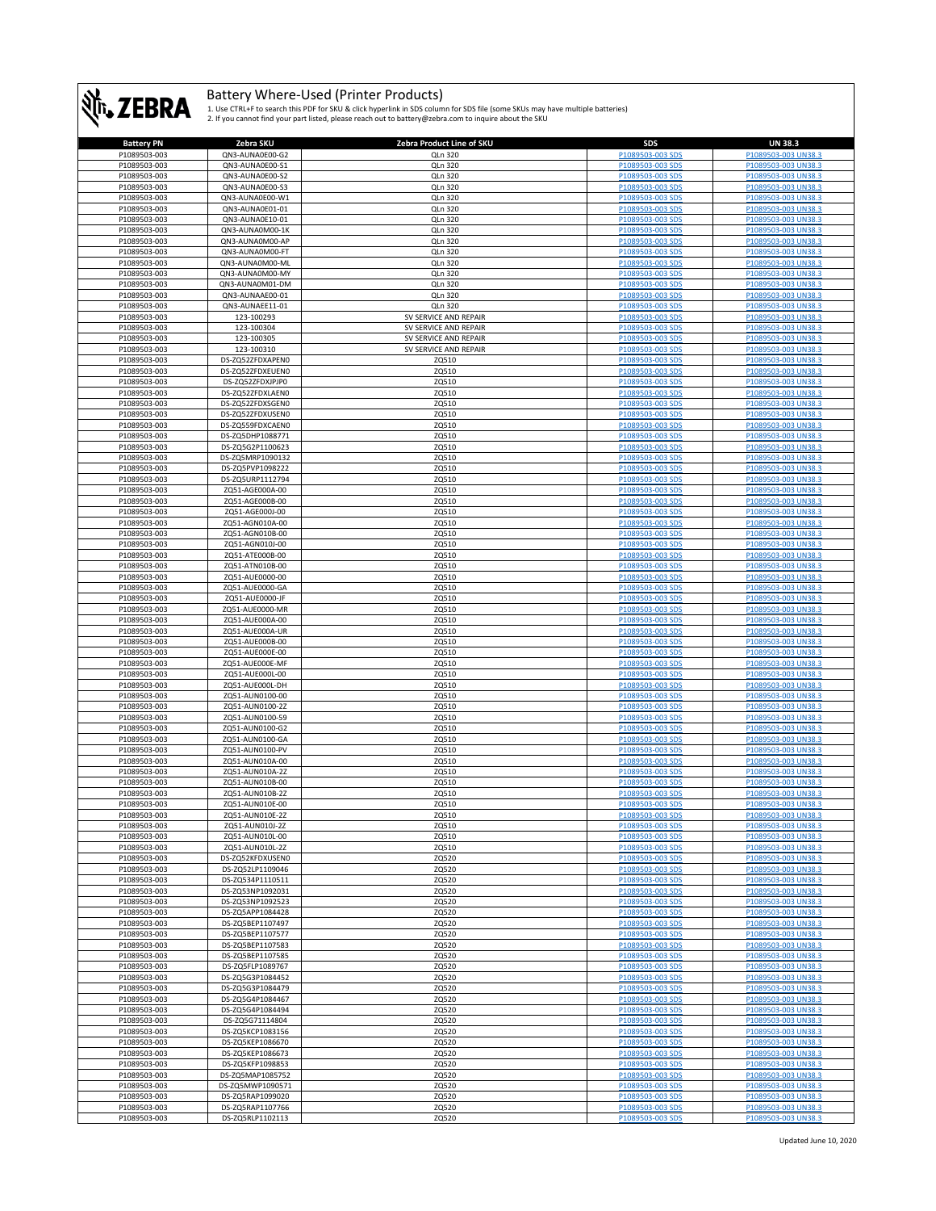# Battery Where-Used (Printer Products)

1. Use CTRL+F to search this PDF for SKU & click hyperlink in SDS column for SDS file (some SKUs may have multiple batteries)
2. If you cannot find your part listed, please reach out to battery@zebra.com to inquire about the SKU

| Battery PN | Zebra SKU | Zebra Product Line of SKU | SDS | UN 38.3 |
|---|---|---|---|---|
| P1089503-003 | QN3-AUNA0E00-G2 | QLn 320 | P1089503-003 SDS | P1089503-003 UN38.3 |
| P1089503-003 | QN3-AUNA0E00-S1 | QLn 320 | P1089503-003 SDS | P1089503-003 UN38.3 |
| P1089503-003 | QN3-AUNA0E00-S2 | QLn 320 | P1089503-003 SDS | P1089503-003 UN38.3 |
| P1089503-003 | QN3-AUNA0E00-S3 | QLn 320 | P1089503-003 SDS | P1089503-003 UN38.3 |
| P1089503-003 | QN3-AUNA0E00-W1 | QLn 320 | P1089503-003 SDS | P1089503-003 UN38.3 |
| P1089503-003 | QN3-AUNA0E01-01 | QLn 320 | P1089503-003 SDS | P1089503-003 UN38.3 |
| P1089503-003 | QN3-AUNA0E10-01 | QLn 320 | P1089503-003 SDS | P1089503-003 UN38.3 |
| P1089503-003 | QN3-AUNA0M00-1K | QLn 320 | P1089503-003 SDS | P1089503-003 UN38.3 |
| P1089503-003 | QN3-AUNA0M00-AP | QLn 320 | P1089503-003 SDS | P1089503-003 UN38.3 |
| P1089503-003 | QN3-AUNA0M00-FT | QLn 320 | P1089503-003 SDS | P1089503-003 UN38.3 |
| P1089503-003 | QN3-AUNA0M00-ML | QLn 320 | P1089503-003 SDS | P1089503-003 UN38.3 |
| P1089503-003 | QN3-AUNA0M00-MY | QLn 320 | P1089503-003 SDS | P1089503-003 UN38.3 |
| P1089503-003 | QN3-AUNA0M01-DM | QLn 320 | P1089503-003 SDS | P1089503-003 UN38.3 |
| P1089503-003 | QN3-AUNAAE00-01 | QLn 320 | P1089503-003 SDS | P1089503-003 UN38.3 |
| P1089503-003 | QN3-AUNAEE11-01 | QLn 320 | P1089503-003 SDS | P1089503-003 UN38.3 |
| P1089503-003 | 123-100293 | SV SERVICE AND REPAIR | P1089503-003 SDS | P1089503-003 UN38.3 |
| P1089503-003 | 123-100304 | SV SERVICE AND REPAIR | P1089503-003 SDS | P1089503-003 UN38.3 |
| P1089503-003 | 123-100305 | SV SERVICE AND REPAIR | P1089503-003 SDS | P1089503-003 UN38.3 |
| P1089503-003 | 123-100310 | SV SERVICE AND REPAIR | P1089503-003 SDS | P1089503-003 UN38.3 |
| P1089503-003 | DS-ZQ52ZFDXAPEN0 | ZQ510 | P1089503-003 SDS | P1089503-003 UN38.3 |
| P1089503-003 | DS-ZQ52ZFDXEUEN0 | ZQ510 | P1089503-003 SDS | P1089503-003 UN38.3 |
| P1089503-003 | DS-ZQ52ZFDXJPJP0 | ZQ510 | P1089503-003 SDS | P1089503-003 UN38.3 |
| P1089503-003 | DS-ZQ52ZFDXLAEN0 | ZQ510 | P1089503-003 SDS | P1089503-003 UN38.3 |
| P1089503-003 | DS-ZQ52ZFDXSGEN0 | ZQ510 | P1089503-003 SDS | P1089503-003 UN38.3 |
| P1089503-003 | DS-ZQ52ZFDXUSEN0 | ZQ510 | P1089503-003 SDS | P1089503-003 UN38.3 |
| P1089503-003 | DS-ZQ559FDXCAEN0 | ZQ510 | P1089503-003 SDS | P1089503-003 UN38.3 |
| P1089503-003 | DS-ZQ5DHP1088771 | ZQ510 | P1089503-003 SDS | P1089503-003 UN38.3 |
| P1089503-003 | DS-ZQ5G2P1100623 | ZQ510 | P1089503-003 SDS | P1089503-003 UN38.3 |
| P1089503-003 | DS-ZQ5MRP1090132 | ZQ510 | P1089503-003 SDS | P1089503-003 UN38.3 |
| P1089503-003 | DS-ZQ5PVP1098222 | ZQ510 | P1089503-003 SDS | P1089503-003 UN38.3 |
| P1089503-003 | DS-ZQ5URP1112794 | ZQ510 | P1089503-003 SDS | P1089503-003 UN38.3 |
| P1089503-003 | ZQ51-AGE000A-00 | ZQ510 | P1089503-003 SDS | P1089503-003 UN38.3 |
| P1089503-003 | ZQ51-AGE000B-00 | ZQ510 | P1089503-003 SDS | P1089503-003 UN38.3 |
| P1089503-003 | ZQ51-AGE000J-00 | ZQ510 | P1089503-003 SDS | P1089503-003 UN38.3 |
| P1089503-003 | ZQ51-AGN010A-00 | ZQ510 | P1089503-003 SDS | P1089503-003 UN38.3 |
| P1089503-003 | ZQ51-AGN010B-00 | ZQ510 | P1089503-003 SDS | P1089503-003 UN38.3 |
| P1089503-003 | ZQ51-AGN010J-00 | ZQ510 | P1089503-003 SDS | P1089503-003 UN38.3 |
| P1089503-003 | ZQ51-ATE000B-00 | ZQ510 | P1089503-003 SDS | P1089503-003 UN38.3 |
| P1089503-003 | ZQ51-ATN010B-00 | ZQ510 | P1089503-003 SDS | P1089503-003 UN38.3 |
| P1089503-003 | ZQ51-AUE0000-00 | ZQ510 | P1089503-003 SDS | P1089503-003 UN38.3 |
| P1089503-003 | ZQ51-AUE0000-GA | ZQ510 | P1089503-003 SDS | P1089503-003 UN38.3 |
| P1089503-003 | ZQ51-AUE0000-JF | ZQ510 | P1089503-003 SDS | P1089503-003 UN38.3 |
| P1089503-003 | ZQ51-AUE0000-MR | ZQ510 | P1089503-003 SDS | P1089503-003 UN38.3 |
| P1089503-003 | ZQ51-AUE000A-00 | ZQ510 | P1089503-003 SDS | P1089503-003 UN38.3 |
| P1089503-003 | ZQ51-AUE000A-UR | ZQ510 | P1089503-003 SDS | P1089503-003 UN38.3 |
| P1089503-003 | ZQ51-AUE000B-00 | ZQ510 | P1089503-003 SDS | P1089503-003 UN38.3 |
| P1089503-003 | ZQ51-AUE000E-00 | ZQ510 | P1089503-003 SDS | P1089503-003 UN38.3 |
| P1089503-003 | ZQ51-AUE000E-MF | ZQ510 | P1089503-003 SDS | P1089503-003 UN38.3 |
| P1089503-003 | ZQ51-AUE000L-00 | ZQ510 | P1089503-003 SDS | P1089503-003 UN38.3 |
| P1089503-003 | ZQ51-AUE000L-DH | ZQ510 | P1089503-003 SDS | P1089503-003 UN38.3 |
| P1089503-003 | ZQ51-AUN0100-00 | ZQ510 | P1089503-003 SDS | P1089503-003 UN38.3 |
| P1089503-003 | ZQ51-AUN0100-2Z | ZQ510 | P1089503-003 SDS | P1089503-003 UN38.3 |
| P1089503-003 | ZQ51-AUN0100-59 | ZQ510 | P1089503-003 SDS | P1089503-003 UN38.3 |
| P1089503-003 | ZQ51-AUN0100-G2 | ZQ510 | P1089503-003 SDS | P1089503-003 UN38.3 |
| P1089503-003 | ZQ51-AUN0100-GA | ZQ510 | P1089503-003 SDS | P1089503-003 UN38.3 |
| P1089503-003 | ZQ51-AUN0100-PV | ZQ510 | P1089503-003 SDS | P1089503-003 UN38.3 |
| P1089503-003 | ZQ51-AUN010A-00 | ZQ510 | P1089503-003 SDS | P1089503-003 UN38.3 |
| P1089503-003 | ZQ51-AUN010A-2Z | ZQ510 | P1089503-003 SDS | P1089503-003 UN38.3 |
| P1089503-003 | ZQ51-AUN010B-00 | ZQ510 | P1089503-003 SDS | P1089503-003 UN38.3 |
| P1089503-003 | ZQ51-AUN010B-2Z | ZQ510 | P1089503-003 SDS | P1089503-003 UN38.3 |
| P1089503-003 | ZQ51-AUN010E-00 | ZQ510 | P1089503-003 SDS | P1089503-003 UN38.3 |
| P1089503-003 | ZQ51-AUN010E-2Z | ZQ510 | P1089503-003 SDS | P1089503-003 UN38.3 |
| P1089503-003 | ZQ51-AUN010J-2Z | ZQ510 | P1089503-003 SDS | P1089503-003 UN38.3 |
| P1089503-003 | ZQ51-AUN010L-00 | ZQ510 | P1089503-003 SDS | P1089503-003 UN38.3 |
| P1089503-003 | ZQ51-AUN010L-2Z | ZQ510 | P1089503-003 SDS | P1089503-003 UN38.3 |
| P1089503-003 | DS-ZQ52KFDXUSEN0 | ZQ520 | P1089503-003 SDS | P1089503-003 UN38.3 |
| P1089503-003 | DS-ZQ52LP1109046 | ZQ520 | P1089503-003 SDS | P1089503-003 UN38.3 |
| P1089503-003 | DS-ZQ534P1110511 | ZQ520 | P1089503-003 SDS | P1089503-003 UN38.3 |
| P1089503-003 | DS-ZQ53NP1092031 | ZQ520 | P1089503-003 SDS | P1089503-003 UN38.3 |
| P1089503-003 | DS-ZQ53NP1092523 | ZQ520 | P1089503-003 SDS | P1089503-003 UN38.3 |
| P1089503-003 | DS-ZQ5APP1084428 | ZQ520 | P1089503-003 SDS | P1089503-003 UN38.3 |
| P1089503-003 | DS-ZQ5BEP1107497 | ZQ520 | P1089503-003 SDS | P1089503-003 UN38.3 |
| P1089503-003 | DS-ZQ5BEP1107577 | ZQ520 | P1089503-003 SDS | P1089503-003 UN38.3 |
| P1089503-003 | DS-ZQ5BEP1107583 | ZQ520 | P1089503-003 SDS | P1089503-003 UN38.3 |
| P1089503-003 | DS-ZQ5BEP1107585 | ZQ520 | P1089503-003 SDS | P1089503-003 UN38.3 |
| P1089503-003 | DS-ZQ5FLP1089767 | ZQ520 | P1089503-003 SDS | P1089503-003 UN38.3 |
| P1089503-003 | DS-ZQ5G3P1084452 | ZQ520 | P1089503-003 SDS | P1089503-003 UN38.3 |
| P1089503-003 | DS-ZQ5G3P1084479 | ZQ520 | P1089503-003 SDS | P1089503-003 UN38.3 |
| P1089503-003 | DS-ZQ5G4P1084467 | ZQ520 | P1089503-003 SDS | P1089503-003 UN38.3 |
| P1089503-003 | DS-ZQ5G4P1084494 | ZQ520 | P1089503-003 SDS | P1089503-003 UN38.3 |
| P1089503-003 | DS-ZQ5G71114804 | ZQ520 | P1089503-003 SDS | P1089503-003 UN38.3 |
| P1089503-003 | DS-ZQ5KCP1083156 | ZQ520 | P1089503-003 SDS | P1089503-003 UN38.3 |
| P1089503-003 | DS-ZQ5KEP1086670 | ZQ520 | P1089503-003 SDS | P1089503-003 UN38.3 |
| P1089503-003 | DS-ZQ5KEP1086673 | ZQ520 | P1089503-003 SDS | P1089503-003 UN38.3 |
| P1089503-003 | DS-ZQ5KFP1098853 | ZQ520 | P1089503-003 SDS | P1089503-003 UN38.3 |
| P1089503-003 | DS-ZQ5MAP1085752 | ZQ520 | P1089503-003 SDS | P1089503-003 UN38.3 |
| P1089503-003 | DS-ZQ5MWP1090571 | ZQ520 | P1089503-003 SDS | P1089503-003 UN38.3 |
| P1089503-003 | DS-ZQ5RAP1099020 | ZQ520 | P1089503-003 SDS | P1089503-003 UN38.3 |
| P1089503-003 | DS-ZQ5RAP1107766 | ZQ520 | P1089503-003 SDS | P1089503-003 UN38.3 |
| P1089503-003 | DS-ZQ5RLP1102113 | ZQ520 | P1089503-003 SDS | P1089503-003 UN38.3 |

Updated June 10, 2020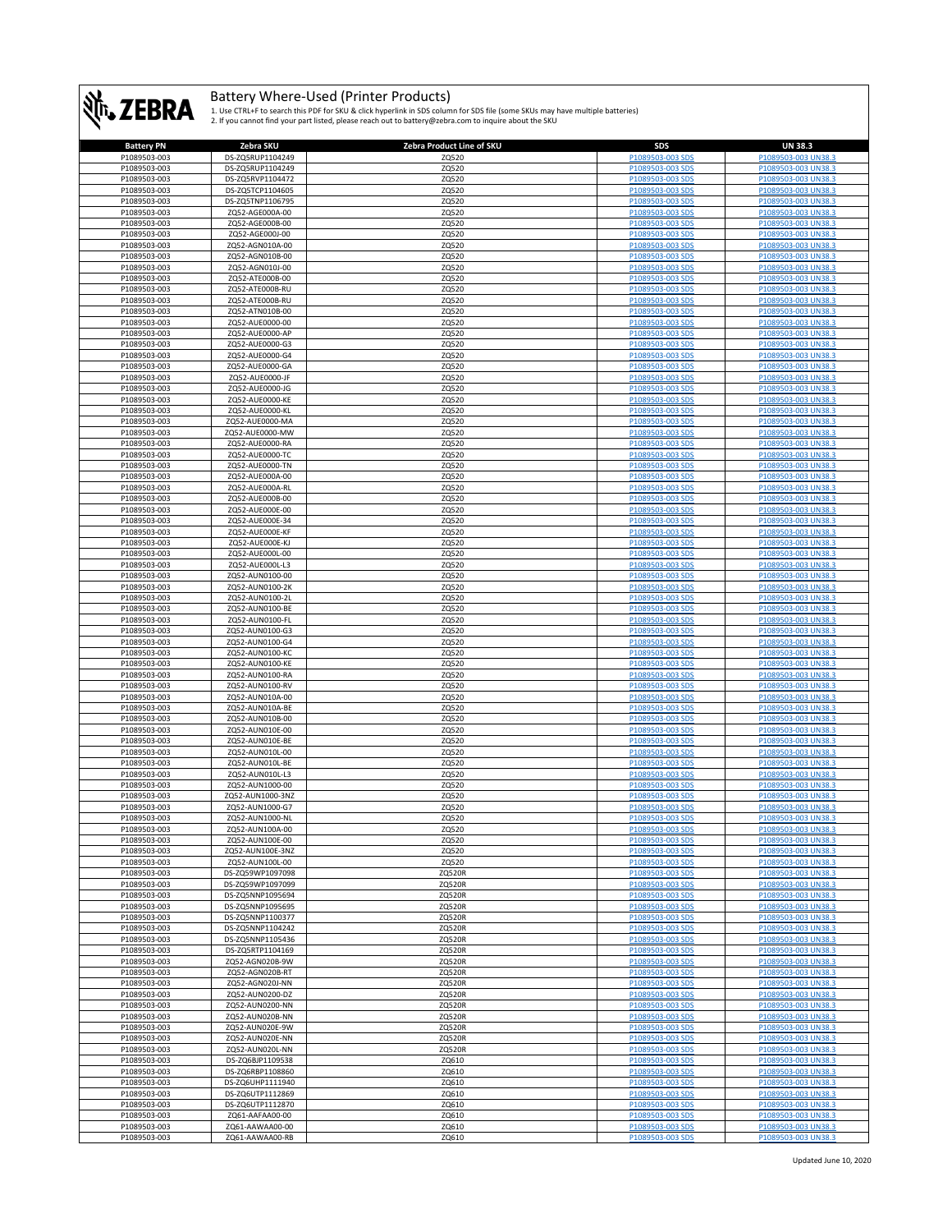# Battery Where-Used (Printer Products)

1. Use CTRL+F to search this PDF for SKU & click hyperlink in SDS column for SDS file (some SKUs may have multiple batteries)
2. If you cannot find your part listed, please reach out to battery@zebra.com to inquire about the SKU

| Battery PN | Zebra SKU | Zebra Product Line of SKU | SDS | UN 38.3 |
|---|---|---|---|---|
| P1089503-003 | DS-ZQ5RUP1104249 | ZQ520 | P1089503-003 SDS | P1089503-003 UN38.3 |
| P1089503-003 | DS-ZQ5RUP1104249 | ZQ520 | P1089503-003 SDS | P1089503-003 UN38.3 |
| P1089503-003 | DS-ZQ5RVP1104472 | ZQ520 | P1089503-003 SDS | P1089503-003 UN38.3 |
| P1089503-003 | DS-ZQ5TCP1104605 | ZQ520 | P1089503-003 SDS | P1089503-003 UN38.3 |
| P1089503-003 | DS-ZQ5TNP1106795 | ZQ520 | P1089503-003 SDS | P1089503-003 UN38.3 |
| P1089503-003 | ZQ52-AGE000A-00 | ZQ520 | P1089503-003 SDS | P1089503-003 UN38.3 |
| P1089503-003 | ZQ52-AGE000B-00 | ZQ520 | P1089503-003 SDS | P1089503-003 UN38.3 |
| P1089503-003 | ZQ52-AGE000J-00 | ZQ520 | P1089503-003 SDS | P1089503-003 UN38.3 |
| P1089503-003 | ZQ52-AGN010A-00 | ZQ520 | P1089503-003 SDS | P1089503-003 UN38.3 |
| P1089503-003 | ZQ52-AGN010B-00 | ZQ520 | P1089503-003 SDS | P1089503-003 UN38.3 |
| P1089503-003 | ZQ52-AGN010J-00 | ZQ520 | P1089503-003 SDS | P1089503-003 UN38.3 |
| P1089503-003 | ZQ52-ATE000B-00 | ZQ520 | P1089503-003 SDS | P1089503-003 UN38.3 |
| P1089503-003 | ZQ52-ATE000B-RU | ZQ520 | P1089503-003 SDS | P1089503-003 UN38.3 |
| P1089503-003 | ZQ52-ATE000B-RU | ZQ520 | P1089503-003 SDS | P1089503-003 UN38.3 |
| P1089503-003 | ZQ52-ATN010B-00 | ZQ520 | P1089503-003 SDS | P1089503-003 UN38.3 |
| P1089503-003 | ZQ52-AUE0000-00 | ZQ520 | P1089503-003 SDS | P1089503-003 UN38.3 |
| P1089503-003 | ZQ52-AUE0000-AP | ZQ520 | P1089503-003 SDS | P1089503-003 UN38.3 |
| P1089503-003 | ZQ52-AUE0000-G3 | ZQ520 | P1089503-003 SDS | P1089503-003 UN38.3 |
| P1089503-003 | ZQ52-AUE0000-G4 | ZQ520 | P1089503-003 SDS | P1089503-003 UN38.3 |
| P1089503-003 | ZQ52-AUE0000-GA | ZQ520 | P1089503-003 SDS | P1089503-003 UN38.3 |
| P1089503-003 | ZQ52-AUE0000-JF | ZQ520 | P1089503-003 SDS | P1089503-003 UN38.3 |
| P1089503-003 | ZQ52-AUE0000-JG | ZQ520 | P1089503-003 SDS | P1089503-003 UN38.3 |
| P1089503-003 | ZQ52-AUE0000-KE | ZQ520 | P1089503-003 SDS | P1089503-003 UN38.3 |
| P1089503-003 | ZQ52-AUE0000-KL | ZQ520 | P1089503-003 SDS | P1089503-003 UN38.3 |
| P1089503-003 | ZQ52-AUE0000-MA | ZQ520 | P1089503-003 SDS | P1089503-003 UN38.3 |
| P1089503-003 | ZQ52-AUE0000-MW | ZQ520 | P1089503-003 SDS | P1089503-003 UN38.3 |
| P1089503-003 | ZQ52-AUE0000-RA | ZQ520 | P1089503-003 SDS | P1089503-003 UN38.3 |
| P1089503-003 | ZQ52-AUE0000-TC | ZQ520 | P1089503-003 SDS | P1089503-003 UN38.3 |
| P1089503-003 | ZQ52-AUE0000-TN | ZQ520 | P1089503-003 SDS | P1089503-003 UN38.3 |
| P1089503-003 | ZQ52-AUE000A-00 | ZQ520 | P1089503-003 SDS | P1089503-003 UN38.3 |
| P1089503-003 | ZQ52-AUE000A-RL | ZQ520 | P1089503-003 SDS | P1089503-003 UN38.3 |
| P1089503-003 | ZQ52-AUE000B-00 | ZQ520 | P1089503-003 SDS | P1089503-003 UN38.3 |
| P1089503-003 | ZQ52-AUE000E-00 | ZQ520 | P1089503-003 SDS | P1089503-003 UN38.3 |
| P1089503-003 | ZQ52-AUE000E-34 | ZQ520 | P1089503-003 SDS | P1089503-003 UN38.3 |
| P1089503-003 | ZQ52-AUE000E-KF | ZQ520 | P1089503-003 SDS | P1089503-003 UN38.3 |
| P1089503-003 | ZQ52-AUE000E-KJ | ZQ520 | P1089503-003 SDS | P1089503-003 UN38.3 |
| P1089503-003 | ZQ52-AUE000L-00 | ZQ520 | P1089503-003 SDS | P1089503-003 UN38.3 |
| P1089503-003 | ZQ52-AUE000L-L3 | ZQ520 | P1089503-003 SDS | P1089503-003 UN38.3 |
| P1089503-003 | ZQ52-AUN0100-00 | ZQ520 | P1089503-003 SDS | P1089503-003 UN38.3 |
| P1089503-003 | ZQ52-AUN0100-2K | ZQ520 | P1089503-003 SDS | P1089503-003 UN38.3 |
| P1089503-003 | ZQ52-AUN0100-2L | ZQ520 | P1089503-003 SDS | P1089503-003 UN38.3 |
| P1089503-003 | ZQ52-AUN0100-BE | ZQ520 | P1089503-003 SDS | P1089503-003 UN38.3 |
| P1089503-003 | ZQ52-AUN0100-FL | ZQ520 | P1089503-003 SDS | P1089503-003 UN38.3 |
| P1089503-003 | ZQ52-AUN0100-G3 | ZQ520 | P1089503-003 SDS | P1089503-003 UN38.3 |
| P1089503-003 | ZQ52-AUN0100-G4 | ZQ520 | P1089503-003 SDS | P1089503-003 UN38.3 |
| P1089503-003 | ZQ52-AUN0100-KC | ZQ520 | P1089503-003 SDS | P1089503-003 UN38.3 |
| P1089503-003 | ZQ52-AUN0100-KE | ZQ520 | P1089503-003 SDS | P1089503-003 UN38.3 |
| P1089503-003 | ZQ52-AUN0100-RA | ZQ520 | P1089503-003 SDS | P1089503-003 UN38.3 |
| P1089503-003 | ZQ52-AUN0100-RV | ZQ520 | P1089503-003 SDS | P1089503-003 UN38.3 |
| P1089503-003 | ZQ52-AUN010A-00 | ZQ520 | P1089503-003 SDS | P1089503-003 UN38.3 |
| P1089503-003 | ZQ52-AUN010A-BE | ZQ520 | P1089503-003 SDS | P1089503-003 UN38.3 |
| P1089503-003 | ZQ52-AUN010B-00 | ZQ520 | P1089503-003 SDS | P1089503-003 UN38.3 |
| P1089503-003 | ZQ52-AUN010E-00 | ZQ520 | P1089503-003 SDS | P1089503-003 UN38.3 |
| P1089503-003 | ZQ52-AUN010E-BE | ZQ520 | P1089503-003 SDS | P1089503-003 UN38.3 |
| P1089503-003 | ZQ52-AUN010L-00 | ZQ520 | P1089503-003 SDS | P1089503-003 UN38.3 |
| P1089503-003 | ZQ52-AUN010L-BE | ZQ520 | P1089503-003 SDS | P1089503-003 UN38.3 |
| P1089503-003 | ZQ52-AUN010L-L3 | ZQ520 | P1089503-003 SDS | P1089503-003 UN38.3 |
| P1089503-003 | ZQ52-AUN1000-00 | ZQ520 | P1089503-003 SDS | P1089503-003 UN38.3 |
| P1089503-003 | ZQ52-AUN1000-3NZ | ZQ520 | P1089503-003 SDS | P1089503-003 UN38.3 |
| P1089503-003 | ZQ52-AUN1000-G7 | ZQ520 | P1089503-003 SDS | P1089503-003 UN38.3 |
| P1089503-003 | ZQ52-AUN1000-NL | ZQ520 | P1089503-003 SDS | P1089503-003 UN38.3 |
| P1089503-003 | ZQ52-AUN100A-00 | ZQ520 | P1089503-003 SDS | P1089503-003 UN38.3 |
| P1089503-003 | ZQ52-AUN100E-00 | ZQ520 | P1089503-003 SDS | P1089503-003 UN38.3 |
| P1089503-003 | ZQ52-AUN100E-3NZ | ZQ520 | P1089503-003 SDS | P1089503-003 UN38.3 |
| P1089503-003 | ZQ52-AUN100L-00 | ZQ520 | P1089503-003 SDS | P1089503-003 UN38.3 |
| P1089503-003 | DS-ZQ59WP1097098 | ZQ520R | P1089503-003 SDS | P1089503-003 UN38.3 |
| P1089503-003 | DS-ZQ59WP1097099 | ZQ520R | P1089503-003 SDS | P1089503-003 UN38.3 |
| P1089503-003 | DS-ZQ5NNP1095694 | ZQ520R | P1089503-003 SDS | P1089503-003 UN38.3 |
| P1089503-003 | DS-ZQ5NNP1095695 | ZQ520R | P1089503-003 SDS | P1089503-003 UN38.3 |
| P1089503-003 | DS-ZQ5NNP1100377 | ZQ520R | P1089503-003 SDS | P1089503-003 UN38.3 |
| P1089503-003 | DS-ZQ5NNP1104242 | ZQ520R | P1089503-003 SDS | P1089503-003 UN38.3 |
| P1089503-003 | DS-ZQ5NNP1105436 | ZQ520R | P1089503-003 SDS | P1089503-003 UN38.3 |
| P1089503-003 | DS-ZQ5RTP1104169 | ZQ520R | P1089503-003 SDS | P1089503-003 UN38.3 |
| P1089503-003 | ZQ52-AGN020B-9W | ZQ520R | P1089503-003 SDS | P1089503-003 UN38.3 |
| P1089503-003 | ZQ52-AGN020B-RT | ZQ520R | P1089503-003 SDS | P1089503-003 UN38.3 |
| P1089503-003 | ZQ52-AGN020J-NN | ZQ520R | P1089503-003 SDS | P1089503-003 UN38.3 |
| P1089503-003 | ZQ52-AUN0200-DZ | ZQ520R | P1089503-003 SDS | P1089503-003 UN38.3 |
| P1089503-003 | ZQ52-AUN0200-NN | ZQ520R | P1089503-003 SDS | P1089503-003 UN38.3 |
| P1089503-003 | ZQ52-AUN020B-NN | ZQ520R | P1089503-003 SDS | P1089503-003 UN38.3 |
| P1089503-003 | ZQ52-AUN020E-9W | ZQ520R | P1089503-003 SDS | P1089503-003 UN38.3 |
| P1089503-003 | ZQ52-AUN020E-NN | ZQ520R | P1089503-003 SDS | P1089503-003 UN38.3 |
| P1089503-003 | ZQ52-AUN020L-NN | ZQ520R | P1089503-003 SDS | P1089503-003 UN38.3 |
| P1089503-003 | DS-ZQ6BJP1109538 | ZQ610 | P1089503-003 SDS | P1089503-003 UN38.3 |
| P1089503-003 | DS-ZQ6RBP1108860 | ZQ610 | P1089503-003 SDS | P1089503-003 UN38.3 |
| P1089503-003 | DS-ZQ6UHP1111940 | ZQ610 | P1089503-003 SDS | P1089503-003 UN38.3 |
| P1089503-003 | DS-ZQ6UTP1112869 | ZQ610 | P1089503-003 SDS | P1089503-003 UN38.3 |
| P1089503-003 | DS-ZQ6UTP1112870 | ZQ610 | P1089503-003 SDS | P1089503-003 UN38.3 |
| P1089503-003 | ZQ61-AAFAA00-00 | ZQ610 | P1089503-003 SDS | P1089503-003 UN38.3 |
| P1089503-003 | ZQ61-AAWAA00-00 | ZQ610 | P1089503-003 SDS | P1089503-003 UN38.3 |
| P1089503-003 | ZQ61-AAWAA00-RB | ZQ610 | P1089503-003 SDS | P1089503-003 UN38.3 |

Updated June 10, 2020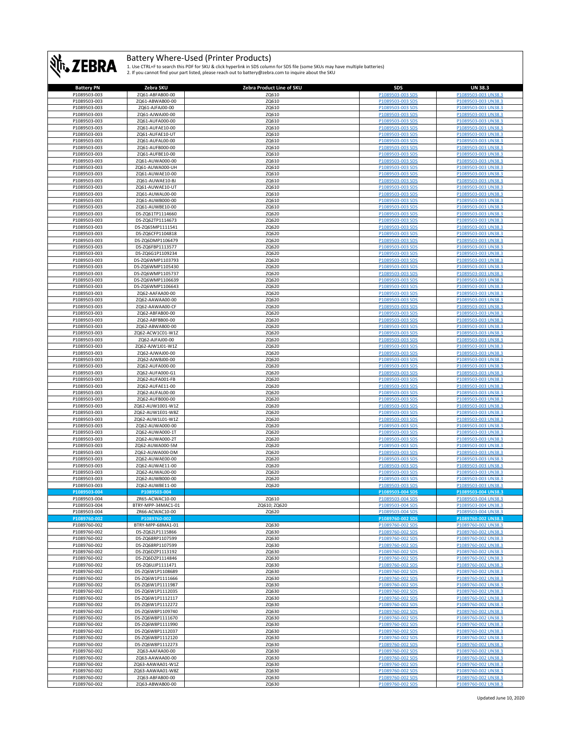# Battery Where-Used (Printer Products)

1. Use CTRL+F to search this PDF for SKU & click hyperlink in SDS column for SDS file (some SKUs may have multiple batteries)
2. If you cannot find your part listed, please reach out to battery@zebra.com to inquire about the SKU

| Battery PN | Zebra SKU | Zebra Product Line of SKU | SDS | UN 38.3 |
|---|---|---|---|---|
| P1089503-003 | ZQ61-ABFAB00-00 | ZQ610 | P1089503-003 SDS | P1089503-003 UN38.3 |
| P1089503-003 | ZQ61-ABWAB00-00 | ZQ610 | P1089503-003 SDS | P1089503-003 UN38.3 |
| P1089503-003 | ZQ61-AJFAJ00-00 | ZQ610 | P1089503-003 SDS | P1089503-003 UN38.3 |
| P1089503-003 | ZQ61-AJWAJ00-00 | ZQ610 | P1089503-003 SDS | P1089503-003 UN38.3 |
| P1089503-003 | ZQ61-AUFA000-00 | ZQ610 | P1089503-003 SDS | P1089503-003 UN38.3 |
| P1089503-003 | ZQ61-AUFAE10-00 | ZQ610 | P1089503-003 SDS | P1089503-003 UN38.3 |
| P1089503-003 | ZQ61-AUFAE10-UT | ZQ610 | P1089503-003 SDS | P1089503-003 UN38.3 |
| P1089503-003 | ZQ61-AUFAL00-00 | ZQ610 | P1089503-003 SDS | P1089503-003 UN38.3 |
| P1089503-003 | ZQ61-AUFB000-00 | ZQ610 | P1089503-003 SDS | P1089503-003 UN38.3 |
| P1089503-003 | ZQ61-AUFBE10-00 | ZQ610 | P1089503-003 SDS | P1089503-003 UN38.3 |
| P1089503-003 | ZQ61-AUWA000-00 | ZQ610 | P1089503-003 SDS | P1089503-003 UN38.3 |
| P1089503-003 | ZQ61-AUWA000-UH | ZQ610 | P1089503-003 SDS | P1089503-003 UN38.3 |
| P1089503-003 | ZQ61-AUWAE10-00 | ZQ610 | P1089503-003 SDS | P1089503-003 UN38.3 |
| P1089503-003 | ZQ61-AUWAE10-BJ | ZQ610 | P1089503-003 SDS | P1089503-003 UN38.3 |
| P1089503-003 | ZQ61-AUWAE10-UT | ZQ610 | P1089503-003 SDS | P1089503-003 UN38.3 |
| P1089503-003 | ZQ61-AUWAL00-00 | ZQ610 | P1089503-003 SDS | P1089503-003 UN38.3 |
| P1089503-003 | ZQ61-AUWB000-00 | ZQ610 | P1089503-003 SDS | P1089503-003 UN38.3 |
| P1089503-003 | ZQ61-AUWBE10-00 | ZQ610 | P1089503-003 SDS | P1089503-003 UN38.3 |
| P1089503-003 | DS-ZQ61TP1114660 | ZQ620 | P1089503-003 SDS | P1089503-003 UN38.3 |
| P1089503-003 | DS-ZQ62TP1114673 | ZQ620 | P1089503-003 SDS | P1089503-003 UN38.3 |
| P1089503-003 | DS-ZQ65MP1111541 | ZQ620 | P1089503-003 SDS | P1089503-003 UN38.3 |
| P1089503-003 | DS-ZQ6CFP1104818 | ZQ620 | P1089503-003 SDS | P1089503-003 UN38.3 |
| P1089503-003 | DS-ZQ6DMP1106479 | ZQ620 | P1089503-003 SDS | P1089503-003 UN38.3 |
| P1089503-003 | DS-ZQ6FBP1113577 | ZQ620 | P1089503-003 SDS | P1089503-003 UN38.3 |
| P1089503-003 | DS-ZQ6G1P1109234 | ZQ620 | P1089503-003 SDS | P1089503-003 UN38.3 |
| P1089503-003 | DS-ZQ6WMP1103793 | ZQ620 | P1089503-003 SDS | P1089503-003 UN38.3 |
| P1089503-003 | DS-ZQ6WMP1105430 | ZQ620 | P1089503-003 SDS | P1089503-003 UN38.3 |
| P1089503-003 | DS-ZQ6WMP1105737 | ZQ620 | P1089503-003 SDS | P1089503-003 UN38.3 |
| P1089503-003 | DS-ZQ6WMP1106639 | ZQ620 | P1089503-003 SDS | P1089503-003 UN38.3 |
| P1089503-003 | DS-ZQ6WMP1106643 | ZQ620 | P1089503-003 SDS | P1089503-003 UN38.3 |
| P1089503-003 | ZQ62-AAFAA00-00 | ZQ620 | P1089503-003 SDS | P1089503-003 UN38.3 |
| P1089503-003 | ZQ62-AAWAA00-00 | ZQ620 | P1089503-003 SDS | P1089503-003 UN38.3 |
| P1089503-003 | ZQ62-AAWAA00-CF | ZQ620 | P1089503-003 SDS | P1089503-003 UN38.3 |
| P1089503-003 | ZQ62-ABFAB00-00 | ZQ620 | P1089503-003 SDS | P1089503-003 UN38.3 |
| P1089503-003 | ZQ62-ABFBB00-00 | ZQ620 | P1089503-003 SDS | P1089503-003 UN38.3 |
| P1089503-003 | ZQ62-ABWAB00-00 | ZQ620 | P1089503-003 SDS | P1089503-003 UN38.3 |
| P1089503-003 | ZQ62-ACW1C01-W1Z | ZQ620 | P1089503-003 SDS | P1089503-003 UN38.3 |
| P1089503-003 | ZQ62-AJFAJ00-00 | ZQ620 | P1089503-003 SDS | P1089503-003 UN38.3 |
| P1089503-003 | ZQ62-AJW1J01-W1Z | ZQ620 | P1089503-003 SDS | P1089503-003 UN38.3 |
| P1089503-003 | ZQ62-AJWAJ00-00 | ZQ620 | P1089503-003 SDS | P1089503-003 UN38.3 |
| P1089503-003 | ZQ62-AJWBJ00-00 | ZQ620 | P1089503-003 SDS | P1089503-003 UN38.3 |
| P1089503-003 | ZQ62-AUFA000-00 | ZQ620 | P1089503-003 SDS | P1089503-003 UN38.3 |
| P1089503-003 | ZQ62-AUFA000-G1 | ZQ620 | P1089503-003 SDS | P1089503-003 UN38.3 |
| P1089503-003 | ZQ62-AUFA001-FB | ZQ620 | P1089503-003 SDS | P1089503-003 UN38.3 |
| P1089503-003 | ZQ62-AUFAE11-00 | ZQ620 | P1089503-003 SDS | P1089503-003 UN38.3 |
| P1089503-003 | ZQ62-AUFAL00-00 | ZQ620 | P1089503-003 SDS | P1089503-003 UN38.3 |
| P1089503-003 | ZQ62-AUFB000-00 | ZQ620 | P1089503-003 SDS | P1089503-003 UN38.3 |
| P1089503-003 | ZQ62-AUW1001-W1Z | ZQ620 | P1089503-003 SDS | P1089503-003 UN38.3 |
| P1089503-003 | ZQ62-AUW1E01-W8Z | ZQ620 | P1089503-003 SDS | P1089503-003 UN38.3 |
| P1089503-003 | ZQ62-AUW1L01-W1Z | ZQ620 | P1089503-003 SDS | P1089503-003 UN38.3 |
| P1089503-003 | ZQ62-AUWA000-00 | ZQ620 | P1089503-003 SDS | P1089503-003 UN38.3 |
| P1089503-003 | ZQ62-AUWA000-1T | ZQ620 | P1089503-003 SDS | P1089503-003 UN38.3 |
| P1089503-003 | ZQ62-AUWA000-2T | ZQ620 | P1089503-003 SDS | P1089503-003 UN38.3 |
| P1089503-003 | ZQ62-AUWA000-5M | ZQ620 | P1089503-003 SDS | P1089503-003 UN38.3 |
| P1089503-003 | ZQ62-AUWA000-DM | ZQ620 | P1089503-003 SDS | P1089503-003 UN38.3 |
| P1089503-003 | ZQ62-AUWAE00-00 | ZQ620 | P1089503-003 SDS | P1089503-003 UN38.3 |
| P1089503-003 | ZQ62-AUWAE11-00 | ZQ620 | P1089503-003 SDS | P1089503-003 UN38.3 |
| P1089503-003 | ZQ62-AUWAL00-00 | ZQ620 | P1089503-003 SDS | P1089503-003 UN38.3 |
| P1089503-003 | ZQ62-AUWB000-00 | ZQ620 | P1089503-003 SDS | P1089503-003 UN38.3 |
| P1089503-003 | ZQ62-AUWBE11-00 | ZQ620 | P1089503-003 SDS | P1089503-003 UN38.3 |
| **P1089503-004** | **P1089503-004** | | **P1089503-004 SDS** | **P1089503-004 UN38.3** |
| P1089503-004 | ZR65-ACWAC10-00 | ZQ610 | P1089503-004 SDS | P1089503-004 UN38.3 |
| P1089503-004 | BTRY-MPP-34MAC1-01 | ZQ610; ZQ620 | P1089503-004 SDS | P1089503-004 UN38.3 |
| P1089503-004 | ZR66-ACWAC10-00 | ZQ620 | P1089503-004 SDS | P1089503-004 UN38.3 |
| **P1089760-002** | **P1089760-002** | | **P1089760-002 SDS** | **P1089760-002 UN38.3** |
| P1089760-002 | BTRY-MPP-68MA1-01 | ZQ630 | P1089760-002 SDS | P1089760-002 UN38.3 |
| P1089760-002 | DS-ZQ62LP1115866 | ZQ630 | P1089760-002 SDS | P1089760-002 UN38.3 |
| P1089760-002 | DS-ZQ68RP1107599 | ZQ630 | P1089760-002 SDS | P1089760-002 UN38.3 |
| P1089760-002 | DS-ZQ68RP1107599 | ZQ630 | P1089760-002 SDS | P1089760-002 UN38.3 |
| P1089760-002 | DS-ZQ6DZP1113192 | ZQ630 | P1089760-002 SDS | P1089760-002 UN38.3 |
| P1089760-002 | DS-ZQ6DZP1114846 | ZQ630 | P1089760-002 SDS | P1089760-002 UN38.3 |
| P1089760-002 | DS-ZQ6UJP1111471 | ZQ630 | P1089760-002 SDS | P1089760-002 UN38.3 |
| P1089760-002 | DS-ZQ6W1P1108689 | ZQ630 | P1089760-002 SDS | P1089760-002 UN38.3 |
| P1089760-002 | DS-ZQ6W1P1111666 | ZQ630 | P1089760-002 SDS | P1089760-002 UN38.3 |
| P1089760-002 | DS-ZQ6W1P1111987 | ZQ630 | P1089760-002 SDS | P1089760-002 UN38.3 |
| P1089760-002 | DS-ZQ6W1P1112035 | ZQ630 | P1089760-002 SDS | P1089760-002 UN38.3 |
| P1089760-002 | DS-ZQ6W1P1112117 | ZQ630 | P1089760-002 SDS | P1089760-002 UN38.3 |
| P1089760-002 | DS-ZQ6W1P1112272 | ZQ630 | P1089760-002 SDS | P1089760-002 UN38.3 |
| P1089760-002 | DS-ZQ6W8P1109740 | ZQ630 | P1089760-002 SDS | P1089760-002 UN38.3 |
| P1089760-002 | DS-ZQ6W8P1111670 | ZQ630 | P1089760-002 SDS | P1089760-002 UN38.3 |
| P1089760-002 | DS-ZQ6W8P1111990 | ZQ630 | P1089760-002 SDS | P1089760-002 UN38.3 |
| P1089760-002 | DS-ZQ6W8P1112037 | ZQ630 | P1089760-002 SDS | P1089760-002 UN38.3 |
| P1089760-002 | DS-ZQ6W8P1112120 | ZQ630 | P1089760-002 SDS | P1089760-002 UN38.3 |
| P1089760-002 | DS-ZQ6W8P1112273 | ZQ630 | P1089760-002 SDS | P1089760-002 UN38.3 |
| P1089760-002 | ZQ63-AAFAA00-00 | ZQ630 | P1089760-002 SDS | P1089760-002 UN38.3 |
| P1089760-002 | ZQ63-AAWAA00-00 | ZQ630 | P1089760-002 SDS | P1089760-002 UN38.3 |
| P1089760-002 | ZQ63-AAWAA01-W1Z | ZQ630 | P1089760-002 SDS | P1089760-002 UN38.3 |
| P1089760-002 | ZQ63-AAWAA01-W8Z | ZQ630 | P1089760-002 SDS | P1089760-002 UN38.3 |
| P1089760-002 | ZQ63-ABFAB00-00 | ZQ630 | P1089760-002 SDS | P1089760-002 UN38.3 |
| P1089760-002 | ZQ63-ABWAB00-00 | ZQ630 | P1089760-002 SDS | P1089760-002 UN38.3 |

Updated June 10, 2020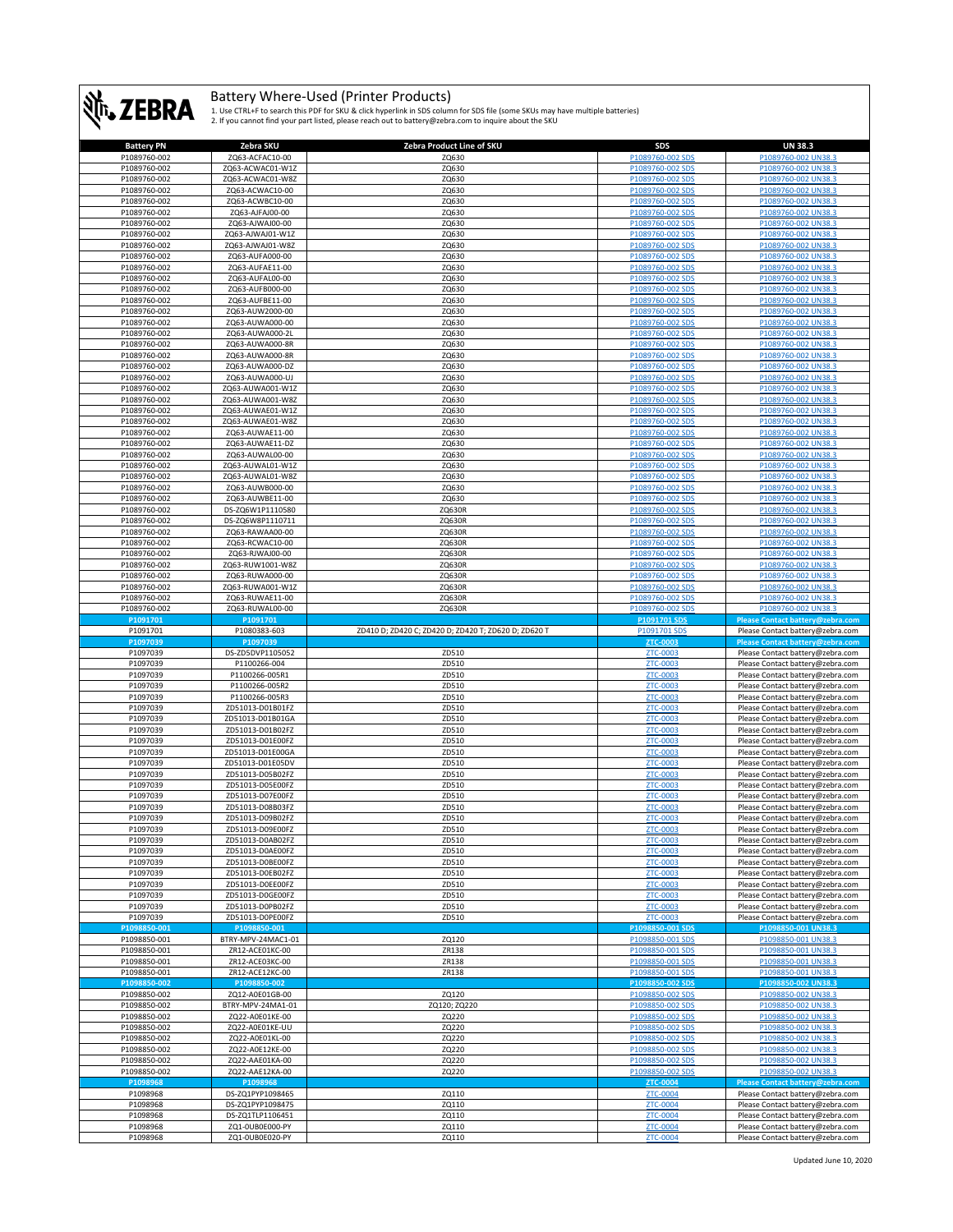# Battery Where-Used (Printer Products)

1. Use CTRL+F to search this PDF for SKU & click hyperlink in SDS column for SDS file (some SKUs may have multiple batteries)
2. If you cannot find your part listed, please reach out to battery@zebra.com to inquire about the SKU

| Battery PN | Zebra SKU | Zebra Product Line of SKU | SDS | UN 38.3 |
|---|---|---|---|---|
| P1089760-002 | ZQ63-ACFAC10-00 | ZQ630 | P1089760-002 SDS | P1089760-002 UN38.3 |
| P1089760-002 | ZQ63-ACWAC01-W1Z | ZQ630 | P1089760-002 SDS | P1089760-002 UN38.3 |
| P1089760-002 | ZQ63-ACWAC01-W8Z | ZQ630 | P1089760-002 SDS | P1089760-002 UN38.3 |
| P1089760-002 | ZQ63-ACWAC10-00 | ZQ630 | P1089760-002 SDS | P1089760-002 UN38.3 |
| P1089760-002 | ZQ63-ACWBC10-00 | ZQ630 | P1089760-002 SDS | P1089760-002 UN38.3 |
| P1089760-002 | ZQ63-AJFAJ00-00 | ZQ630 | P1089760-002 SDS | P1089760-002 UN38.3 |
| P1089760-002 | ZQ63-AJWAJ00-00 | ZQ630 | P1089760-002 SDS | P1089760-002 UN38.3 |
| P1089760-002 | ZQ63-AJWAJ01-W1Z | ZQ630 | P1089760-002 SDS | P1089760-002 UN38.3 |
| P1089760-002 | ZQ63-AJWAJ01-W8Z | ZQ630 | P1089760-002 SDS | P1089760-002 UN38.3 |
| P1089760-002 | ZQ63-AUFA000-00 | ZQ630 | P1089760-002 SDS | P1089760-002 UN38.3 |
| P1089760-002 | ZQ63-AUFAE11-00 | ZQ630 | P1089760-002 SDS | P1089760-002 UN38.3 |
| P1089760-002 | ZQ63-AUFAL00-00 | ZQ630 | P1089760-002 SDS | P1089760-002 UN38.3 |
| P1089760-002 | ZQ63-AUFB000-00 | ZQ630 | P1089760-002 SDS | P1089760-002 UN38.3 |
| P1089760-002 | ZQ63-AUFBE11-00 | ZQ630 | P1089760-002 SDS | P1089760-002 UN38.3 |
| P1089760-002 | ZQ63-AUW2000-00 | ZQ630 | P1089760-002 SDS | P1089760-002 UN38.3 |
| P1089760-002 | ZQ63-AUWA000-00 | ZQ630 | P1089760-002 SDS | P1089760-002 UN38.3 |
| P1089760-002 | ZQ63-AUWA000-2L | ZQ630 | P1089760-002 SDS | P1089760-002 UN38.3 |
| P1089760-002 | ZQ63-AUWA000-8R | ZQ630 | P1089760-002 SDS | P1089760-002 UN38.3 |
| P1089760-002 | ZQ63-AUWA000-8R | ZQ630 | P1089760-002 SDS | P1089760-002 UN38.3 |
| P1089760-002 | ZQ63-AUWA000-DZ | ZQ630 | P1089760-002 SDS | P1089760-002 UN38.3 |
| P1089760-002 | ZQ63-AUWA000-UJ | ZQ630 | P1089760-002 SDS | P1089760-002 UN38.3 |
| P1089760-002 | ZQ63-AUWA001-W1Z | ZQ630 | P1089760-002 SDS | P1089760-002 UN38.3 |
| P1089760-002 | ZQ63-AUWA001-W8Z | ZQ630 | P1089760-002 SDS | P1089760-002 UN38.3 |
| P1089760-002 | ZQ63-AUWAE01-W1Z | ZQ630 | P1089760-002 SDS | P1089760-002 UN38.3 |
| P1089760-002 | ZQ63-AUWAE01-W8Z | ZQ630 | P1089760-002 SDS | P1089760-002 UN38.3 |
| P1089760-002 | ZQ63-AUWAE11-00 | ZQ630 | P1089760-002 SDS | P1089760-002 UN38.3 |
| P1089760-002 | ZQ63-AUWAE11-DZ | ZQ630 | P1089760-002 SDS | P1089760-002 UN38.3 |
| P1089760-002 | ZQ63-AUWAL00-00 | ZQ630 | P1089760-002 SDS | P1089760-002 UN38.3 |
| P1089760-002 | ZQ63-AUWAL01-W1Z | ZQ630 | P1089760-002 SDS | P1089760-002 UN38.3 |
| P1089760-002 | ZQ63-AUWAL01-W8Z | ZQ630 | P1089760-002 SDS | P1089760-002 UN38.3 |
| P1089760-002 | ZQ63-AUWB000-00 | ZQ630 | P1089760-002 SDS | P1089760-002 UN38.3 |
| P1089760-002 | ZQ63-AUWBE11-00 | ZQ630 | P1089760-002 SDS | P1089760-002 UN38.3 |
| P1089760-002 | DS-ZQ6W1P1110580 | ZQ630R | P1089760-002 SDS | P1089760-002 UN38.3 |
| P1089760-002 | DS-ZQ6W8P1110711 | ZQ630R | P1089760-002 SDS | P1089760-002 UN38.3 |
| P1089760-002 | ZQ63-RAWAA00-00 | ZQ630R | P1089760-002 SDS | P1089760-002 UN38.3 |
| P1089760-002 | ZQ63-RCWAC10-00 | ZQ630R | P1089760-002 SDS | P1089760-002 UN38.3 |
| P1089760-002 | ZQ63-RJWAJ00-00 | ZQ630R | P1089760-002 SDS | P1089760-002 UN38.3 |
| P1089760-002 | ZQ63-RUW1001-W8Z | ZQ630R | P1089760-002 SDS | P1089760-002 UN38.3 |
| P1089760-002 | ZQ63-RUWA000-00 | ZQ630R | P1089760-002 SDS | P1089760-002 UN38.3 |
| P1089760-002 | ZQ63-RUWA001-W1Z | ZQ630R | P1089760-002 SDS | P1089760-002 UN38.3 |
| P1089760-002 | ZQ63-RUWAE11-00 | ZQ630R | P1089760-002 SDS | P1089760-002 UN38.3 |
| P1089760-002 | ZQ63-RUWAL00-00 | ZQ630R | P1089760-002 SDS | P1089760-002 UN38.3 |
| **P1091701** | **P1091701** | | **P1091701 SDS** | **Please Contact battery@zebra.com** |
| P1091701 | P1080383-603 | ZD410 D; ZD420 C; ZD420 D; ZD420 T; ZD620 D; ZD620 T | P1091701 SDS | Please Contact battery@zebra.com |
| **P1097039** | **P1097039** | | **ZTC-0003** | **Please Contact battery@zebra.com** |
| P1097039 | DS-ZD5DVP1105052 | ZD510 | ZTC-0003 | Please Contact battery@zebra.com |
| P1097039 | P1100266-004 | ZD510 | ZTC-0003 | Please Contact battery@zebra.com |
| P1097039 | P1100266-005R1 | ZD510 | ZTC-0003 | Please Contact battery@zebra.com |
| P1097039 | P1100266-005R2 | ZD510 | ZTC-0003 | Please Contact battery@zebra.com |
| P1097039 | P1100266-005R3 | ZD510 | ZTC-0003 | Please Contact battery@zebra.com |
| P1097039 | ZD51013-D01B01FZ | ZD510 | ZTC-0003 | Please Contact battery@zebra.com |
| P1097039 | ZD51013-D01B01GA | ZD510 | ZTC-0003 | Please Contact battery@zebra.com |
| P1097039 | ZD51013-D01B02FZ | ZD510 | ZTC-0003 | Please Contact battery@zebra.com |
| P1097039 | ZD51013-D01E00FZ | ZD510 | ZTC-0003 | Please Contact battery@zebra.com |
| P1097039 | ZD51013-D01E00GA | ZD510 | ZTC-0003 | Please Contact battery@zebra.com |
| P1097039 | ZD51013-D01E05DV | ZD510 | ZTC-0003 | Please Contact battery@zebra.com |
| P1097039 | ZD51013-D05B02FZ | ZD510 | ZTC-0003 | Please Contact battery@zebra.com |
| P1097039 | ZD51013-D05E00FZ | ZD510 | ZTC-0003 | Please Contact battery@zebra.com |
| P1097039 | ZD51013-D07E00FZ | ZD510 | ZTC-0003 | Please Contact battery@zebra.com |
| P1097039 | ZD51013-D08B03FZ | ZD510 | ZTC-0003 | Please Contact battery@zebra.com |
| P1097039 | ZD51013-D09B02FZ | ZD510 | ZTC-0003 | Please Contact battery@zebra.com |
| P1097039 | ZD51013-D09E00FZ | ZD510 | ZTC-0003 | Please Contact battery@zebra.com |
| P1097039 | ZD51013-D0AB02FZ | ZD510 | ZTC-0003 | Please Contact battery@zebra.com |
| P1097039 | ZD51013-D0AE00FZ | ZD510 | ZTC-0003 | Please Contact battery@zebra.com |
| P1097039 | ZD51013-D0BE00FZ | ZD510 | ZTC-0003 | Please Contact battery@zebra.com |
| P1097039 | ZD51013-D0EB02FZ | ZD510 | ZTC-0003 | Please Contact battery@zebra.com |
| P1097039 | ZD51013-D0EE00FZ | ZD510 | ZTC-0003 | Please Contact battery@zebra.com |
| P1097039 | ZD51013-D0GE00FZ | ZD510 | ZTC-0003 | Please Contact battery@zebra.com |
| P1097039 | ZD51013-D0PB02FZ | ZD510 | ZTC-0003 | Please Contact battery@zebra.com |
| P1097039 | ZD51013-D0PE00FZ | ZD510 | ZTC-0003 | Please Contact battery@zebra.com |
| **P1098850-001** | **P1098850-001** | | **P1098850-001 SDS** | **P1098850-001 UN38.3** |
| P1098850-001 | BTRY-MPV-24MAC1-01 | ZQ120 | P1098850-001 SDS | P1098850-001 UN38.3 |
| P1098850-001 | ZR12-ACE01KC-00 | ZR138 | P1098850-001 SDS | P1098850-001 UN38.3 |
| P1098850-001 | ZR12-ACE03KC-00 | ZR138 | P1098850-001 SDS | P1098850-001 UN38.3 |
| P1098850-001 | ZR12-ACE12KC-00 | ZR138 | P1098850-001 SDS | P1098850-001 UN38.3 |
| **P1098850-002** | **P1098850-002** | | **P1098850-002 SDS** | **P1098850-002 UN38.3** |
| P1098850-002 | ZQ12-A0E01GB-00 | ZQ120 | P1098850-002 SDS | P1098850-002 UN38.3 |
| P1098850-002 | BTRY-MPV-24MA1-01 | ZQ120; ZQ220 | P1098850-002 SDS | P1098850-002 UN38.3 |
| P1098850-002 | ZQ22-A0E01KE-00 | ZQ220 | P1098850-002 SDS | P1098850-002 UN38.3 |
| P1098850-002 | ZQ22-A0E01KE-UU | ZQ220 | P1098850-002 SDS | P1098850-002 UN38.3 |
| P1098850-002 | ZQ22-A0E01KL-00 | ZQ220 | P1098850-002 SDS | P1098850-002 UN38.3 |
| P1098850-002 | ZQ22-A0E12KE-00 | ZQ220 | P1098850-002 SDS | P1098850-002 UN38.3 |
| P1098850-002 | ZQ22-AAE01KA-00 | ZQ220 | P1098850-002 SDS | P1098850-002 UN38.3 |
| P1098850-002 | ZQ22-AAE12KA-00 | ZQ220 | P1098850-002 SDS | P1098850-002 UN38.3 |
| **P1098968** | **P1098968** | | **ZTC-0004** | **Please Contact battery@zebra.com** |
| P1098968 | DS-ZQ1PYP1098465 | ZQ110 | ZTC-0004 | Please Contact battery@zebra.com |
| P1098968 | DS-ZQ1PYP1098475 | ZQ110 | ZTC-0004 | Please Contact battery@zebra.com |
| P1098968 | DS-ZQ1TLP1106451 | ZQ110 | ZTC-0004 | Please Contact battery@zebra.com |
| P1098968 | ZQ1-0UB0E000-PY | ZQ110 | ZTC-0004 | Please Contact battery@zebra.com |
| P1098968 | ZQ1-0UB0E020-PY | ZQ110 | ZTC-0004 | Please Contact battery@zebra.com |

Updated June 10, 2020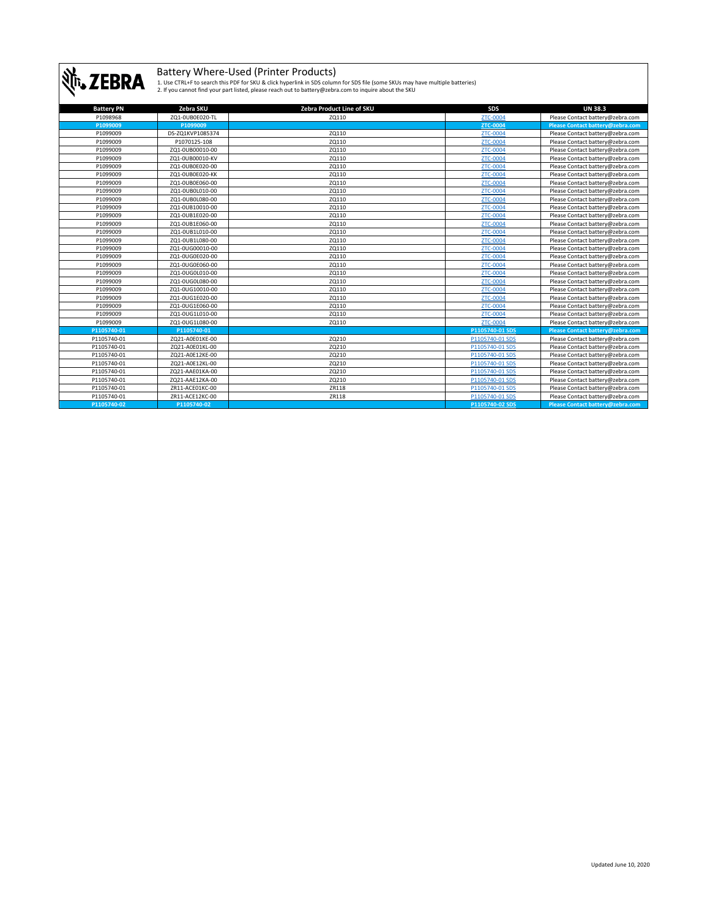# Battery Where-Used (Printer Products)

1. Use CTRL+F to search this PDF for SKU & click hyperlink in SDS column for SDS file (some SKUs may have multiple batteries)
2. If you cannot find your part listed, please reach out to battery@zebra.com to inquire about the SKU

| Battery PN | Zebra SKU | Zebra Product Line of SKU | SDS | UN 38.3 |
|---|---|---|---|---|
| P1098968 | ZQ1-0UB0E020-TL | ZQ110 | ZTC-0004 | Please Contact battery@zebra.com |
| P1099009 | P1099009 | | ZTC-0004 | Please Contact battery@zebra.com |
| P1099009 | DS-ZQ1KVP1085374 | ZQ110 | ZTC-0004 | Please Contact battery@zebra.com |
| P1099009 | P1070125-108 | ZQ110 | ZTC-0004 | Please Contact battery@zebra.com |
| P1099009 | ZQ1-0UB00010-00 | ZQ110 | ZTC-0004 | Please Contact battery@zebra.com |
| P1099009 | ZQ1-0UB00010-KV | ZQ110 | ZTC-0004 | Please Contact battery@zebra.com |
| P1099009 | ZQ1-0UB0E020-00 | ZQ110 | ZTC-0004 | Please Contact battery@zebra.com |
| P1099009 | ZQ1-0UB0E020-KK | ZQ110 | ZTC-0004 | Please Contact battery@zebra.com |
| P1099009 | ZQ1-0UB0E060-00 | ZQ110 | ZTC-0004 | Please Contact battery@zebra.com |
| P1099009 | ZQ1-0UB0L010-00 | ZQ110 | ZTC-0004 | Please Contact battery@zebra.com |
| P1099009 | ZQ1-0UB0L080-00 | ZQ110 | ZTC-0004 | Please Contact battery@zebra.com |
| P1099009 | ZQ1-0UB10010-00 | ZQ110 | ZTC-0004 | Please Contact battery@zebra.com |
| P1099009 | ZQ1-0UB1E020-00 | ZQ110 | ZTC-0004 | Please Contact battery@zebra.com |
| P1099009 | ZQ1-0UB1E060-00 | ZQ110 | ZTC-0004 | Please Contact battery@zebra.com |
| P1099009 | ZQ1-0UB1L010-00 | ZQ110 | ZTC-0004 | Please Contact battery@zebra.com |
| P1099009 | ZQ1-0UB1L080-00 | ZQ110 | ZTC-0004 | Please Contact battery@zebra.com |
| P1099009 | ZQ1-0UG00010-00 | ZQ110 | ZTC-0004 | Please Contact battery@zebra.com |
| P1099009 | ZQ1-0UG0E020-00 | ZQ110 | ZTC-0004 | Please Contact battery@zebra.com |
| P1099009 | ZQ1-0UG0E060-00 | ZQ110 | ZTC-0004 | Please Contact battery@zebra.com |
| P1099009 | ZQ1-0UG0L010-00 | ZQ110 | ZTC-0004 | Please Contact battery@zebra.com |
| P1099009 | ZQ1-0UG0L080-00 | ZQ110 | ZTC-0004 | Please Contact battery@zebra.com |
| P1099009 | ZQ1-0UG10010-00 | ZQ110 | ZTC-0004 | Please Contact battery@zebra.com |
| P1099009 | ZQ1-0UG1E020-00 | ZQ110 | ZTC-0004 | Please Contact battery@zebra.com |
| P1099009 | ZQ1-0UG1E060-00 | ZQ110 | ZTC-0004 | Please Contact battery@zebra.com |
| P1099009 | ZQ1-0UG1L010-00 | ZQ110 | ZTC-0004 | Please Contact battery@zebra.com |
| P1099009 | ZQ1-0UG1L080-00 | ZQ110 | ZTC-0004 | Please Contact battery@zebra.com |
| P1105740-01 | P1105740-01 | | P1105740-01 SDS | Please Contact battery@zebra.com |
| P1105740-01 | ZQ21-A0E01KE-00 | ZQ210 | P1105740-01 SDS | Please Contact battery@zebra.com |
| P1105740-01 | ZQ21-A0E01KL-00 | ZQ210 | P1105740-01 SDS | Please Contact battery@zebra.com |
| P1105740-01 | ZQ21-A0E12KE-00 | ZQ210 | P1105740-01 SDS | Please Contact battery@zebra.com |
| P1105740-01 | ZQ21-A0E12KL-00 | ZQ210 | P1105740-01 SDS | Please Contact battery@zebra.com |
| P1105740-01 | ZQ21-AAE01KA-00 | ZQ210 | P1105740-01 SDS | Please Contact battery@zebra.com |
| P1105740-01 | ZQ21-AAE12KA-00 | ZQ210 | P1105740-01 SDS | Please Contact battery@zebra.com |
| P1105740-01 | ZR11-ACE01KC-00 | ZR118 | P1105740-01 SDS | Please Contact battery@zebra.com |
| P1105740-01 | ZR11-ACE12KC-00 | ZR118 | P1105740-01 SDS | Please Contact battery@zebra.com |
| P1105740-02 | P1105740-02 | | P1105740-02 SDS | Please Contact battery@zebra.com |

Updated June 10, 2020